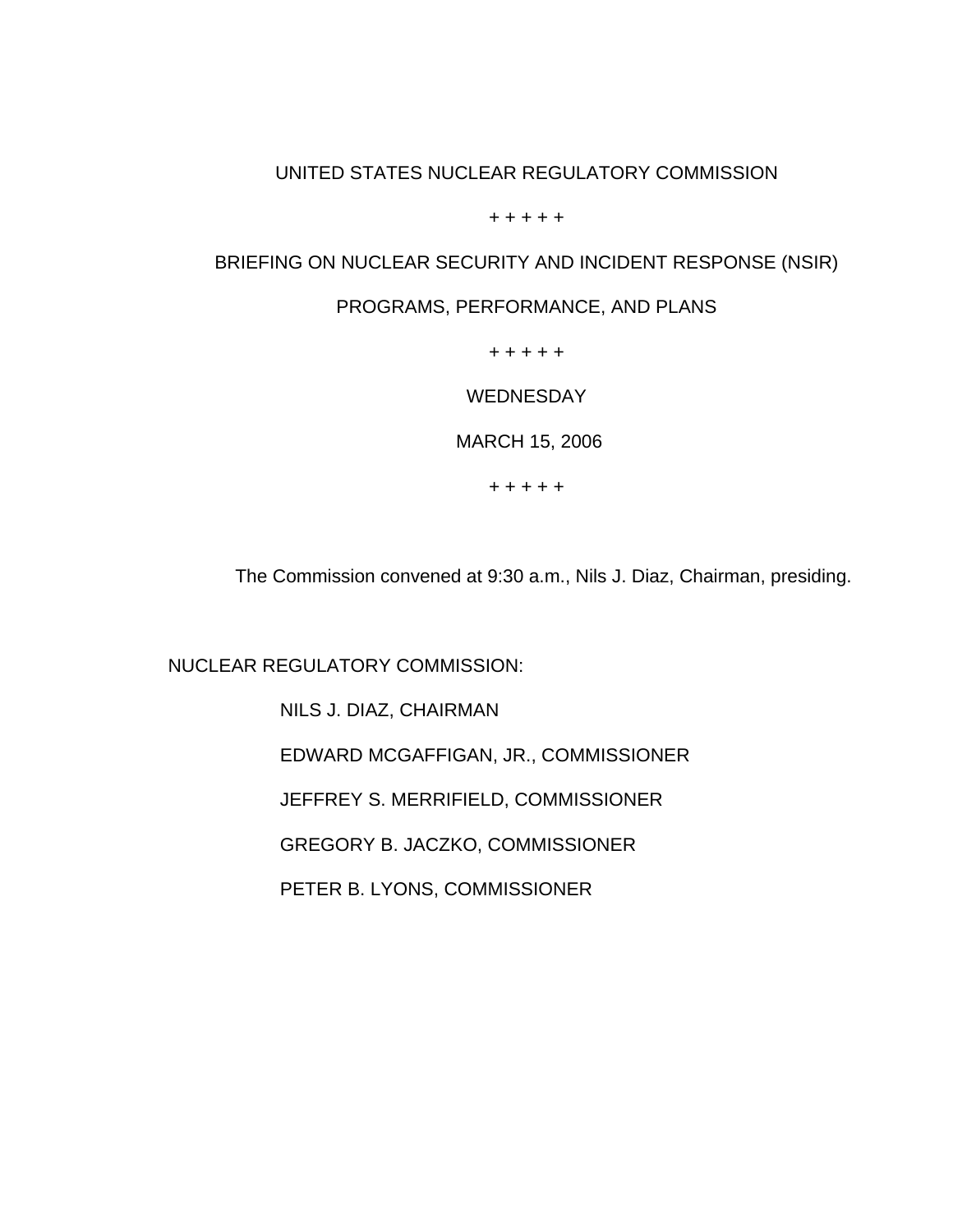UNITED STATES NUCLEAR REGULATORY COMMISSION

+ + + + +

BRIEFING ON NUCLEAR SECURITY AND INCIDENT RESPONSE (NSIR)

PROGRAMS, PERFORMANCE, AND PLANS

+ + + + +

WEDNESDAY

MARCH 15, 2006

+ + + + +

The Commission convened at 9:30 a.m., Nils J. Diaz, Chairman, presiding.

NUCLEAR REGULATORY COMMISSION:

NILS J. DIAZ, CHAIRMAN

EDWARD MCGAFFIGAN, JR., COMMISSIONER

JEFFREY S. MERRIFIELD, COMMISSIONER

GREGORY B. JACZKO, COMMISSIONER

PETER B. LYONS, COMMISSIONER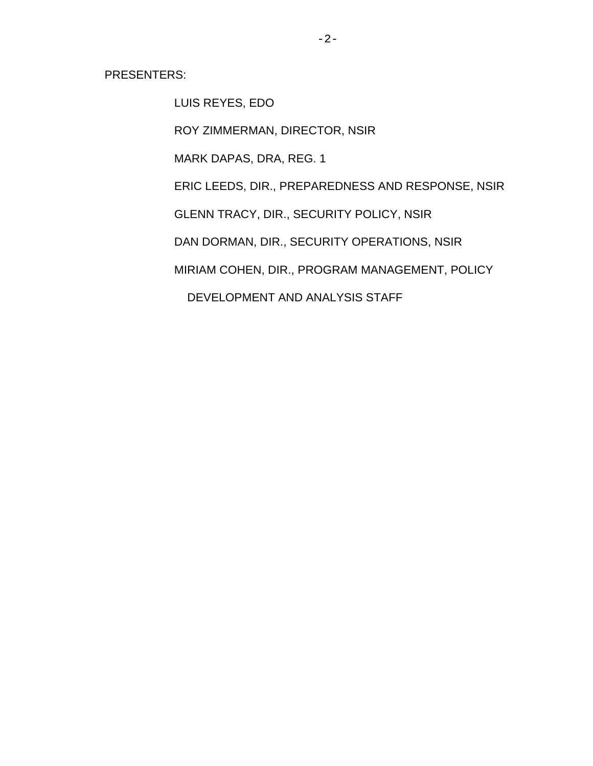PRESENTERS:

LUIS REYES, EDO

ROY ZIMMERMAN, DIRECTOR, NSIR

MARK DAPAS, DRA, REG. 1

ERIC LEEDS, DIR., PREPAREDNESS AND RESPONSE, NSIR

GLENN TRACY, DIR., SECURITY POLICY, NSIR

DAN DORMAN, DIR., SECURITY OPERATIONS, NSIR

MIRIAM COHEN, DIR., PROGRAM MANAGEMENT, POLICY DEVELOPMENT AND ANALYSIS STAFF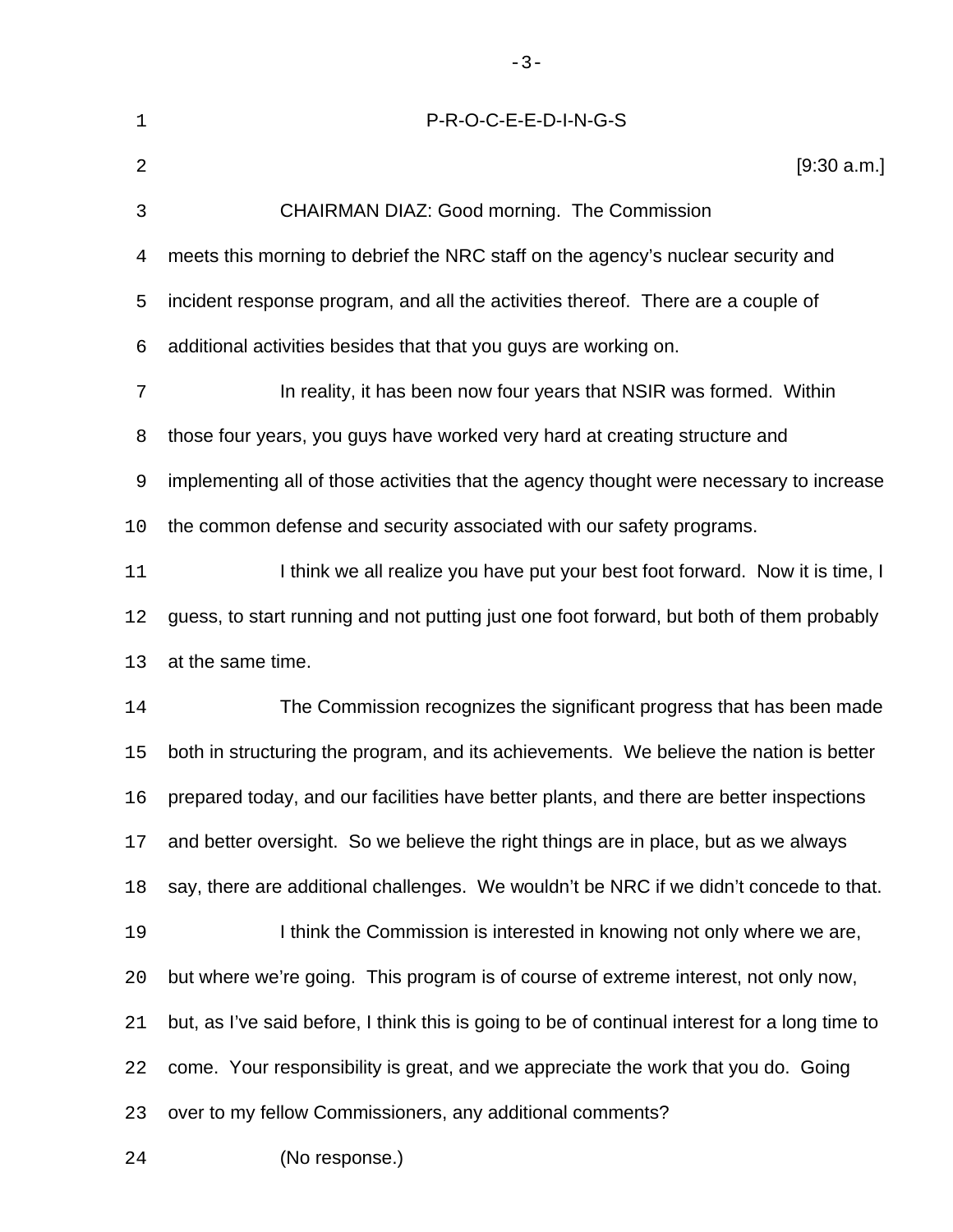P-R-O-C-E-E-D-I-N-G-S

[9:30 a.m.]

CHAIRMAN DIAZ: Good morning. The Commission meets this morning to debrief the NRC staff on the agency's nuclear security and incident response program, and all the activities thereof. There are a couple of additional activities besides that that you guys are working on.

In reality, it has been now four years that NSIR was formed. Within those four years, you guys have worked very hard at creating structure and implementing all of those activities that the agency thought were necessary to increase the common defense and security associated with our safety programs.

I think we all realize you have put your best foot forward. Now it is time, I guess, to start running and not putting just one foot forward, but both of them probably at the same time.

The Commission recognizes the significant progress that has been made both in structuring the program, and its achievements. We believe the nation is better prepared today, and our facilities have better plants, and there are better inspections and better oversight. So we believe the right things are in place, but as we always say, there are additional challenges. We wouldn't be NRC if we didn't concede to that.

I think the Commission is interested in knowing not only where we are, but where we're going. This program is of course of extreme interest, not only now, but, as I've said before, I think this is going to be of continual interest for a long time to come. Your responsibility is great, and we appreciate the work that you do. Going over to my fellow Commissioners, any additional comments?

(No response.)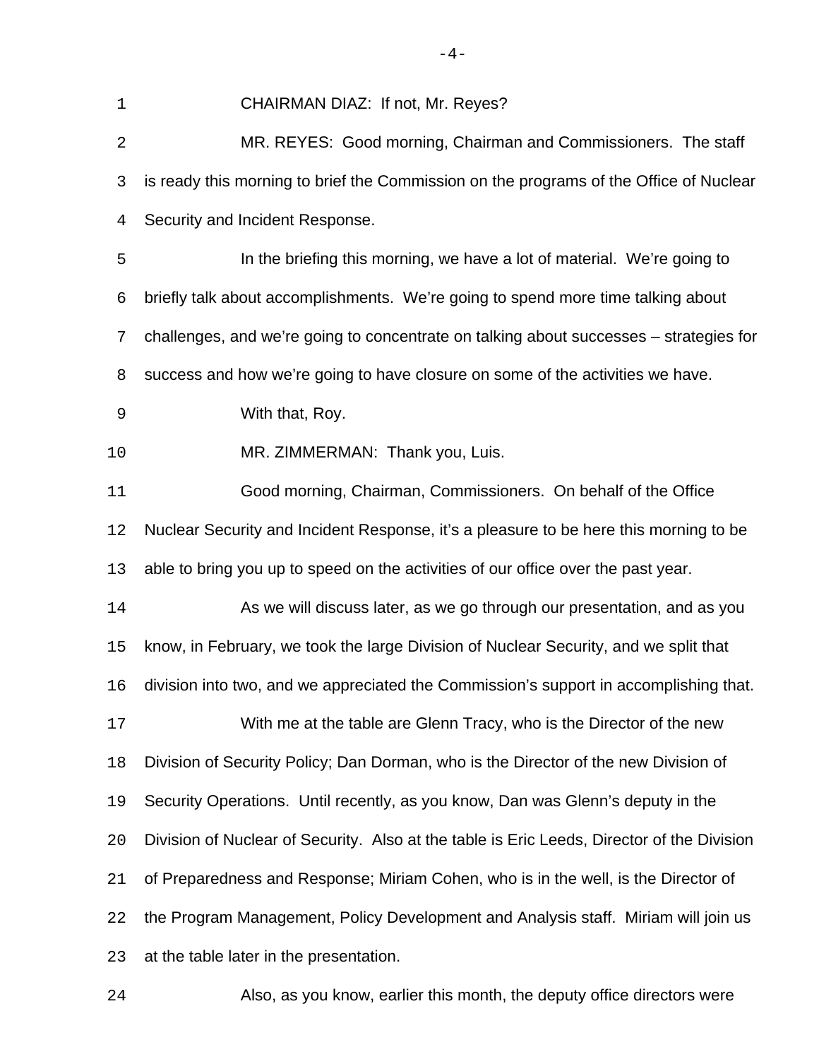CHAIRMAN DIAZ: If not, Mr. Reyes?

MR. REYES: Good morning, Chairman and Commissioners. The staff is ready this morning to brief the Commission on the programs of the Office of Nuclear Security and Incident Response.

In the briefing this morning, we have a lot of material. We're going to briefly talk about accomplishments. We're going to spend more time talking about challenges, and we're going to concentrate on talking about successes – strategies for success and how we're going to have closure on some of the activities we have.

With that, Roy.

MR. ZIMMERMAN: Thank you, Luis.

Good morning, Chairman, Commissioners. On behalf of the Office Nuclear Security and Incident Response, it's a pleasure to be here this morning to be able to bring you up to speed on the activities of our office over the past year.

As we will discuss later, as we go through our presentation, and as you know, in February, we took the large Division of Nuclear Security, and we split that division into two, and we appreciated the Commission's support in accomplishing that.

With me at the table are Glenn Tracy, who is the Director of the new Division of Security Policy; Dan Dorman, who is the Director of the new Division of Security Operations. Until recently, as you know, Dan was Glenn's deputy in the Division of Nuclear of Security. Also at the table is Eric Leeds, Director of the Division of Preparedness and Response; Miriam Cohen, who is in the well, is the Director of the Program Management, Policy Development and Analysis staff. Miriam will join us at the table later in the presentation.

Also, as you know, earlier this month, the deputy office directors were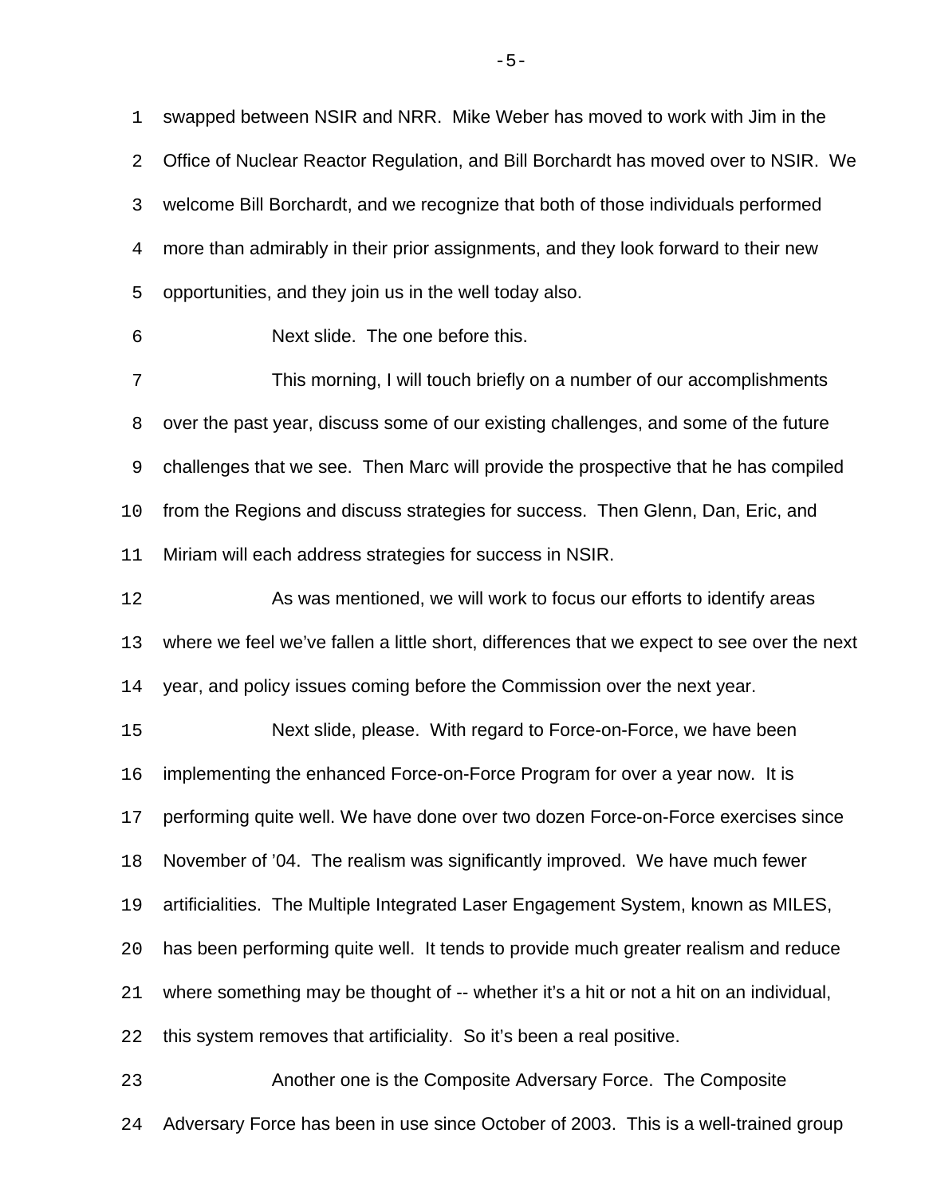swapped between NSIR and NRR. Mike Weber has moved to work with Jim in the Office of Nuclear Reactor Regulation, and Bill Borchardt has moved over to NSIR. We welcome Bill Borchardt, and we recognize that both of those individuals performed more than admirably in their prior assignments, and they look forward to their new opportunities, and they join us in the well today also.

Next slide. The one before this.

This morning, I will touch briefly on a number of our accomplishments over the past year, discuss some of our existing challenges, and some of the future challenges that we see. Then Marc will provide the prospective that he has compiled from the Regions and discuss strategies for success. Then Glenn, Dan, Eric, and Miriam will each address strategies for success in NSIR.

As was mentioned, we will work to focus our efforts to identify areas where we feel we've fallen a little short, differences that we expect to see over the next year, and policy issues coming before the Commission over the next year.

Next slide, please. With regard to Force-on-Force, we have been implementing the enhanced Force-on-Force Program for over a year now. It is performing quite well. We have done over two dozen Force-on-Force exercises since November of '04. The realism was significantly improved. We have much fewer artificialities. The Multiple Integrated Laser Engagement System, known as MILES, has been performing quite well. It tends to provide much greater realism and reduce where something may be thought of -- whether it's a hit or not a hit on an individual, this system removes that artificiality. So it's been a real positive.

Another one is the Composite Adversary Force. The Composite Adversary Force has been in use since October of 2003. This is a well-trained group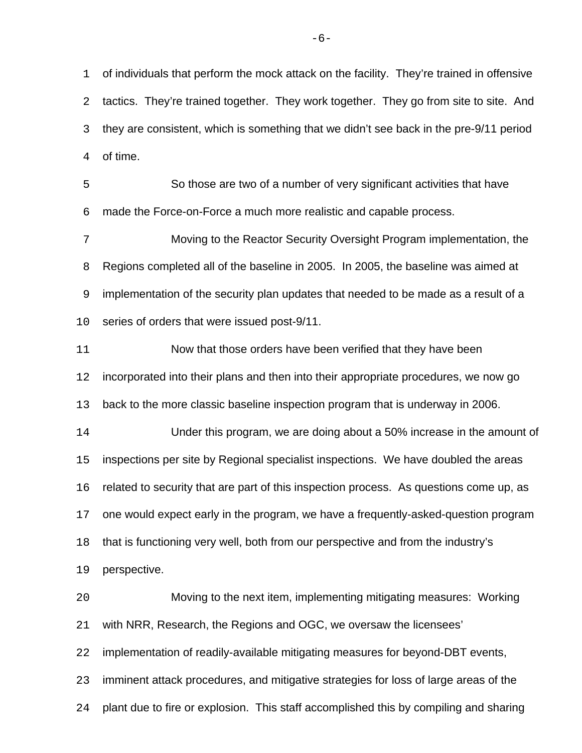of individuals that perform the mock attack on the facility. They're trained in offensive tactics. They're trained together. They work together. They go from site to site. And they are consistent, which is something that we didn't see back in the pre-9/11 period of time.

So those are two of a number of very significant activities that have made the Force-on-Force a much more realistic and capable process.

Moving to the Reactor Security Oversight Program implementation, the Regions completed all of the baseline in 2005. In 2005, the baseline was aimed at implementation of the security plan updates that needed to be made as a result of a series of orders that were issued post-9/11.

Now that those orders have been verified that they have been incorporated into their plans and then into their appropriate procedures, we now go back to the more classic baseline inspection program that is underway in 2006.

Under this program, we are doing about a 50% increase in the amount of inspections per site by Regional specialist inspections. We have doubled the areas related to security that are part of this inspection process. As questions come up, as one would expect early in the program, we have a frequently-asked-question program that is functioning very well, both from our perspective and from the industry's perspective.

Moving to the next item, implementing mitigating measures: Working with NRR, Research, the Regions and OGC, we oversaw the licensees' implementation of readily-available mitigating measures for beyond-DBT events, imminent attack procedures, and mitigative strategies for loss of large areas of the plant due to fire or explosion. This staff accomplished this by compiling and sharing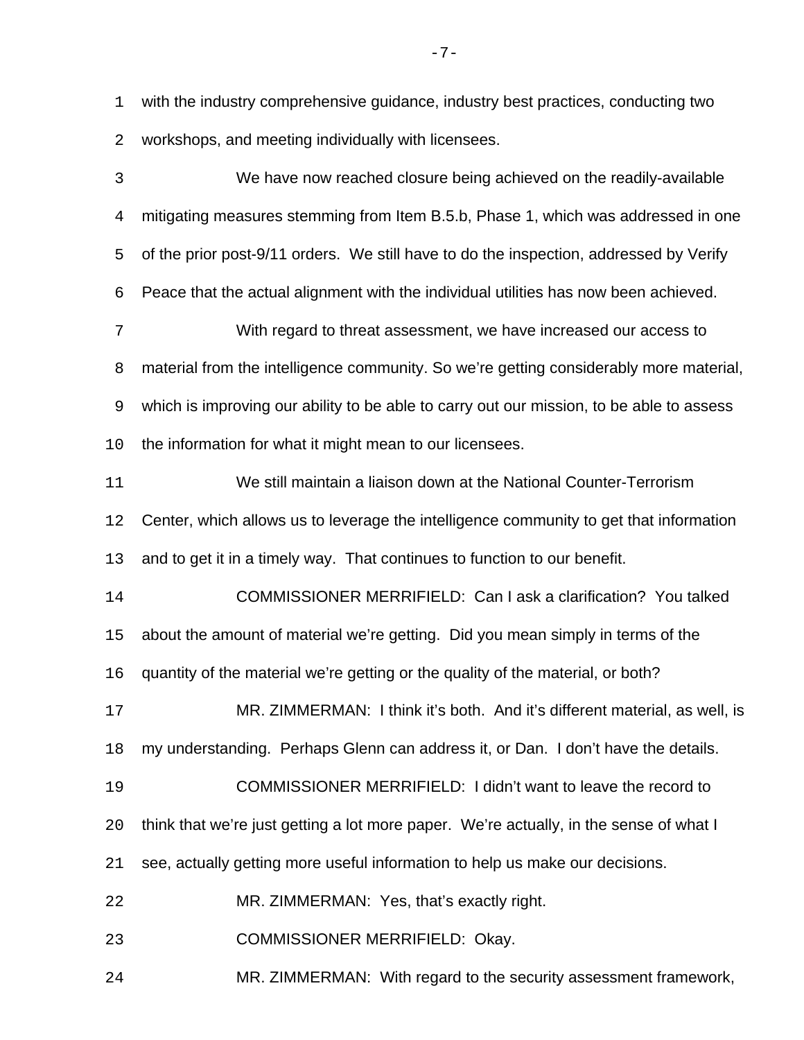with the industry comprehensive guidance, industry best practices, conducting two workshops, and meeting individually with licensees.

We have now reached closure being achieved on the readily-available mitigating measures stemming from Item B.5.b, Phase 1, which was addressed in one of the prior post-9/11 orders. We still have to do the inspection, addressed by Verify Peace that the actual alignment with the individual utilities has now been achieved.

With regard to threat assessment, we have increased our access to material from the intelligence community. So we're getting considerably more material, which is improving our ability to be able to carry out our mission, to be able to assess the information for what it might mean to our licensees.

We still maintain a liaison down at the National Counter-Terrorism Center, which allows us to leverage the intelligence community to get that information and to get it in a timely way. That continues to function to our benefit.

COMMISSIONER MERRIFIELD: Can I ask a clarification? You talked about the amount of material we're getting. Did you mean simply in terms of the quantity of the material we're getting or the quality of the material, or both?

MR. ZIMMERMAN: I think it's both. And it's different material, as well, is my understanding. Perhaps Glenn can address it, or Dan. I don't have the details.

COMMISSIONER MERRIFIELD: I didn't want to leave the record to think that we're just getting a lot more paper. We're actually, in the sense of what I see, actually getting more useful information to help us make our decisions.

MR. ZIMMERMAN: Yes, that's exactly right.

COMMISSIONER MERRIFIELD: Okay.

MR. ZIMMERMAN: With regard to the security assessment framework,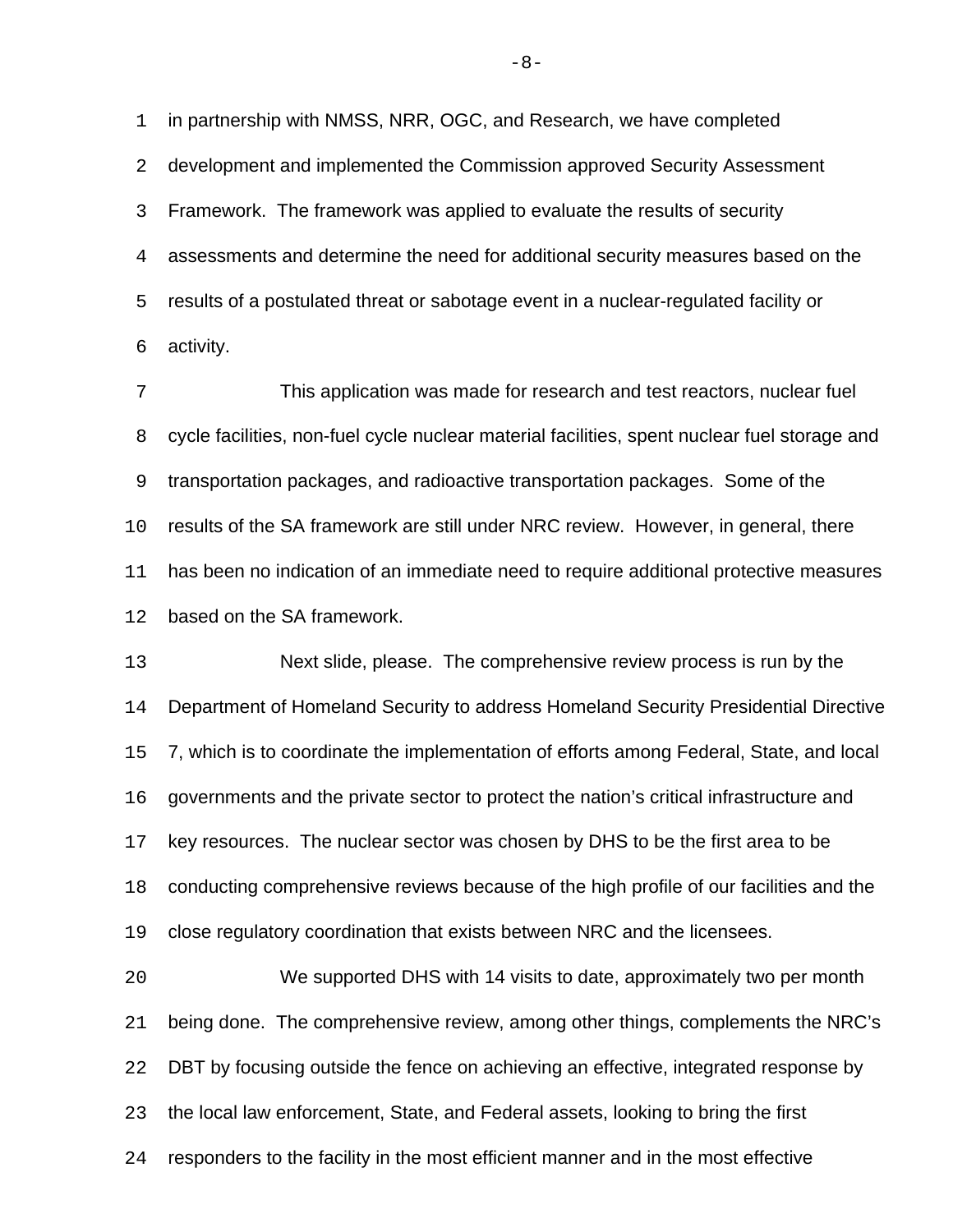in partnership with NMSS, NRR, OGC, and Research, we have completed development and implemented the Commission approved Security Assessment Framework. The framework was applied to evaluate the results of security assessments and determine the need for additional security measures based on the results of a postulated threat or sabotage event in a nuclear-regulated facility or activity.

This application was made for research and test reactors, nuclear fuel cycle facilities, non-fuel cycle nuclear material facilities, spent nuclear fuel storage and transportation packages, and radioactive transportation packages. Some of the results of the SA framework are still under NRC review. However, in general, there has been no indication of an immediate need to require additional protective measures based on the SA framework.

Next slide, please. The comprehensive review process is run by the Department of Homeland Security to address Homeland Security Presidential Directive 7, which is to coordinate the implementation of efforts among Federal, State, and local governments and the private sector to protect the nation's critical infrastructure and key resources. The nuclear sector was chosen by DHS to be the first area to be conducting comprehensive reviews because of the high profile of our facilities and the close regulatory coordination that exists between NRC and the licensees.

We supported DHS with 14 visits to date, approximately two per month being done. The comprehensive review, among other things, complements the NRC's DBT by focusing outside the fence on achieving an effective, integrated response by the local law enforcement, State, and Federal assets, looking to bring the first responders to the facility in the most efficient manner and in the most effective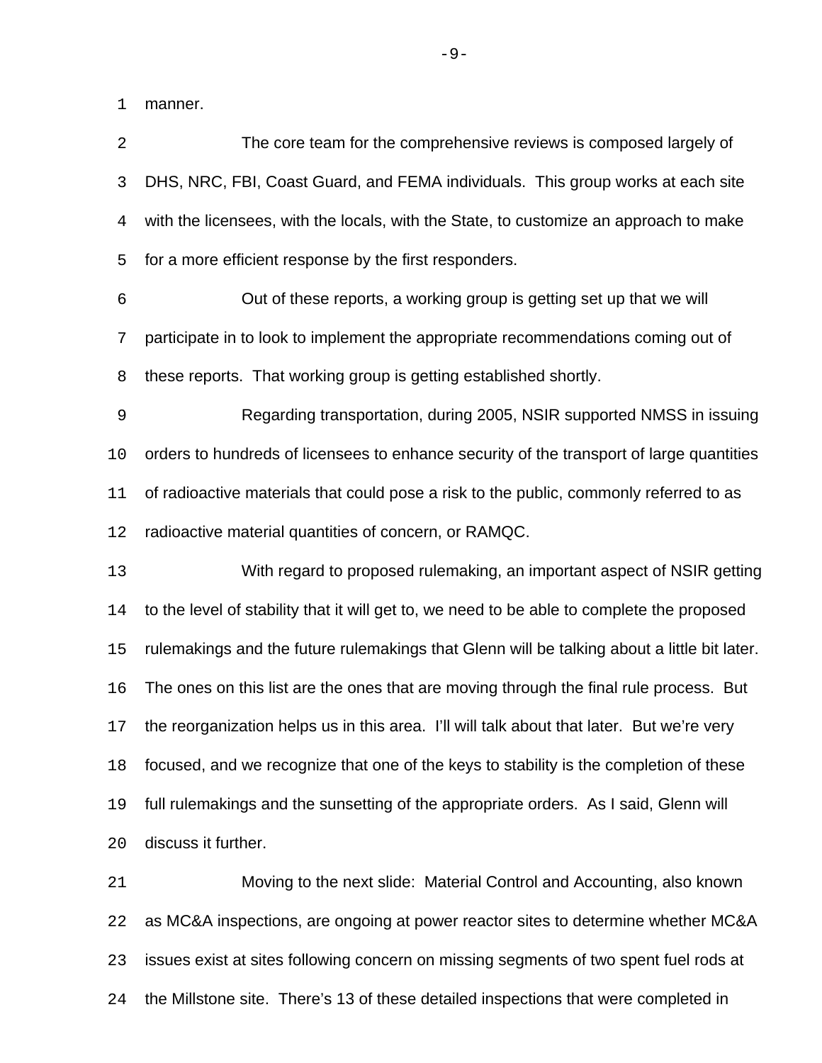manner.

The core team for the comprehensive reviews is composed largely of DHS, NRC, FBI, Coast Guard, and FEMA individuals. This group works at each site with the licensees, with the locals, with the State, to customize an approach to make for a more efficient response by the first responders.

Out of these reports, a working group is getting set up that we will participate in to look to implement the appropriate recommendations coming out of these reports. That working group is getting established shortly.

Regarding transportation, during 2005, NSIR supported NMSS in issuing orders to hundreds of licensees to enhance security of the transport of large quantities of radioactive materials that could pose a risk to the public, commonly referred to as radioactive material quantities of concern, or RAMQC.

With regard to proposed rulemaking, an important aspect of NSIR getting to the level of stability that it will get to, we need to be able to complete the proposed rulemakings and the future rulemakings that Glenn will be talking about a little bit later. The ones on this list are the ones that are moving through the final rule process. But the reorganization helps us in this area. I'll will talk about that later. But we're very focused, and we recognize that one of the keys to stability is the completion of these full rulemakings and the sunsetting of the appropriate orders. As I said, Glenn will discuss it further.

Moving to the next slide: Material Control and Accounting, also known as MC&A inspections, are ongoing at power reactor sites to determine whether MC&A issues exist at sites following concern on missing segments of two spent fuel rods at the Millstone site. There's 13 of these detailed inspections that were completed in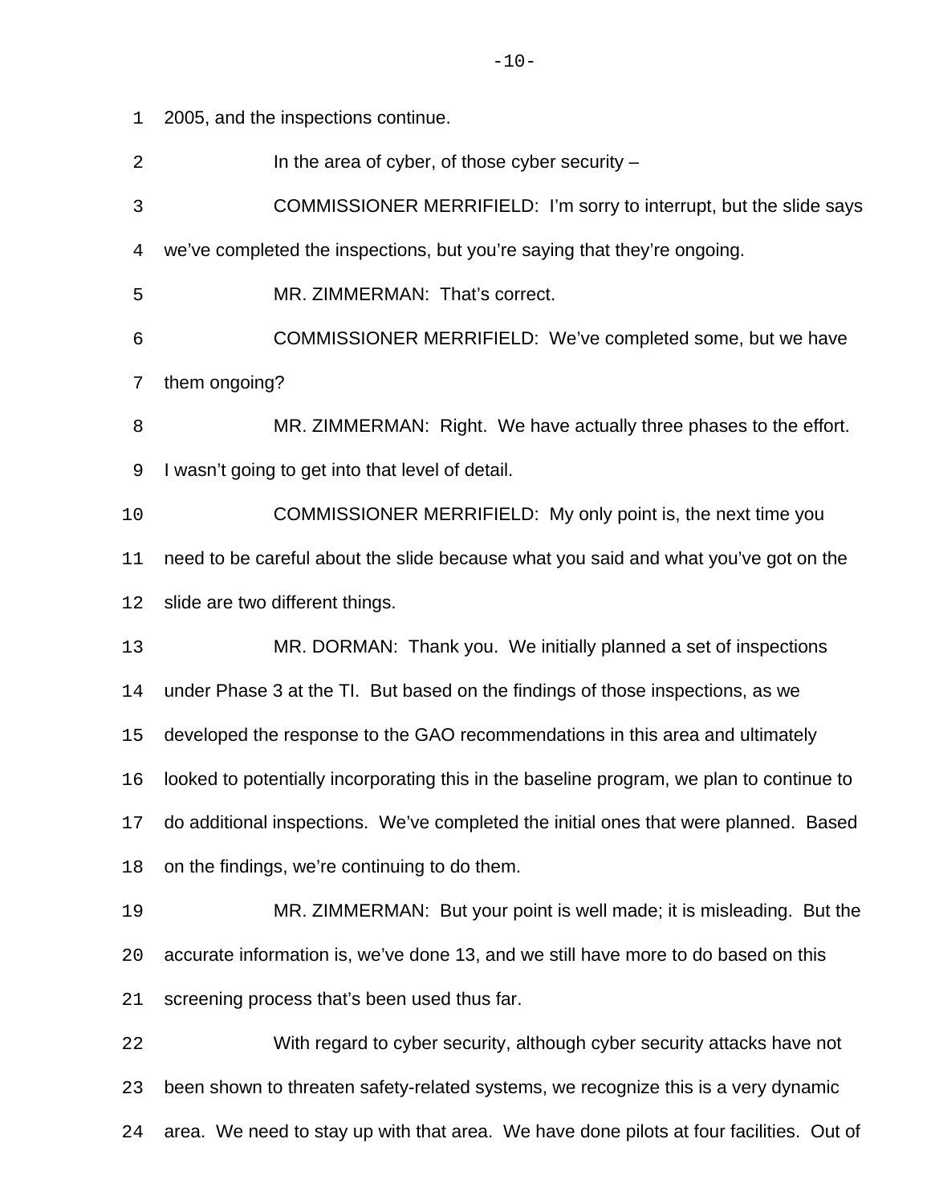2005, and the inspections continue.

In the area of cyber, of those cyber security –

COMMISSIONER MERRIFIELD: I'm sorry to interrupt, but the slide says we've completed the inspections, but you're saying that they're ongoing.

MR. ZIMMERMAN: That's correct.

COMMISSIONER MERRIFIELD: We've completed some, but we have them ongoing?

MR. ZIMMERMAN: Right. We have actually three phases to the effort. I wasn't going to get into that level of detail.

COMMISSIONER MERRIFIELD: My only point is, the next time you need to be careful about the slide because what you said and what you've got on the slide are two different things.

MR. DORMAN: Thank you. We initially planned a set of inspections under Phase 3 at the TI. But based on the findings of those inspections, as we developed the response to the GAO recommendations in this area and ultimately looked to potentially incorporating this in the baseline program, we plan to continue to do additional inspections. We've completed the initial ones that were planned. Based on the findings, we're continuing to do them.

MR. ZIMMERMAN: But your point is well made; it is misleading. But the accurate information is, we've done 13, and we still have more to do based on this screening process that's been used thus far.

With regard to cyber security, although cyber security attacks have not been shown to threaten safety-related systems, we recognize this is a very dynamic area. We need to stay up with that area. We have done pilots at four facilities. Out of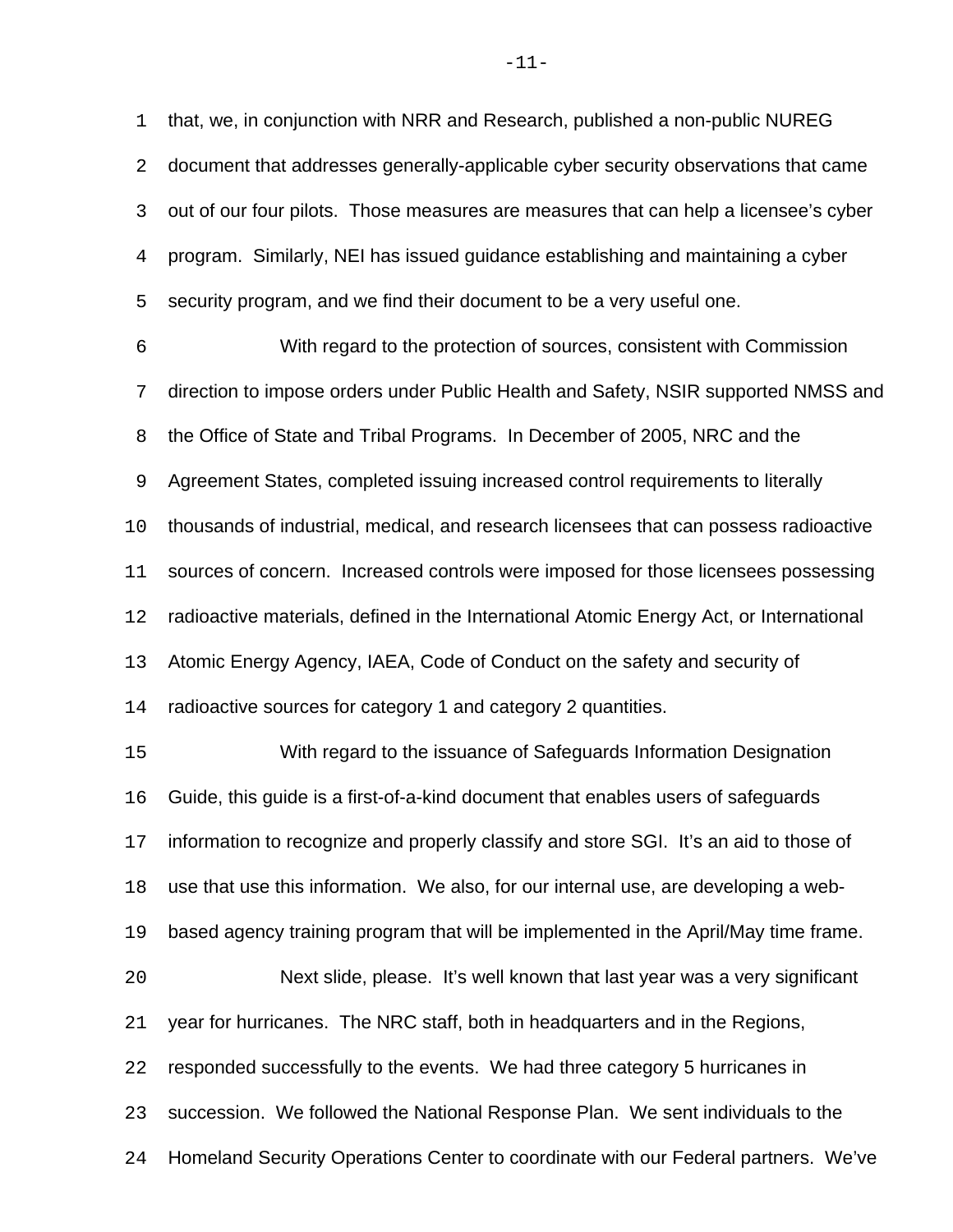that, we, in conjunction with NRR and Research, published a non-public NUREG document that addresses generally-applicable cyber security observations that came out of our four pilots. Those measures are measures that can help a licensee's cyber program. Similarly, NEI has issued guidance establishing and maintaining a cyber security program, and we find their document to be a very useful one.

With regard to the protection of sources, consistent with Commission direction to impose orders under Public Health and Safety, NSIR supported NMSS and the Office of State and Tribal Programs. In December of 2005, NRC and the Agreement States, completed issuing increased control requirements to literally thousands of industrial, medical, and research licensees that can possess radioactive sources of concern. Increased controls were imposed for those licensees possessing radioactive materials, defined in the International Atomic Energy Act, or International Atomic Energy Agency, IAEA, Code of Conduct on the safety and security of radioactive sources for category 1 and category 2 quantities.

With regard to the issuance of Safeguards Information Designation Guide, this guide is a first-of-a-kind document that enables users of safeguards information to recognize and properly classify and store SGI. It's an aid to those of use that use this information. We also, for our internal use, are developing a web-based agency training program that will be implemented in the April/May time frame.

Next slide, please. It's well known that last year was a very significant year for hurricanes. The NRC staff, both in headquarters and in the Regions, responded successfully to the events. We had three category 5 hurricanes in succession. We followed the National Response Plan. We sent individuals to the Homeland Security Operations Center to coordinate with our Federal partners. We've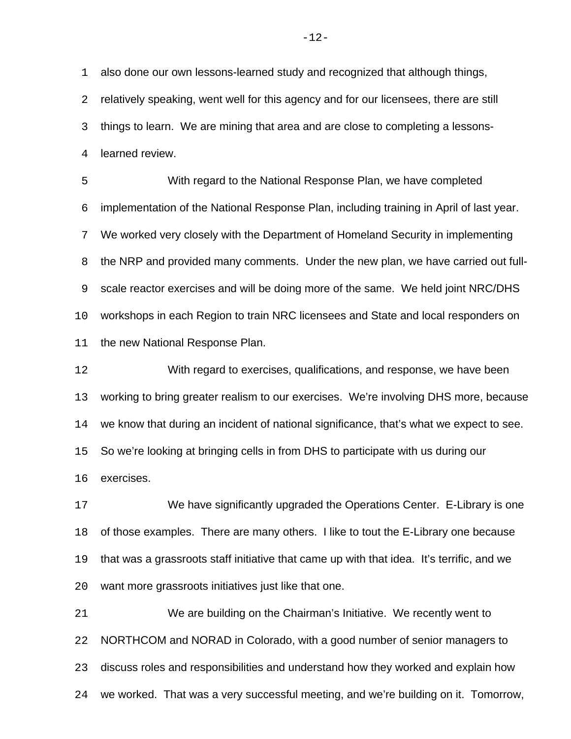also done our own lessons-learned study and recognized that although things, relatively speaking, went well for this agency and for our licensees, there are still things to learn. We are mining that area and are close to completing a lessons-learned review.

With regard to the National Response Plan, we have completed implementation of the National Response Plan, including training in April of last year. We worked very closely with the Department of Homeland Security in implementing the NRP and provided many comments. Under the new plan, we have carried out full-scale reactor exercises and will be doing more of the same. We held joint NRC/DHS workshops in each Region to train NRC licensees and State and local responders on the new National Response Plan.

With regard to exercises, qualifications, and response, we have been working to bring greater realism to our exercises. We're involving DHS more, because we know that during an incident of national significance, that's what we expect to see. So we're looking at bringing cells in from DHS to participate with us during our exercises.

We have significantly upgraded the Operations Center. E-Library is one of those examples. There are many others. I like to tout the E-Library one because that was a grassroots staff initiative that came up with that idea. It's terrific, and we want more grassroots initiatives just like that one.

We are building on the Chairman's Initiative. We recently went to NORTHCOM and NORAD in Colorado, with a good number of senior managers to discuss roles and responsibilities and understand how they worked and explain how we worked. That was a very successful meeting, and we're building on it. Tomorrow,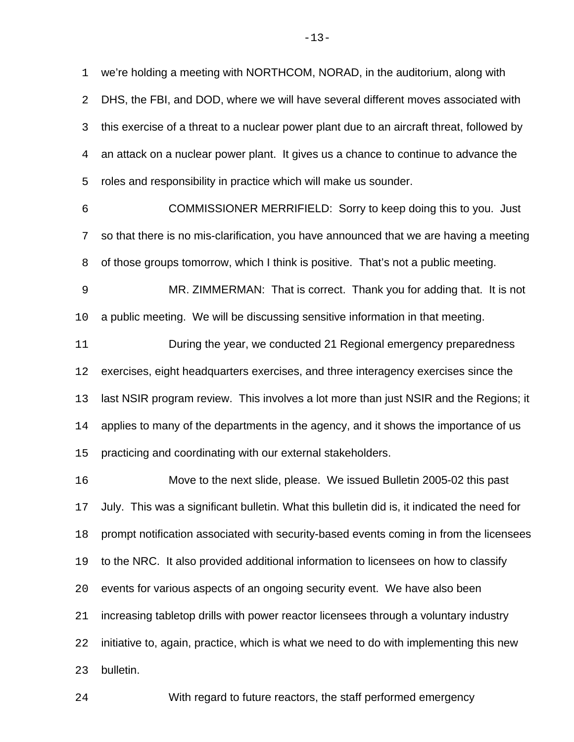we're holding a meeting with NORTHCOM, NORAD, in the auditorium, along with DHS, the FBI, and DOD, where we will have several different moves associated with this exercise of a threat to a nuclear power plant due to an aircraft threat, followed by an attack on a nuclear power plant. It gives us a chance to continue to advance the roles and responsibility in practice which will make us sounder.

COMMISSIONER MERRIFIELD: Sorry to keep doing this to you. Just so that there is no mis-clarification, you have announced that we are having a meeting of those groups tomorrow, which I think is positive. That's not a public meeting.

MR. ZIMMERMAN: That is correct. Thank you for adding that. It is not a public meeting. We will be discussing sensitive information in that meeting.

During the year, we conducted 21 Regional emergency preparedness exercises, eight headquarters exercises, and three interagency exercises since the last NSIR program review. This involves a lot more than just NSIR and the Regions; it applies to many of the departments in the agency, and it shows the importance of us practicing and coordinating with our external stakeholders.

Move to the next slide, please. We issued Bulletin 2005-02 this past July. This was a significant bulletin. What this bulletin did is, it indicated the need for prompt notification associated with security-based events coming in from the licensees to the NRC. It also provided additional information to licensees on how to classify events for various aspects of an ongoing security event. We have also been increasing tabletop drills with power reactor licensees through a voluntary industry initiative to, again, practice, which is what we need to do with implementing this new bulletin.

With regard to future reactors, the staff performed emergency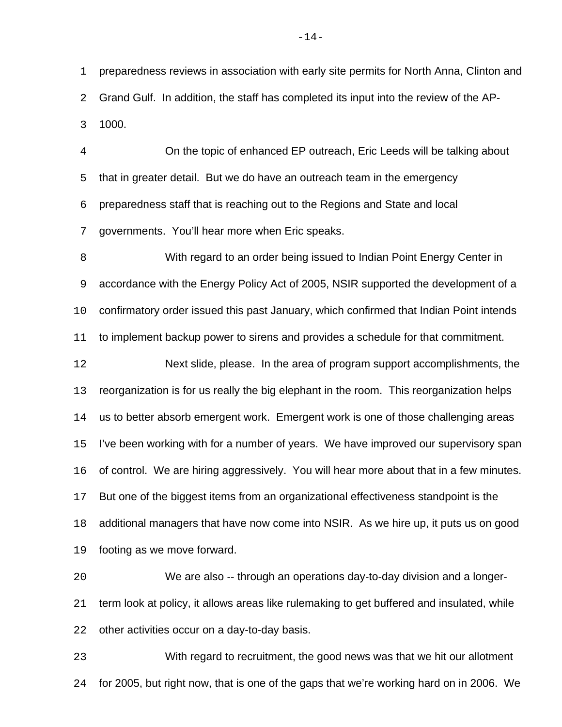preparedness reviews in association with early site permits for North Anna, Clinton and Grand Gulf. In addition, the staff has completed its input into the review of the AP-1000.

On the topic of enhanced EP outreach, Eric Leeds will be talking about that in greater detail. But we do have an outreach team in the emergency preparedness staff that is reaching out to the Regions and State and local governments. You'll hear more when Eric speaks.

With regard to an order being issued to Indian Point Energy Center in accordance with the Energy Policy Act of 2005, NSIR supported the development of a confirmatory order issued this past January, which confirmed that Indian Point intends to implement backup power to sirens and provides a schedule for that commitment.

Next slide, please. In the area of program support accomplishments, the reorganization is for us really the big elephant in the room. This reorganization helps us to better absorb emergent work. Emergent work is one of those challenging areas I've been working with for a number of years. We have improved our supervisory span of control. We are hiring aggressively. You will hear more about that in a few minutes. But one of the biggest items from an organizational effectiveness standpoint is the additional managers that have now come into NSIR. As we hire up, it puts us on good footing as we move forward.

We are also -- through an operations day-to-day division and a longer-term look at policy, it allows areas like rulemaking to get buffered and insulated, while other activities occur on a day-to-day basis.

With regard to recruitment, the good news was that we hit our allotment for 2005, but right now, that is one of the gaps that we're working hard on in 2006. We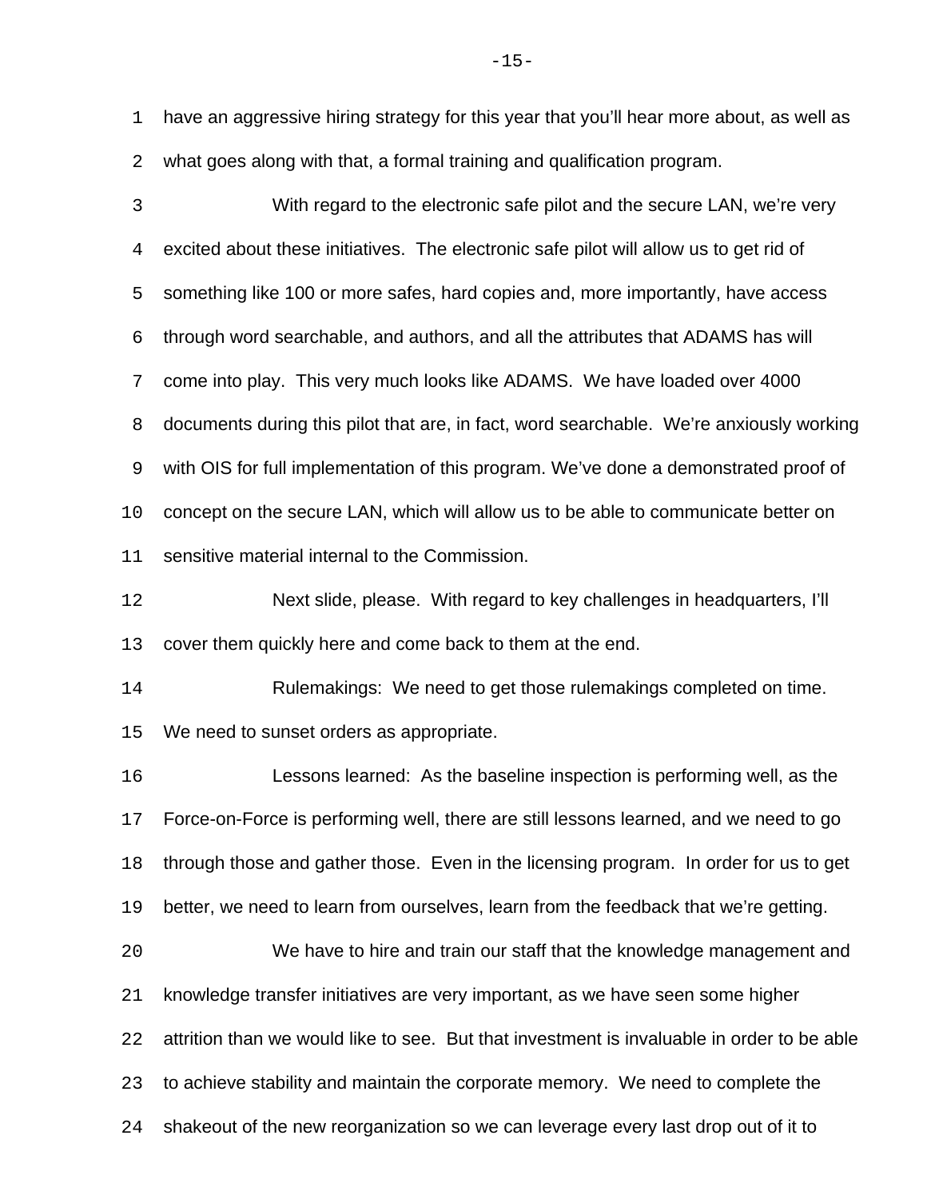have an aggressive hiring strategy for this year that you'll hear more about, as well as what goes along with that, a formal training and qualification program.

With regard to the electronic safe pilot and the secure LAN, we're very excited about these initiatives. The electronic safe pilot will allow us to get rid of something like 100 or more safes, hard copies and, more importantly, have access through word searchable, and authors, and all the attributes that ADAMS has will come into play. This very much looks like ADAMS. We have loaded over 4000 documents during this pilot that are, in fact, word searchable. We're anxiously working with OIS for full implementation of this program. We've done a demonstrated proof of concept on the secure LAN, which will allow us to be able to communicate better on sensitive material internal to the Commission.

Next slide, please. With regard to key challenges in headquarters, I'll cover them quickly here and come back to them at the end.

Rulemakings: We need to get those rulemakings completed on time. We need to sunset orders as appropriate.

Lessons learned: As the baseline inspection is performing well, as the Force-on-Force is performing well, there are still lessons learned, and we need to go through those and gather those. Even in the licensing program. In order for us to get better, we need to learn from ourselves, learn from the feedback that we're getting.

We have to hire and train our staff that the knowledge management and knowledge transfer initiatives are very important, as we have seen some higher attrition than we would like to see. But that investment is invaluable in order to be able to achieve stability and maintain the corporate memory. We need to complete the shakeout of the new reorganization so we can leverage every last drop out of it to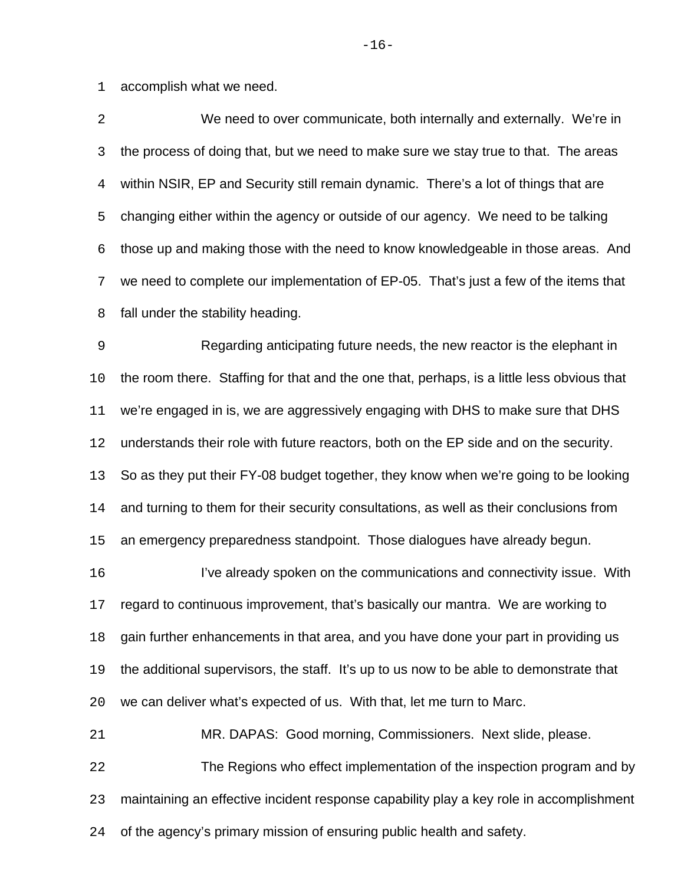accomplish what we need.

We need to over communicate, both internally and externally. We're in the process of doing that, but we need to make sure we stay true to that. The areas within NSIR, EP and Security still remain dynamic. There's a lot of things that are changing either within the agency or outside of our agency. We need to be talking those up and making those with the need to know knowledgeable in those areas. And we need to complete our implementation of EP-05. That's just a few of the items that fall under the stability heading.

Regarding anticipating future needs, the new reactor is the elephant in the room there. Staffing for that and the one that, perhaps, is a little less obvious that we're engaged in is, we are aggressively engaging with DHS to make sure that DHS understands their role with future reactors, both on the EP side and on the security. So as they put their FY-08 budget together, they know when we're going to be looking and turning to them for their security consultations, as well as their conclusions from an emergency preparedness standpoint. Those dialogues have already begun.

I've already spoken on the communications and connectivity issue. With regard to continuous improvement, that's basically our mantra. We are working to gain further enhancements in that area, and you have done your part in providing us the additional supervisors, the staff. It's up to us now to be able to demonstrate that we can deliver what's expected of us. With that, let me turn to Marc.

MR. DAPAS: Good morning, Commissioners. Next slide, please.

The Regions who effect implementation of the inspection program and by maintaining an effective incident response capability play a key role in accomplishment of the agency's primary mission of ensuring public health and safety.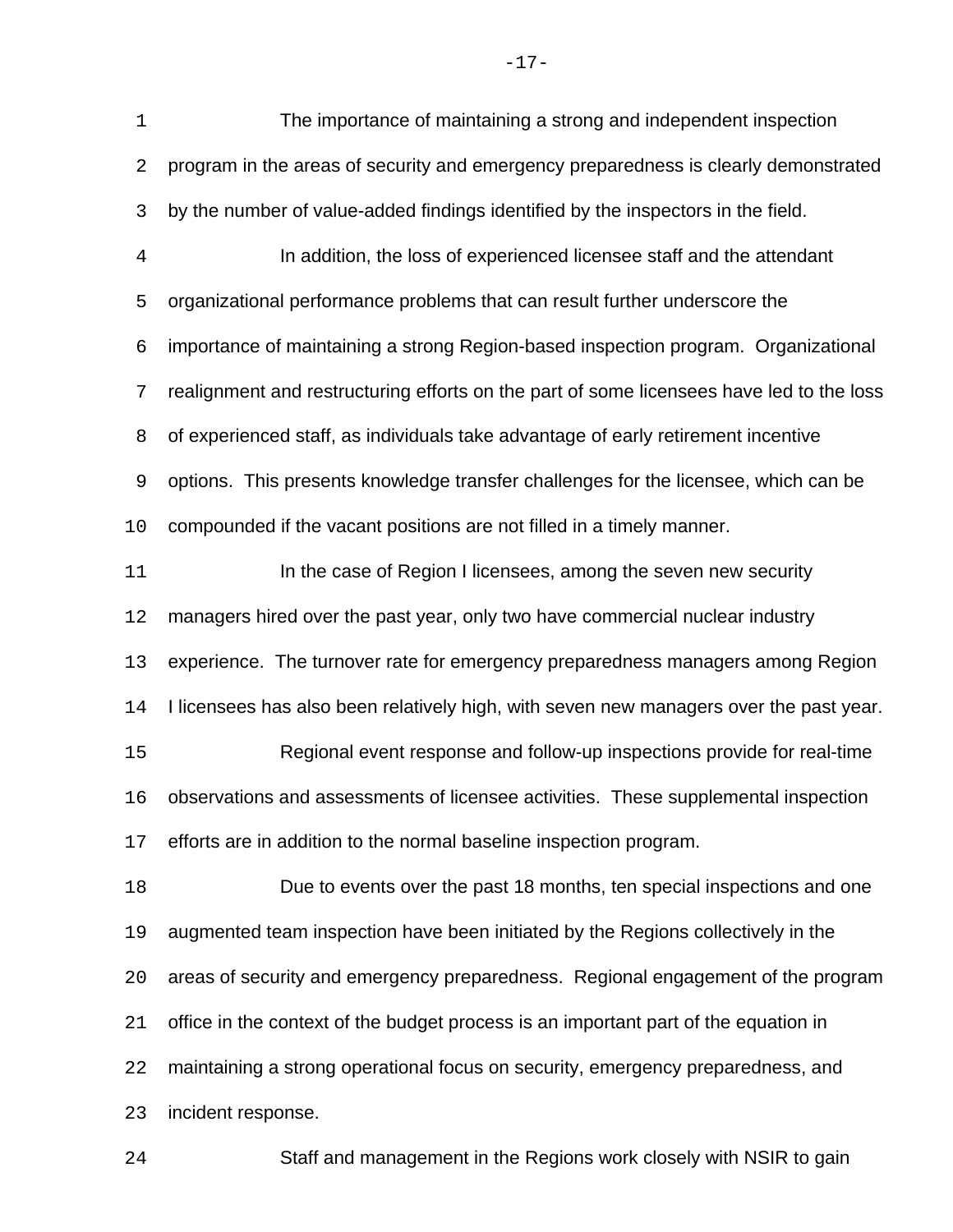The importance of maintaining a strong and independent inspection program in the areas of security and emergency preparedness is clearly demonstrated by the number of value-added findings identified by the inspectors in the field.

In addition, the loss of experienced licensee staff and the attendant organizational performance problems that can result further underscore the importance of maintaining a strong Region-based inspection program. Organizational realignment and restructuring efforts on the part of some licensees have led to the loss of experienced staff, as individuals take advantage of early retirement incentive options. This presents knowledge transfer challenges for the licensee, which can be compounded if the vacant positions are not filled in a timely manner.

In the case of Region I licensees, among the seven new security managers hired over the past year, only two have commercial nuclear industry experience. The turnover rate for emergency preparedness managers among Region I licensees has also been relatively high, with seven new managers over the past year.

Regional event response and follow-up inspections provide for real-time observations and assessments of licensee activities. These supplemental inspection efforts are in addition to the normal baseline inspection program.

Due to events over the past 18 months, ten special inspections and one augmented team inspection have been initiated by the Regions collectively in the areas of security and emergency preparedness. Regional engagement of the program office in the context of the budget process is an important part of the equation in maintaining a strong operational focus on security, emergency preparedness, and incident response.

Staff and management in the Regions work closely with NSIR to gain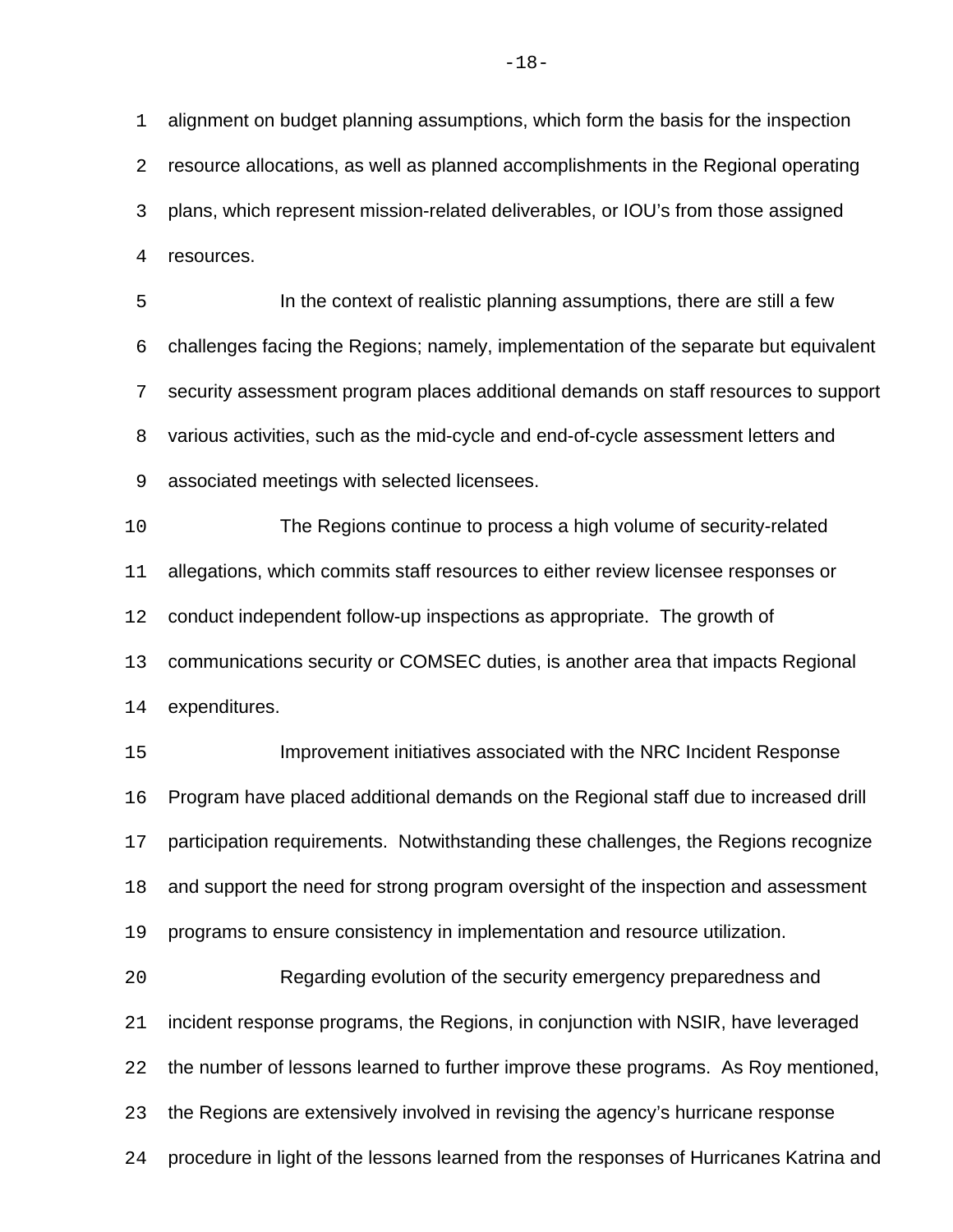alignment on budget planning assumptions, which form the basis for the inspection resource allocations, as well as planned accomplishments in the Regional operating plans, which represent mission-related deliverables, or IOU's from those assigned resources.

In the context of realistic planning assumptions, there are still a few challenges facing the Regions; namely, implementation of the separate but equivalent security assessment program places additional demands on staff resources to support various activities, such as the mid-cycle and end-of-cycle assessment letters and associated meetings with selected licensees.

The Regions continue to process a high volume of security-related allegations, which commits staff resources to either review licensee responses or conduct independent follow-up inspections as appropriate. The growth of communications security or COMSEC duties, is another area that impacts Regional expenditures.

Improvement initiatives associated with the NRC Incident Response Program have placed additional demands on the Regional staff due to increased drill participation requirements. Notwithstanding these challenges, the Regions recognize and support the need for strong program oversight of the inspection and assessment programs to ensure consistency in implementation and resource utilization.

Regarding evolution of the security emergency preparedness and incident response programs, the Regions, in conjunction with NSIR, have leveraged the number of lessons learned to further improve these programs. As Roy mentioned, the Regions are extensively involved in revising the agency's hurricane response procedure in light of the lessons learned from the responses of Hurricanes Katrina and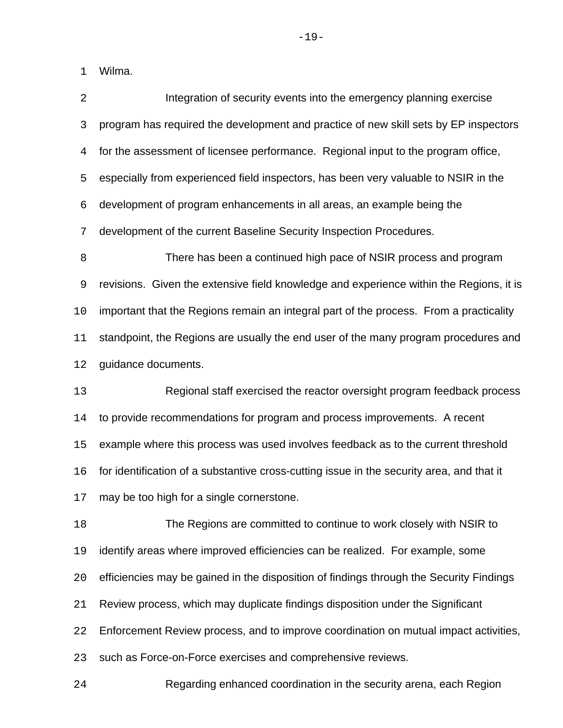Wilma.

Integration of security events into the emergency planning exercise program has required the development and practice of new skill sets by EP inspectors for the assessment of licensee performance. Regional input to the program office, especially from experienced field inspectors, has been very valuable to NSIR in the development of program enhancements in all areas, an example being the development of the current Baseline Security Inspection Procedures.

There has been a continued high pace of NSIR process and program revisions. Given the extensive field knowledge and experience within the Regions, it is important that the Regions remain an integral part of the process. From a practicality standpoint, the Regions are usually the end user of the many program procedures and guidance documents.

Regional staff exercised the reactor oversight program feedback process to provide recommendations for program and process improvements. A recent example where this process was used involves feedback as to the current threshold for identification of a substantive cross-cutting issue in the security area, and that it may be too high for a single cornerstone.

The Regions are committed to continue to work closely with NSIR to identify areas where improved efficiencies can be realized. For example, some efficiencies may be gained in the disposition of findings through the Security Findings Review process, which may duplicate findings disposition under the Significant Enforcement Review process, and to improve coordination on mutual impact activities, such as Force-on-Force exercises and comprehensive reviews.

Regarding enhanced coordination in the security arena, each Region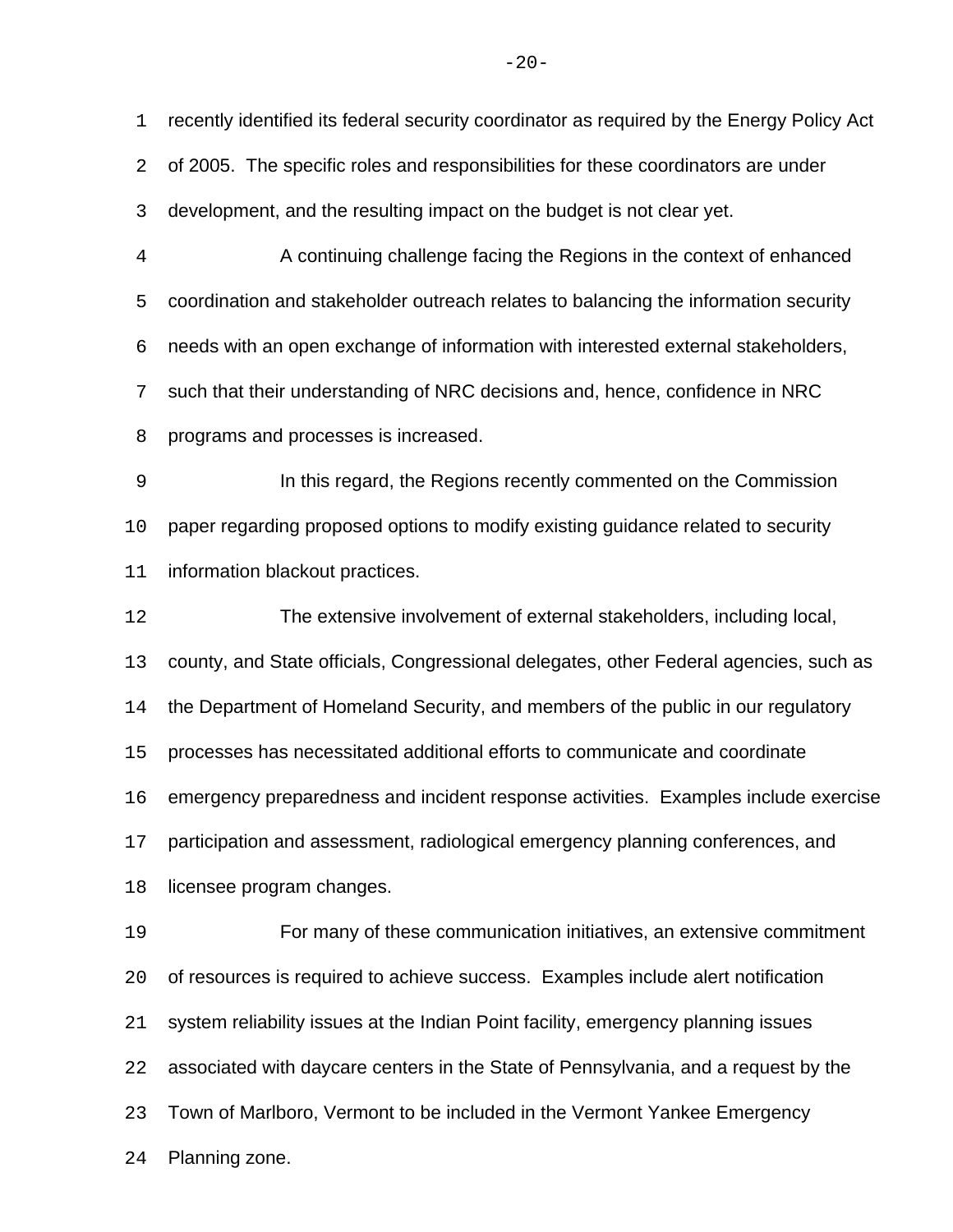recently identified its federal security coordinator as required by the Energy Policy Act of 2005. The specific roles and responsibilities for these coordinators are under development, and the resulting impact on the budget is not clear yet.

A continuing challenge facing the Regions in the context of enhanced coordination and stakeholder outreach relates to balancing the information security needs with an open exchange of information with interested external stakeholders, such that their understanding of NRC decisions and, hence, confidence in NRC programs and processes is increased.

In this regard, the Regions recently commented on the Commission paper regarding proposed options to modify existing guidance related to security information blackout practices.

The extensive involvement of external stakeholders, including local, county, and State officials, Congressional delegates, other Federal agencies, such as the Department of Homeland Security, and members of the public in our regulatory processes has necessitated additional efforts to communicate and coordinate emergency preparedness and incident response activities. Examples include exercise participation and assessment, radiological emergency planning conferences, and licensee program changes.

For many of these communication initiatives, an extensive commitment of resources is required to achieve success. Examples include alert notification system reliability issues at the Indian Point facility, emergency planning issues associated with daycare centers in the State of Pennsylvania, and a request by the Town of Marlboro, Vermont to be included in the Vermont Yankee Emergency Planning zone.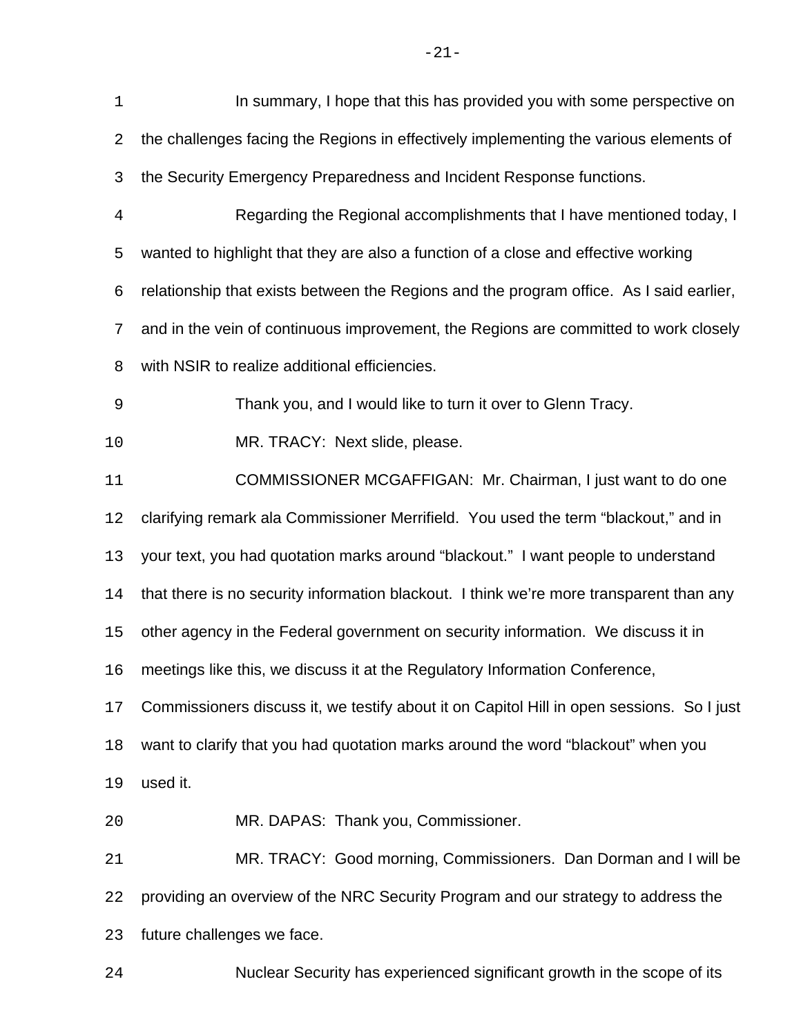In summary, I hope that this has provided you with some perspective on the challenges facing the Regions in effectively implementing the various elements of the Security Emergency Preparedness and Incident Response functions.

Regarding the Regional accomplishments that I have mentioned today, I wanted to highlight that they are also a function of a close and effective working relationship that exists between the Regions and the program office. As I said earlier, and in the vein of continuous improvement, the Regions are committed to work closely with NSIR to realize additional efficiencies.

Thank you, and I would like to turn it over to Glenn Tracy.

MR. TRACY: Next slide, please.

COMMISSIONER MCGAFFIGAN: Mr. Chairman, I just want to do one clarifying remark ala Commissioner Merrifield. You used the term "blackout," and in your text, you had quotation marks around "blackout." I want people to understand that there is no security information blackout. I think we're more transparent than any other agency in the Federal government on security information. We discuss it in meetings like this, we discuss it at the Regulatory Information Conference, Commissioners discuss it, we testify about it on Capitol Hill in open sessions. So I just want to clarify that you had quotation marks around the word "blackout" when you used it.

MR. DAPAS: Thank you, Commissioner.

MR. TRACY: Good morning, Commissioners. Dan Dorman and I will be providing an overview of the NRC Security Program and our strategy to address the future challenges we face.

Nuclear Security has experienced significant growth in the scope of its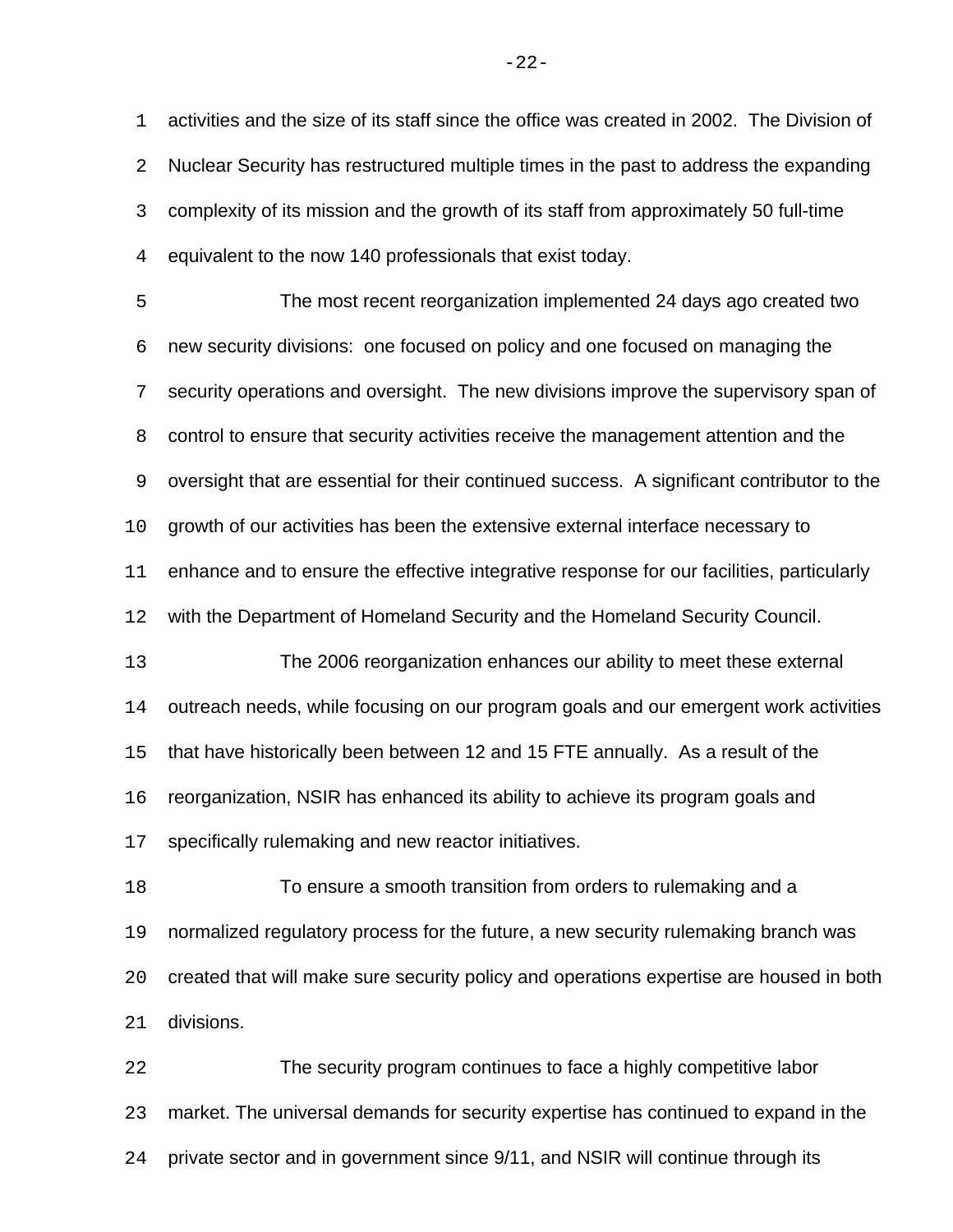activities and the size of its staff since the office was created in 2002. The Division of Nuclear Security has restructured multiple times in the past to address the expanding complexity of its mission and the growth of its staff from approximately 50 full-time equivalent to the now 140 professionals that exist today.

The most recent reorganization implemented 24 days ago created two new security divisions: one focused on policy and one focused on managing the security operations and oversight. The new divisions improve the supervisory span of control to ensure that security activities receive the management attention and the oversight that are essential for their continued success. A significant contributor to the growth of our activities has been the extensive external interface necessary to enhance and to ensure the effective integrative response for our facilities, particularly with the Department of Homeland Security and the Homeland Security Council.

The 2006 reorganization enhances our ability to meet these external outreach needs, while focusing on our program goals and our emergent work activities that have historically been between 12 and 15 FTE annually. As a result of the reorganization, NSIR has enhanced its ability to achieve its program goals and specifically rulemaking and new reactor initiatives.

To ensure a smooth transition from orders to rulemaking and a normalized regulatory process for the future, a new security rulemaking branch was created that will make sure security policy and operations expertise are housed in both divisions.

The security program continues to face a highly competitive labor market. The universal demands for security expertise has continued to expand in the private sector and in government since 9/11, and NSIR will continue through its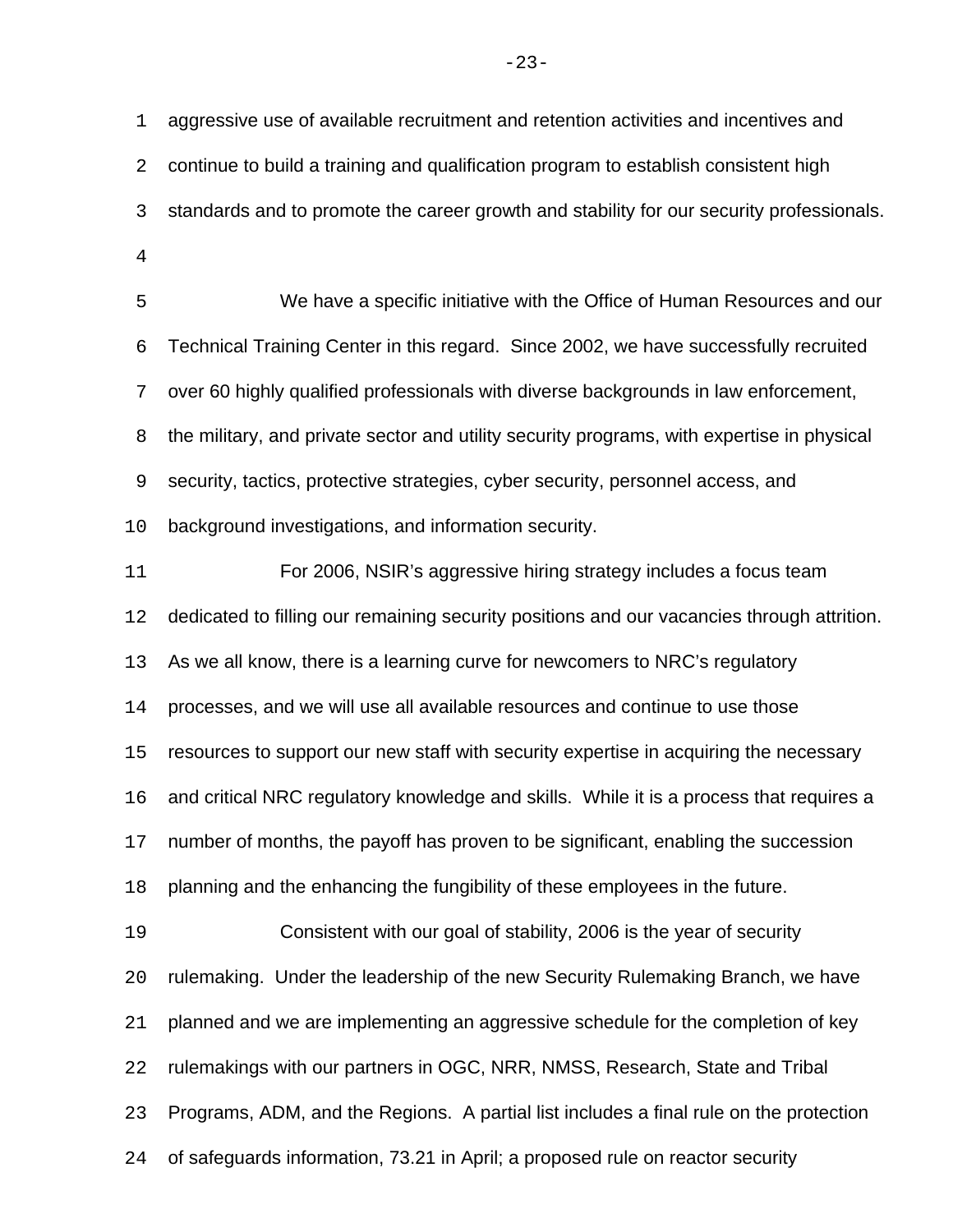aggressive use of available recruitment and retention activities and incentives and continue to build a training and qualification program to establish consistent high standards and to promote the career growth and stability for our security professionals.

We have a specific initiative with the Office of Human Resources and our Technical Training Center in this regard. Since 2002, we have successfully recruited over 60 highly qualified professionals with diverse backgrounds in law enforcement, the military, and private sector and utility security programs, with expertise in physical security, tactics, protective strategies, cyber security, personnel access, and background investigations, and information security.

For 2006, NSIR's aggressive hiring strategy includes a focus team dedicated to filling our remaining security positions and our vacancies through attrition. As we all know, there is a learning curve for newcomers to NRC's regulatory processes, and we will use all available resources and continue to use those resources to support our new staff with security expertise in acquiring the necessary and critical NRC regulatory knowledge and skills. While it is a process that requires a number of months, the payoff has proven to be significant, enabling the succession planning and the enhancing the fungibility of these employees in the future.

Consistent with our goal of stability, 2006 is the year of security rulemaking. Under the leadership of the new Security Rulemaking Branch, we have planned and we are implementing an aggressive schedule for the completion of key rulemakings with our partners in OGC, NRR, NMSS, Research, State and Tribal Programs, ADM, and the Regions. A partial list includes a final rule on the protection of safeguards information, 73.21 in April; a proposed rule on reactor security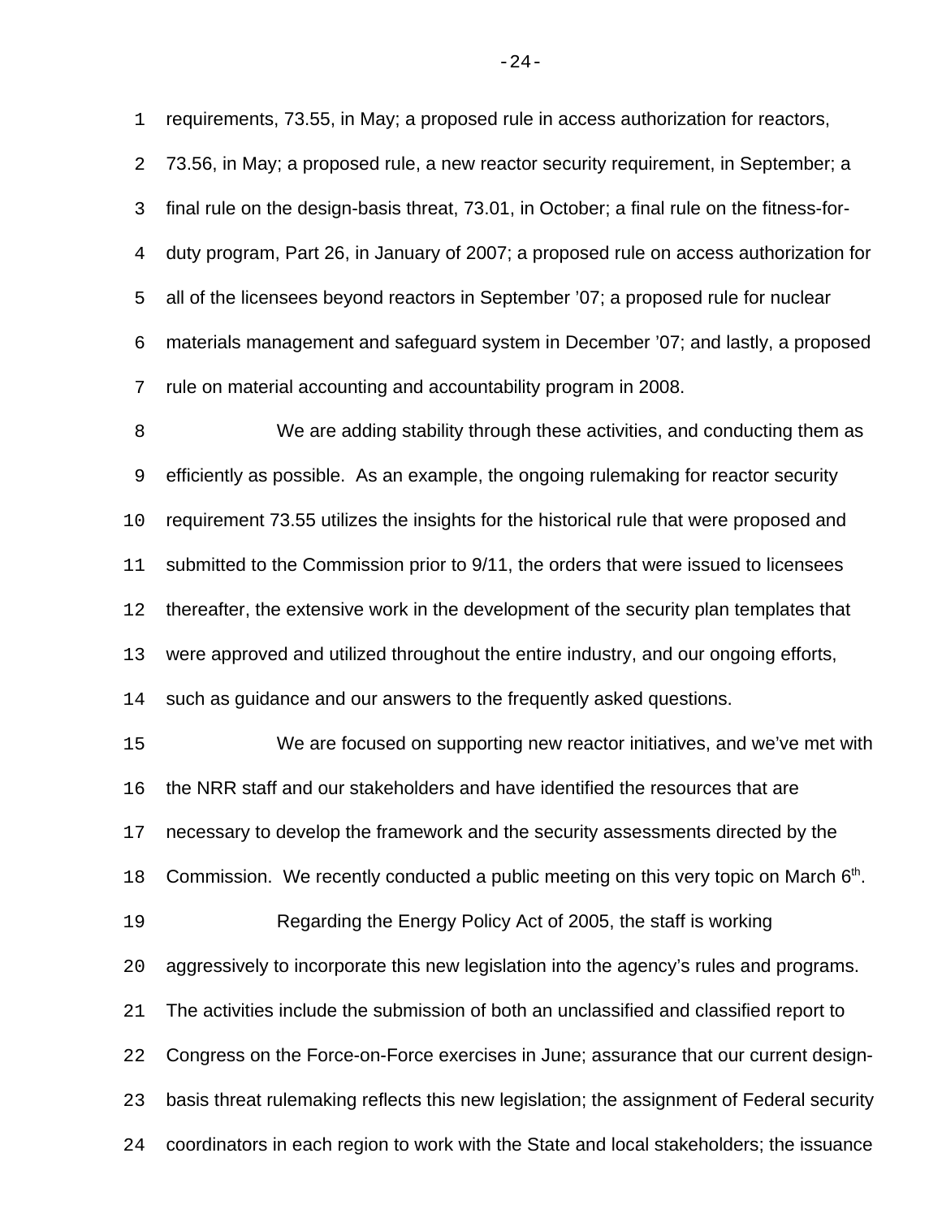requirements, 73.55, in May; a proposed rule in access authorization for reactors, 73.56, in May; a proposed rule, a new reactor security requirement, in September; a final rule on the design-basis threat, 73.01, in October; a final rule on the fitness-for-duty program, Part 26, in January of 2007; a proposed rule on access authorization for all of the licensees beyond reactors in September '07; a proposed rule for nuclear materials management and safeguard system in December '07; and lastly, a proposed rule on material accounting and accountability program in 2008.

We are adding stability through these activities, and conducting them as efficiently as possible. As an example, the ongoing rulemaking for reactor security requirement 73.55 utilizes the insights for the historical rule that were proposed and submitted to the Commission prior to 9/11, the orders that were issued to licensees thereafter, the extensive work in the development of the security plan templates that were approved and utilized throughout the entire industry, and our ongoing efforts, such as guidance and our answers to the frequently asked questions.

We are focused on supporting new reactor initiatives, and we've met with the NRR staff and our stakeholders and have identified the resources that are necessary to develop the framework and the security assessments directed by the Commission. We recently conducted a public meeting on this very topic on March 6th.

Regarding the Energy Policy Act of 2005, the staff is working aggressively to incorporate this new legislation into the agency's rules and programs. The activities include the submission of both an unclassified and classified report to Congress on the Force-on-Force exercises in June; assurance that our current design-basis threat rulemaking reflects this new legislation; the assignment of Federal security coordinators in each region to work with the State and local stakeholders; the issuance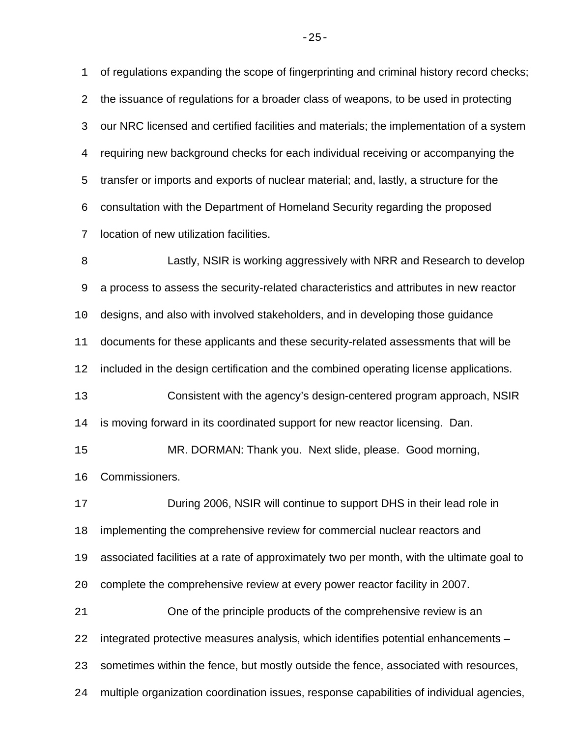of regulations expanding the scope of fingerprinting and criminal history record checks; the issuance of regulations for a broader class of weapons, to be used in protecting our NRC licensed and certified facilities and materials; the implementation of a system requiring new background checks for each individual receiving or accompanying the transfer or imports and exports of nuclear material; and, lastly, a structure for the consultation with the Department of Homeland Security regarding the proposed location of new utilization facilities.

Lastly, NSIR is working aggressively with NRR and Research to develop a process to assess the security-related characteristics and attributes in new reactor designs, and also with involved stakeholders, and in developing those guidance documents for these applicants and these security-related assessments that will be included in the design certification and the combined operating license applications.

Consistent with the agency's design-centered program approach, NSIR is moving forward in its coordinated support for new reactor licensing. Dan.

MR. DORMAN: Thank you. Next slide, please. Good morning, Commissioners.

During 2006, NSIR will continue to support DHS in their lead role in implementing the comprehensive review for commercial nuclear reactors and associated facilities at a rate of approximately two per month, with the ultimate goal to complete the comprehensive review at every power reactor facility in 2007.

One of the principle products of the comprehensive review is an integrated protective measures analysis, which identifies potential enhancements – sometimes within the fence, but mostly outside the fence, associated with resources, multiple organization coordination issues, response capabilities of individual agencies,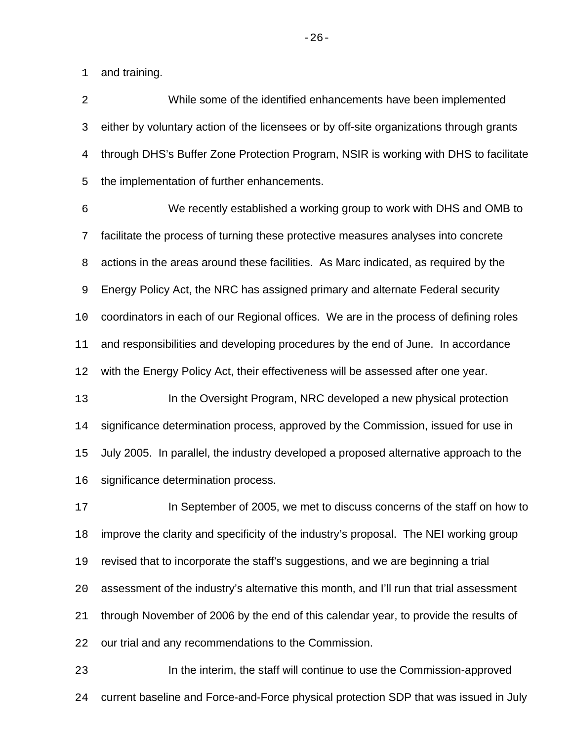and training.

While some of the identified enhancements have been implemented either by voluntary action of the licensees or by off-site organizations through grants through DHS's Buffer Zone Protection Program, NSIR is working with DHS to facilitate the implementation of further enhancements.

We recently established a working group to work with DHS and OMB to facilitate the process of turning these protective measures analyses into concrete actions in the areas around these facilities. As Marc indicated, as required by the Energy Policy Act, the NRC has assigned primary and alternate Federal security coordinators in each of our Regional offices. We are in the process of defining roles and responsibilities and developing procedures by the end of June. In accordance with the Energy Policy Act, their effectiveness will be assessed after one year.

In the Oversight Program, NRC developed a new physical protection significance determination process, approved by the Commission, issued for use in July 2005. In parallel, the industry developed a proposed alternative approach to the significance determination process.

In September of 2005, we met to discuss concerns of the staff on how to improve the clarity and specificity of the industry's proposal. The NEI working group revised that to incorporate the staff's suggestions, and we are beginning a trial assessment of the industry's alternative this month, and I'll run that trial assessment through November of 2006 by the end of this calendar year, to provide the results of our trial and any recommendations to the Commission.

In the interim, the staff will continue to use the Commission-approved current baseline and Force-and-Force physical protection SDP that was issued in July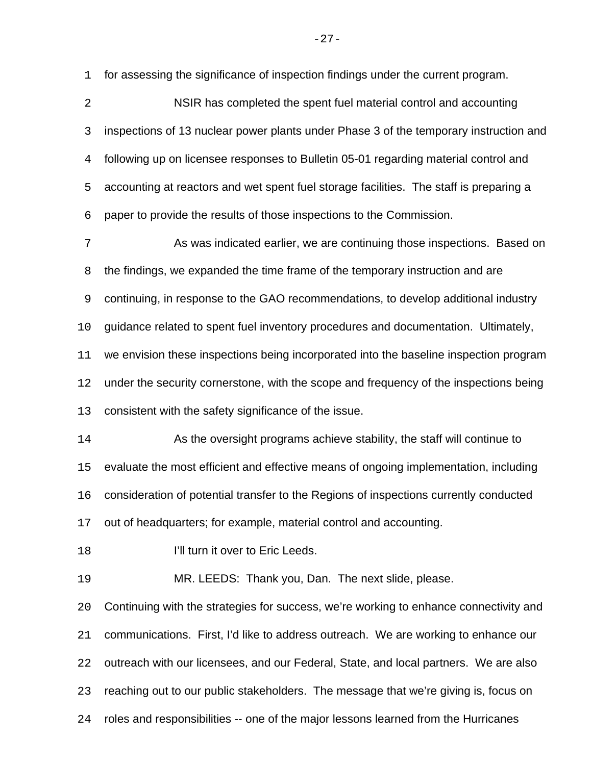for assessing the significance of inspection findings under the current program.

NSIR has completed the spent fuel material control and accounting inspections of 13 nuclear power plants under Phase 3 of the temporary instruction and following up on licensee responses to Bulletin 05-01 regarding material control and accounting at reactors and wet spent fuel storage facilities. The staff is preparing a paper to provide the results of those inspections to the Commission.

As was indicated earlier, we are continuing those inspections. Based on the findings, we expanded the time frame of the temporary instruction and are continuing, in response to the GAO recommendations, to develop additional industry guidance related to spent fuel inventory procedures and documentation. Ultimately, we envision these inspections being incorporated into the baseline inspection program under the security cornerstone, with the scope and frequency of the inspections being consistent with the safety significance of the issue.

As the oversight programs achieve stability, the staff will continue to evaluate the most efficient and effective means of ongoing implementation, including consideration of potential transfer to the Regions of inspections currently conducted out of headquarters; for example, material control and accounting.

I'll turn it over to Eric Leeds.

MR. LEEDS: Thank you, Dan. The next slide, please. Continuing with the strategies for success, we're working to enhance connectivity and communications. First, I'd like to address outreach. We are working to enhance our outreach with our licensees, and our Federal, State, and local partners. We are also reaching out to our public stakeholders. The message that we're giving is, focus on roles and responsibilities -- one of the major lessons learned from the Hurricanes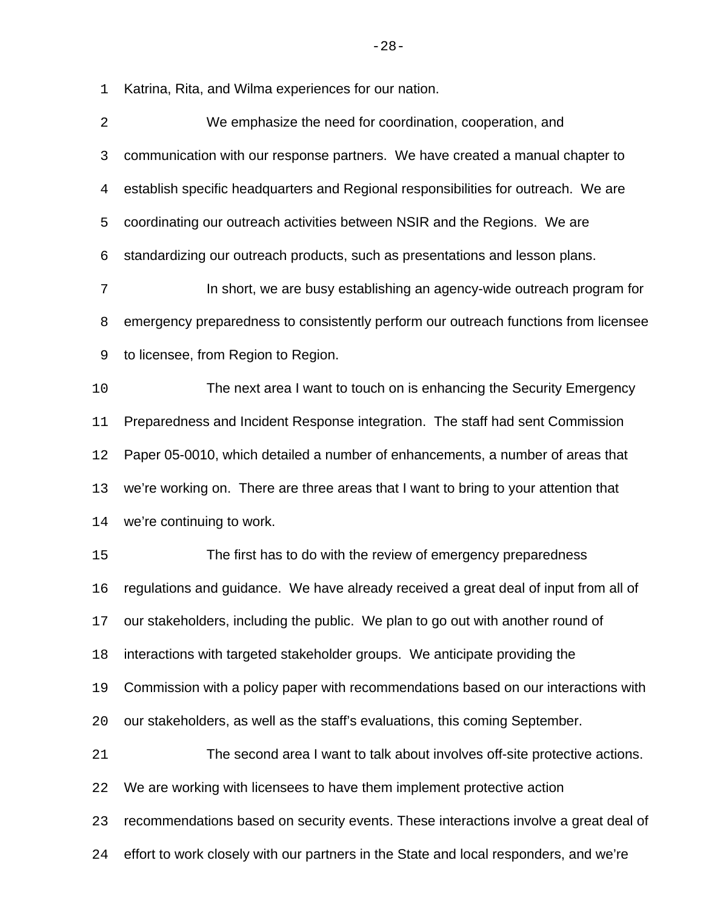Katrina, Rita, and Wilma experiences for our nation.

We emphasize the need for coordination, cooperation, and communication with our response partners. We have created a manual chapter to establish specific headquarters and Regional responsibilities for outreach. We are coordinating our outreach activities between NSIR and the Regions. We are standardizing our outreach products, such as presentations and lesson plans.

In short, we are busy establishing an agency-wide outreach program for emergency preparedness to consistently perform our outreach functions from licensee to licensee, from Region to Region.

The next area I want to touch on is enhancing the Security Emergency Preparedness and Incident Response integration. The staff had sent Commission Paper 05-0010, which detailed a number of enhancements, a number of areas that we're working on. There are three areas that I want to bring to your attention that we're continuing to work.

The first has to do with the review of emergency preparedness regulations and guidance. We have already received a great deal of input from all of our stakeholders, including the public. We plan to go out with another round of interactions with targeted stakeholder groups. We anticipate providing the Commission with a policy paper with recommendations based on our interactions with our stakeholders, as well as the staff's evaluations, this coming September.

The second area I want to talk about involves off-site protective actions. We are working with licensees to have them implement protective action recommendations based on security events. These interactions involve a great deal of effort to work closely with our partners in the State and local responders, and we're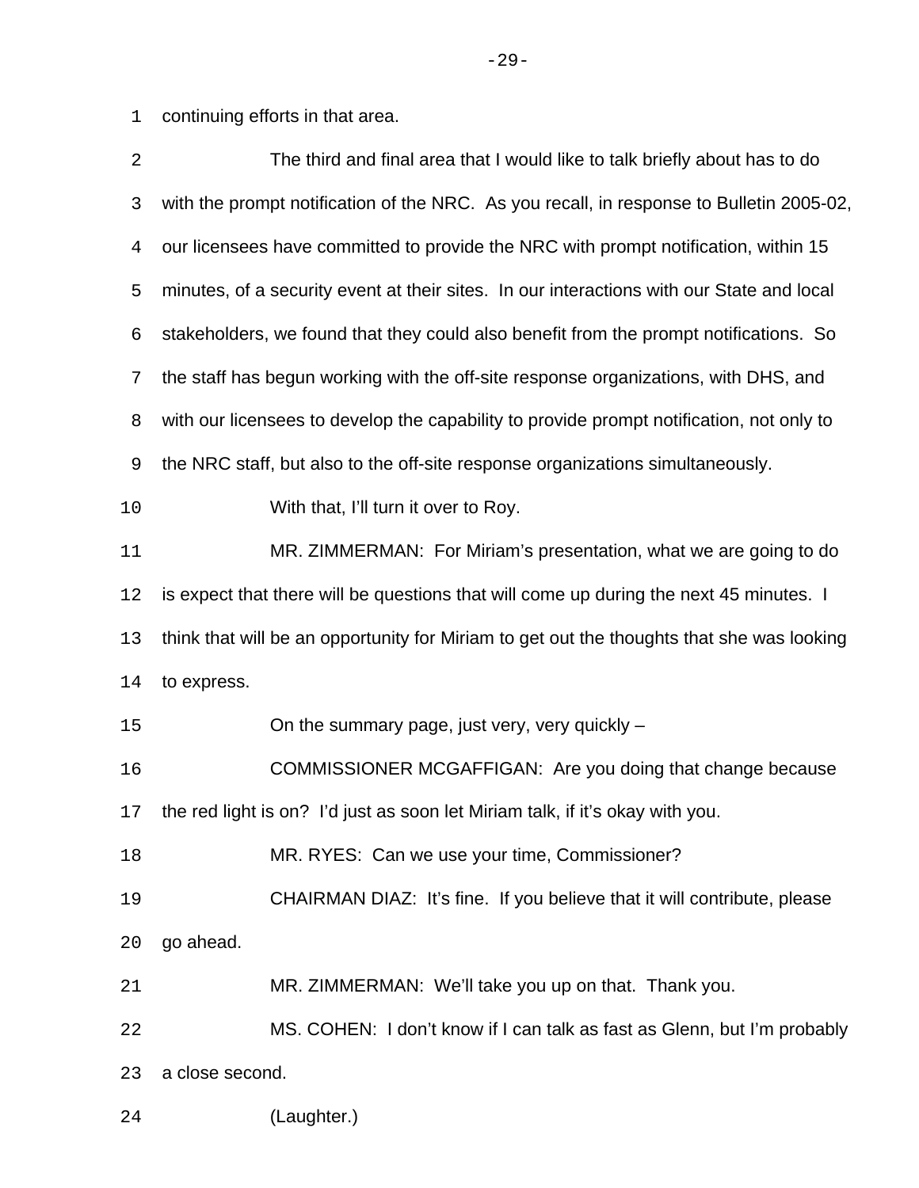continuing efforts in that area.

The third and final area that I would like to talk briefly about has to do with the prompt notification of the NRC. As you recall, in response to Bulletin 2005-02, our licensees have committed to provide the NRC with prompt notification, within 15 minutes, of a security event at their sites. In our interactions with our State and local stakeholders, we found that they could also benefit from the prompt notifications. So the staff has begun working with the off-site response organizations, with DHS, and with our licensees to develop the capability to provide prompt notification, not only to the NRC staff, but also to the off-site response organizations simultaneously.

With that, I'll turn it over to Roy.

MR. ZIMMERMAN: For Miriam's presentation, what we are going to do is expect that there will be questions that will come up during the next 45 minutes. I think that will be an opportunity for Miriam to get out the thoughts that she was looking to express.

On the summary page, just very, very quickly –

COMMISSIONER MCGAFFIGAN: Are you doing that change because the red light is on? I'd just as soon let Miriam talk, if it's okay with you.

MR. RYES: Can we use your time, Commissioner?

CHAIRMAN DIAZ: It's fine. If you believe that it will contribute, please go ahead.

MR. ZIMMERMAN: We'll take you up on that. Thank you.

MS. COHEN: I don't know if I can talk as fast as Glenn, but I'm probably a close second.

(Laughter.)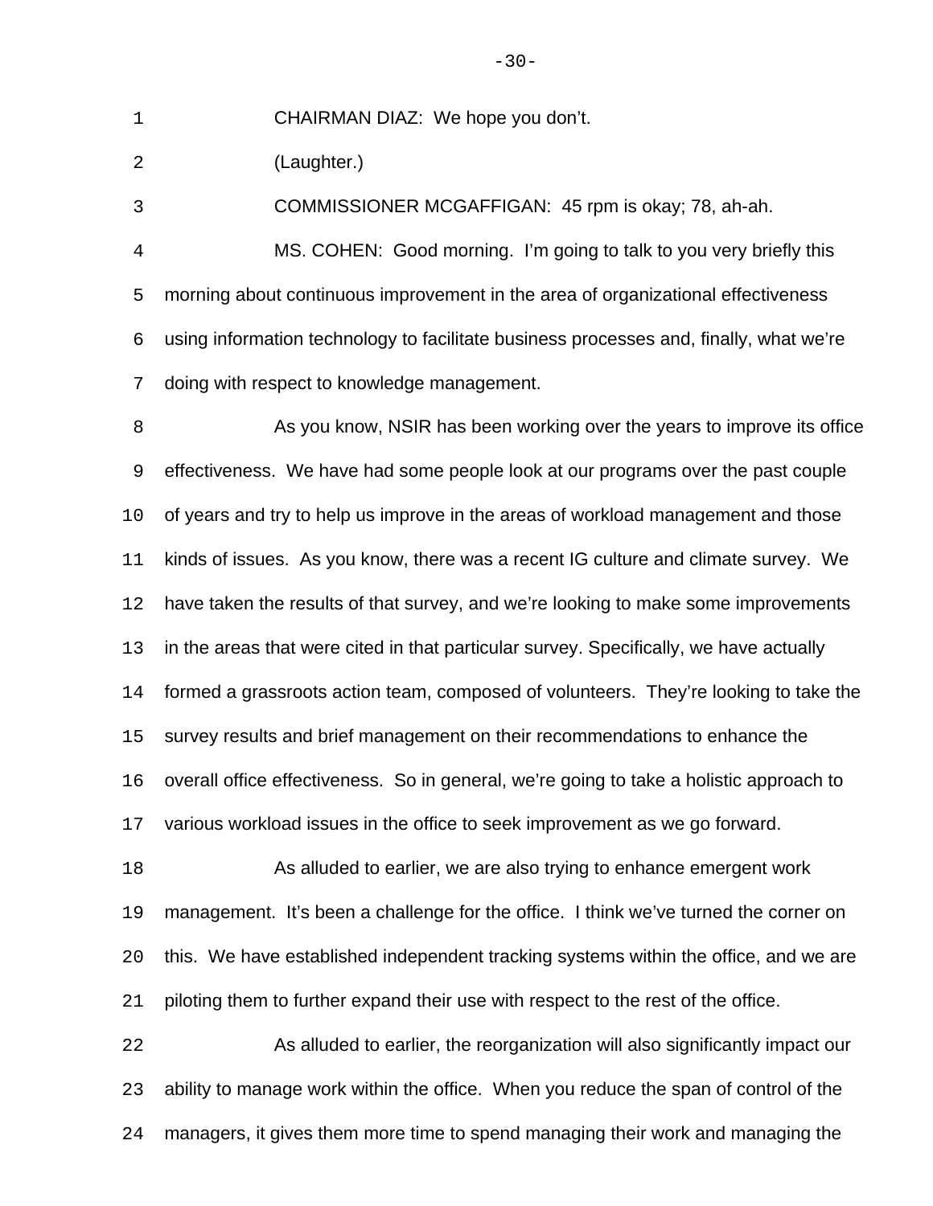CHAIRMAN DIAZ: We hope you don't.

(Laughter.)

COMMISSIONER MCGAFFIGAN: 45 rpm is okay; 78, ah-ah.

MS. COHEN: Good morning. I'm going to talk to you very briefly this morning about continuous improvement in the area of organizational effectiveness using information technology to facilitate business processes and, finally, what we're doing with respect to knowledge management.

As you know, NSIR has been working over the years to improve its office effectiveness. We have had some people look at our programs over the past couple of years and try to help us improve in the areas of workload management and those kinds of issues. As you know, there was a recent IG culture and climate survey. We have taken the results of that survey, and we're looking to make some improvements in the areas that were cited in that particular survey. Specifically, we have actually formed a grassroots action team, composed of volunteers. They're looking to take the survey results and brief management on their recommendations to enhance the overall office effectiveness. So in general, we're going to take a holistic approach to various workload issues in the office to seek improvement as we go forward.

As alluded to earlier, we are also trying to enhance emergent work management. It's been a challenge for the office. I think we've turned the corner on this. We have established independent tracking systems within the office, and we are piloting them to further expand their use with respect to the rest of the office.

As alluded to earlier, the reorganization will also significantly impact our ability to manage work within the office. When you reduce the span of control of the managers, it gives them more time to spend managing their work and managing the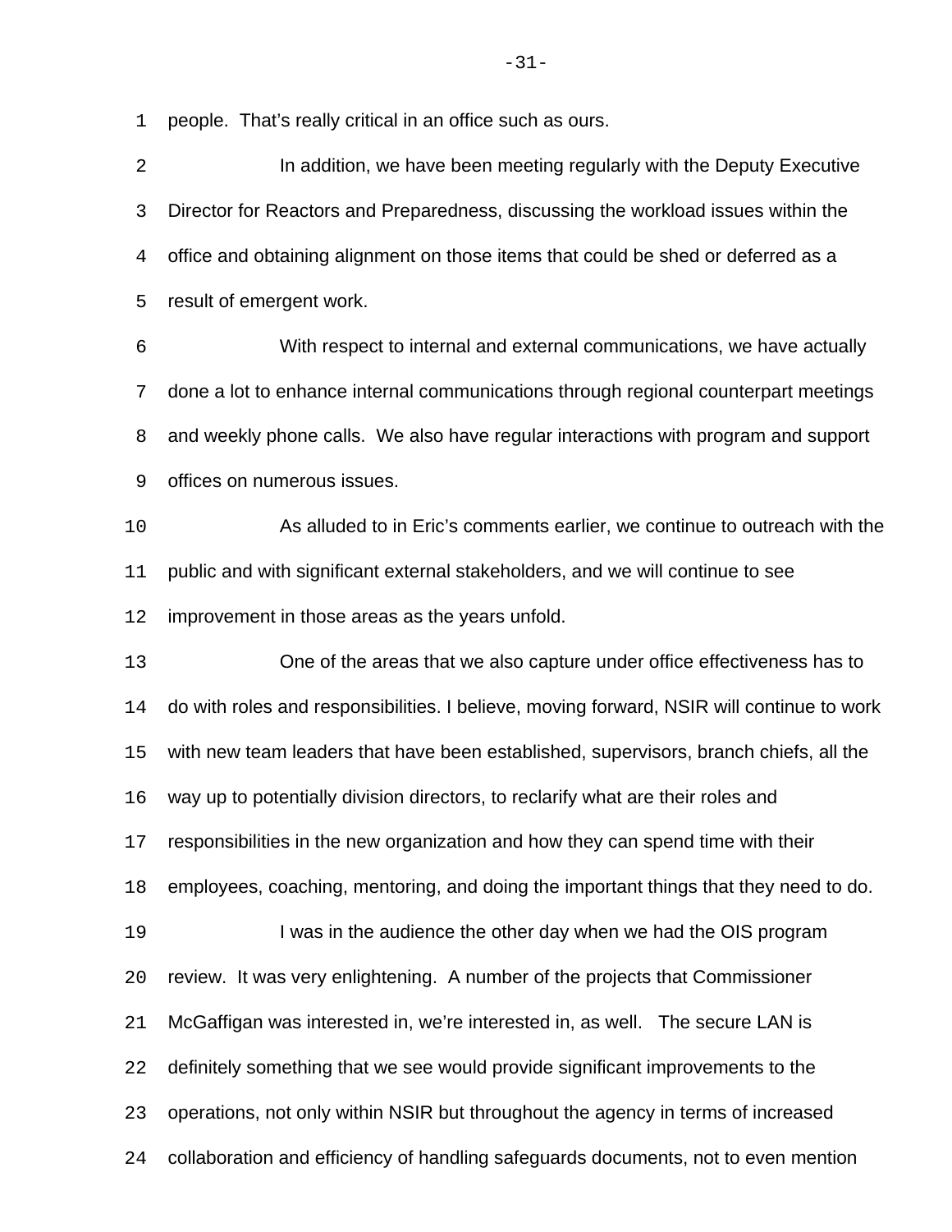people. That's really critical in an office such as ours.

In addition, we have been meeting regularly with the Deputy Executive Director for Reactors and Preparedness, discussing the workload issues within the office and obtaining alignment on those items that could be shed or deferred as a result of emergent work.

With respect to internal and external communications, we have actually done a lot to enhance internal communications through regional counterpart meetings and weekly phone calls. We also have regular interactions with program and support offices on numerous issues.

As alluded to in Eric's comments earlier, we continue to outreach with the public and with significant external stakeholders, and we will continue to see improvement in those areas as the years unfold.

One of the areas that we also capture under office effectiveness has to do with roles and responsibilities. I believe, moving forward, NSIR will continue to work with new team leaders that have been established, supervisors, branch chiefs, all the way up to potentially division directors, to reclarify what are their roles and responsibilities in the new organization and how they can spend time with their employees, coaching, mentoring, and doing the important things that they need to do.

I was in the audience the other day when we had the OIS program review. It was very enlightening. A number of the projects that Commissioner McGaffigan was interested in, we're interested in, as well. The secure LAN is definitely something that we see would provide significant improvements to the operations, not only within NSIR but throughout the agency in terms of increased collaboration and efficiency of handling safeguards documents, not to even mention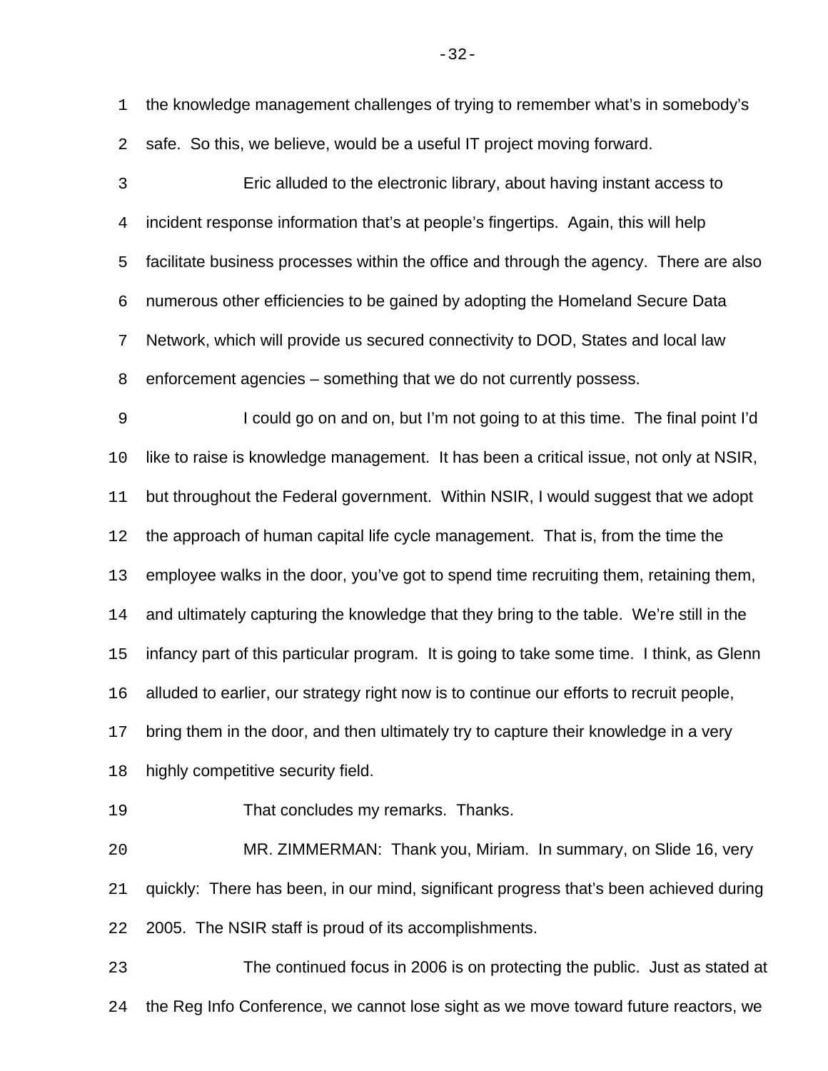the knowledge management challenges of trying to remember what's in somebody's safe. So this, we believe, would be a useful IT project moving forward.

Eric alluded to the electronic library, about having instant access to incident response information that's at people's fingertips. Again, this will help facilitate business processes within the office and through the agency. There are also numerous other efficiencies to be gained by adopting the Homeland Secure Data Network, which will provide us secured connectivity to DOD, States and local law enforcement agencies – something that we do not currently possess.

I could go on and on, but I'm not going to at this time. The final point I'd like to raise is knowledge management. It has been a critical issue, not only at NSIR, but throughout the Federal government. Within NSIR, I would suggest that we adopt the approach of human capital life cycle management. That is, from the time the employee walks in the door, you've got to spend time recruiting them, retaining them, and ultimately capturing the knowledge that they bring to the table. We're still in the infancy part of this particular program. It is going to take some time. I think, as Glenn alluded to earlier, our strategy right now is to continue our efforts to recruit people, bring them in the door, and then ultimately try to capture their knowledge in a very highly competitive security field.

That concludes my remarks. Thanks.

MR. ZIMMERMAN: Thank you, Miriam. In summary, on Slide 16, very quickly: There has been, in our mind, significant progress that's been achieved during 2005. The NSIR staff is proud of its accomplishments.

The continued focus in 2006 is on protecting the public. Just as stated at the Reg Info Conference, we cannot lose sight as we move toward future reactors, we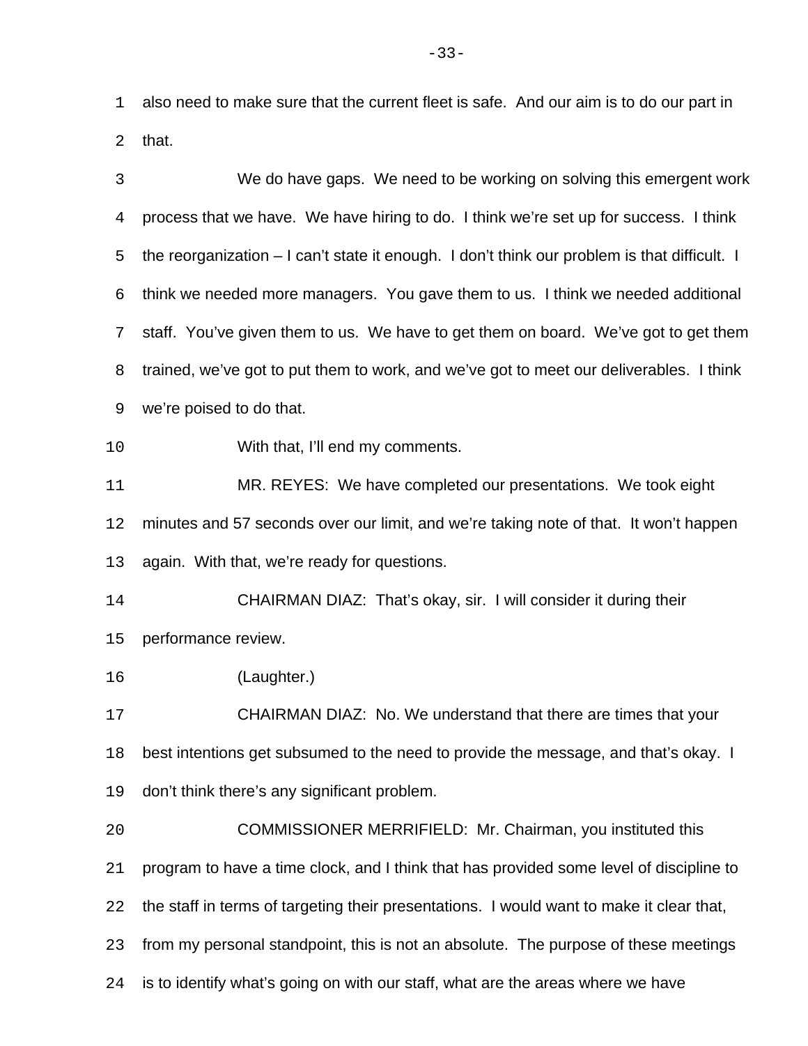also need to make sure that the current fleet is safe. And our aim is to do our part in that.

We do have gaps. We need to be working on solving this emergent work process that we have. We have hiring to do. I think we're set up for success. I think the reorganization – I can't state it enough. I don't think our problem is that difficult. I think we needed more managers. You gave them to us. I think we needed additional staff. You've given them to us. We have to get them on board. We've got to get them trained, we've got to put them to work, and we've got to meet our deliverables. I think we're poised to do that.

With that, I'll end my comments.

MR. REYES: We have completed our presentations. We took eight minutes and 57 seconds over our limit, and we're taking note of that. It won't happen again. With that, we're ready for questions.

CHAIRMAN DIAZ: That's okay, sir. I will consider it during their performance review.

(Laughter.)

CHAIRMAN DIAZ: No. We understand that there are times that your best intentions get subsumed to the need to provide the message, and that's okay. I don't think there's any significant problem.

COMMISSIONER MERRIFIELD: Mr. Chairman, you instituted this program to have a time clock, and I think that has provided some level of discipline to the staff in terms of targeting their presentations. I would want to make it clear that, from my personal standpoint, this is not an absolute. The purpose of these meetings is to identify what's going on with our staff, what are the areas where we have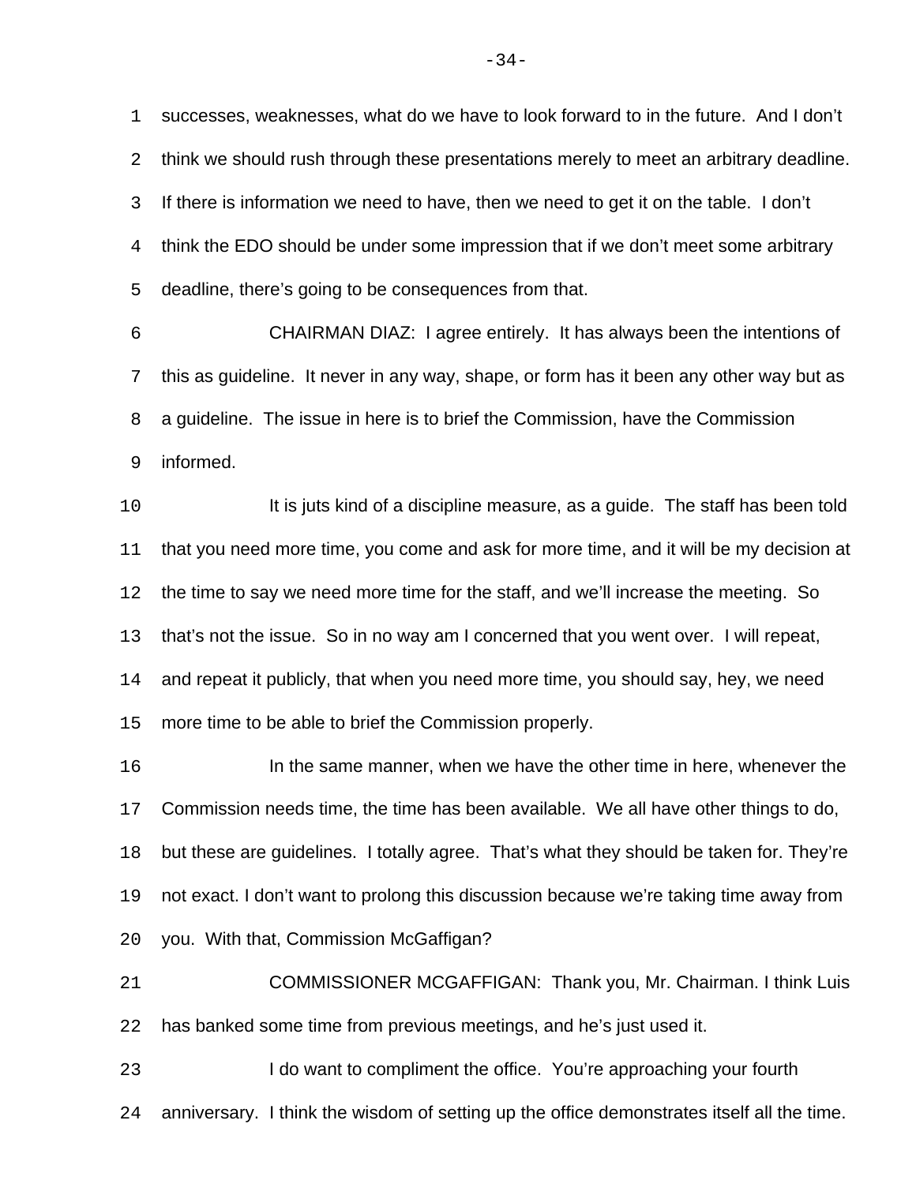successes, weaknesses, what do we have to look forward to in the future. And I don't think we should rush through these presentations merely to meet an arbitrary deadline. If there is information we need to have, then we need to get it on the table. I don't think the EDO should be under some impression that if we don't meet some arbitrary deadline, there's going to be consequences from that.

CHAIRMAN DIAZ: I agree entirely. It has always been the intentions of this as guideline. It never in any way, shape, or form has it been any other way but as a guideline. The issue in here is to brief the Commission, have the Commission informed.

It is juts kind of a discipline measure, as a guide. The staff has been told that you need more time, you come and ask for more time, and it will be my decision at the time to say we need more time for the staff, and we'll increase the meeting. So that's not the issue. So in no way am I concerned that you went over. I will repeat, and repeat it publicly, that when you need more time, you should say, hey, we need more time to be able to brief the Commission properly.

In the same manner, when we have the other time in here, whenever the Commission needs time, the time has been available. We all have other things to do, but these are guidelines. I totally agree. That's what they should be taken for. They're not exact. I don't want to prolong this discussion because we're taking time away from you. With that, Commission McGaffigan?

COMMISSIONER MCGAFFIGAN: Thank you, Mr. Chairman. I think Luis has banked some time from previous meetings, and he's just used it.

I do want to compliment the office. You're approaching your fourth anniversary. I think the wisdom of setting up the office demonstrates itself all the time.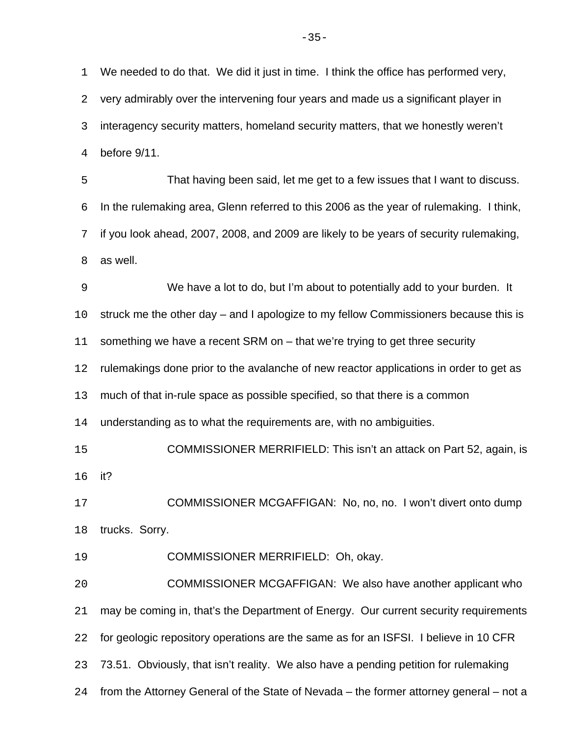We needed to do that. We did it just in time. I think the office has performed very, very admirably over the intervening four years and made us a significant player in interagency security matters, homeland security matters, that we honestly weren't before 9/11.

That having been said, let me get to a few issues that I want to discuss. In the rulemaking area, Glenn referred to this 2006 as the year of rulemaking. I think, if you look ahead, 2007, 2008, and 2009 are likely to be years of security rulemaking, as well.

We have a lot to do, but I'm about to potentially add to your burden. It struck me the other day – and I apologize to my fellow Commissioners because this is something we have a recent SRM on – that we're trying to get three security rulemakings done prior to the avalanche of new reactor applications in order to get as much of that in-rule space as possible specified, so that there is a common understanding as to what the requirements are, with no ambiguities.

COMMISSIONER MERRIFIELD: This isn't an attack on Part 52, again, is it?

COMMISSIONER MCGAFFIGAN: No, no, no. I won't divert onto dump trucks. Sorry.

COMMISSIONER MERRIFIELD: Oh, okay.

COMMISSIONER MCGAFFIGAN: We also have another applicant who may be coming in, that's the Department of Energy. Our current security requirements for geologic repository operations are the same as for an ISFSI. I believe in 10 CFR 73.51. Obviously, that isn't reality. We also have a pending petition for rulemaking from the Attorney General of the State of Nevada – the former attorney general – not a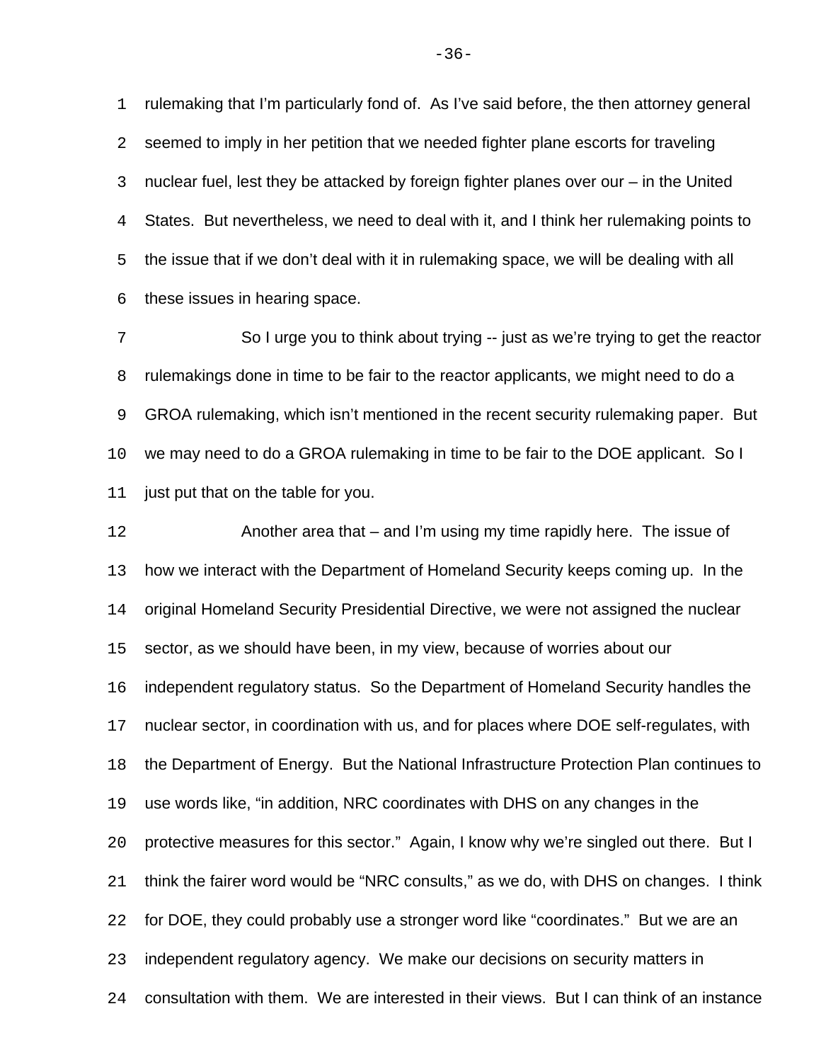rulemaking that I'm particularly fond of. As I've said before, the then attorney general seemed to imply in her petition that we needed fighter plane escorts for traveling nuclear fuel, lest they be attacked by foreign fighter planes over our – in the United States. But nevertheless, we need to deal with it, and I think her rulemaking points to the issue that if we don't deal with it in rulemaking space, we will be dealing with all these issues in hearing space.

So I urge you to think about trying -- just as we're trying to get the reactor rulemakings done in time to be fair to the reactor applicants, we might need to do a GROA rulemaking, which isn't mentioned in the recent security rulemaking paper. But we may need to do a GROA rulemaking in time to be fair to the DOE applicant. So I just put that on the table for you.

Another area that – and I'm using my time rapidly here. The issue of how we interact with the Department of Homeland Security keeps coming up. In the original Homeland Security Presidential Directive, we were not assigned the nuclear sector, as we should have been, in my view, because of worries about our independent regulatory status. So the Department of Homeland Security handles the nuclear sector, in coordination with us, and for places where DOE self-regulates, with the Department of Energy. But the National Infrastructure Protection Plan continues to use words like, "in addition, NRC coordinates with DHS on any changes in the protective measures for this sector." Again, I know why we're singled out there. But I think the fairer word would be "NRC consults," as we do, with DHS on changes. I think for DOE, they could probably use a stronger word like "coordinates." But we are an independent regulatory agency. We make our decisions on security matters in consultation with them. We are interested in their views. But I can think of an instance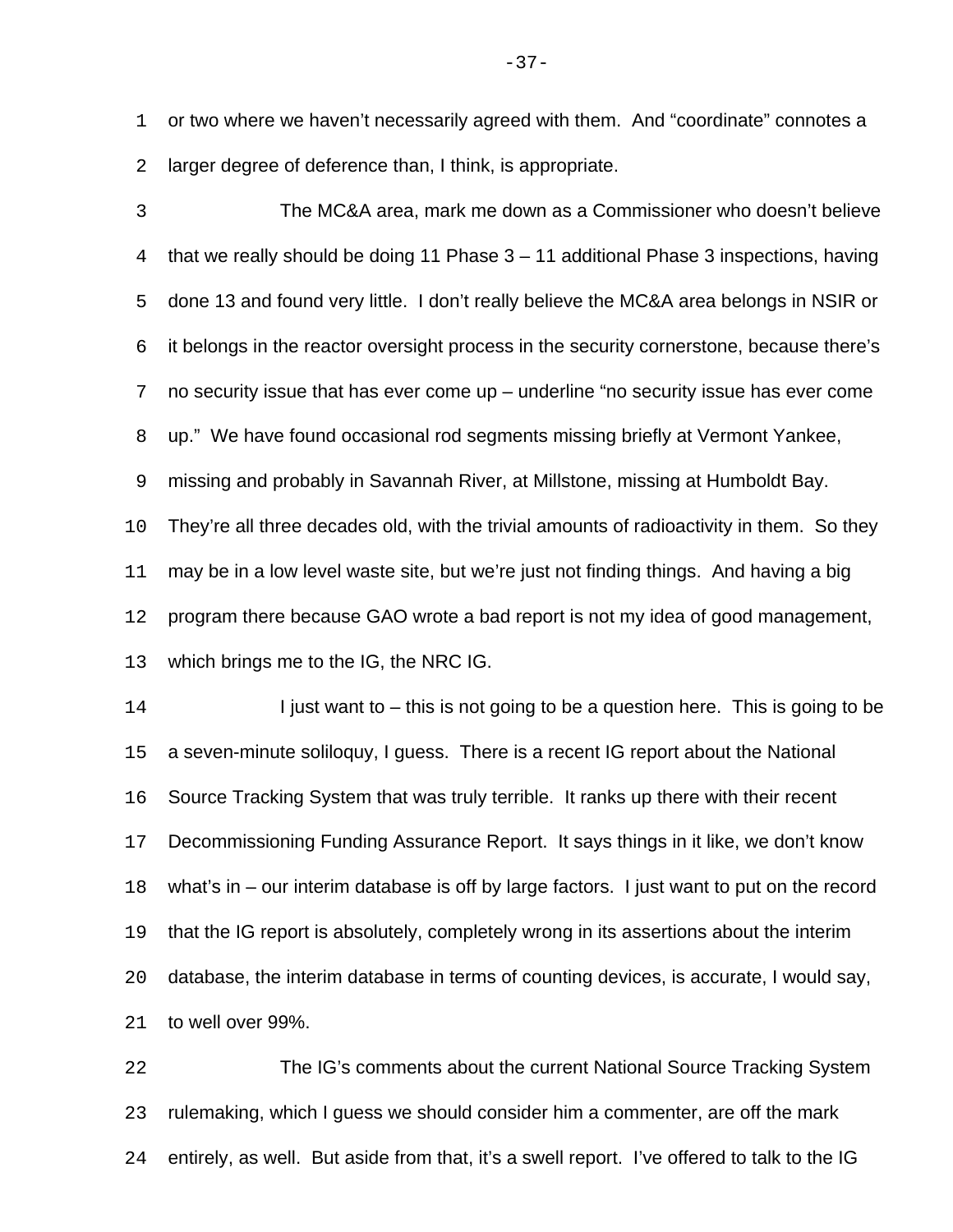or two where we haven't necessarily agreed with them. And "coordinate" connotes a larger degree of deference than, I think, is appropriate.

The MC&A area, mark me down as a Commissioner who doesn't believe that we really should be doing 11 Phase 3 – 11 additional Phase 3 inspections, having done 13 and found very little. I don't really believe the MC&A area belongs in NSIR or it belongs in the reactor oversight process in the security cornerstone, because there's no security issue that has ever come up – underline "no security issue has ever come up." We have found occasional rod segments missing briefly at Vermont Yankee, missing and probably in Savannah River, at Millstone, missing at Humboldt Bay. They're all three decades old, with the trivial amounts of radioactivity in them. So they may be in a low level waste site, but we're just not finding things. And having a big program there because GAO wrote a bad report is not my idea of good management, which brings me to the IG, the NRC IG.

I just want to – this is not going to be a question here. This is going to be a seven-minute soliloquy, I guess. There is a recent IG report about the National Source Tracking System that was truly terrible. It ranks up there with their recent Decommissioning Funding Assurance Report. It says things in it like, we don't know what's in – our interim database is off by large factors. I just want to put on the record that the IG report is absolutely, completely wrong in its assertions about the interim database, the interim database in terms of counting devices, is accurate, I would say, to well over 99%.

The IG's comments about the current National Source Tracking System rulemaking, which I guess we should consider him a commenter, are off the mark entirely, as well. But aside from that, it's a swell report. I've offered to talk to the IG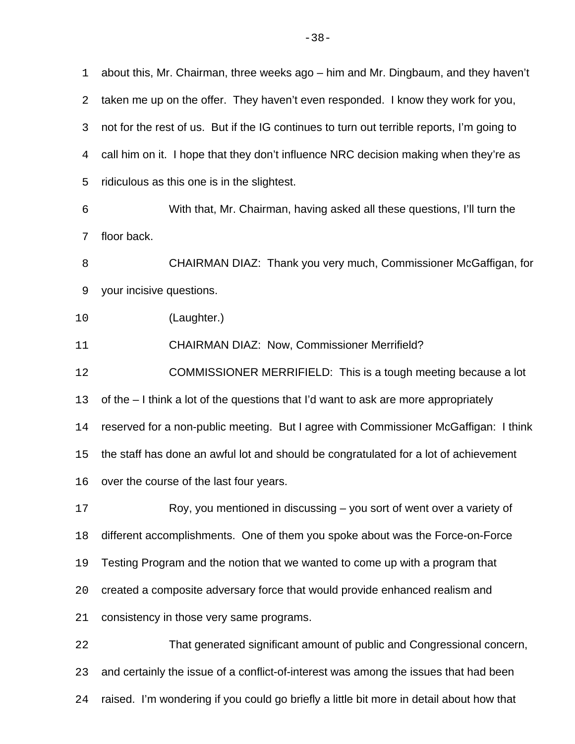about this, Mr. Chairman, three weeks ago – him and Mr. Dingbaum, and they haven't taken me up on the offer. They haven't even responded. I know they work for you, not for the rest of us. But if the IG continues to turn out terrible reports, I'm going to call him on it. I hope that they don't influence NRC decision making when they're as ridiculous as this one is in the slightest.

With that, Mr. Chairman, having asked all these questions, I'll turn the floor back.

CHAIRMAN DIAZ: Thank you very much, Commissioner McGaffigan, for your incisive questions.

(Laughter.)

CHAIRMAN DIAZ: Now, Commissioner Merrifield?

COMMISSIONER MERRIFIELD: This is a tough meeting because a lot of the – I think a lot of the questions that I'd want to ask are more appropriately reserved for a non-public meeting. But I agree with Commissioner McGaffigan: I think the staff has done an awful lot and should be congratulated for a lot of achievement over the course of the last four years.

Roy, you mentioned in discussing – you sort of went over a variety of different accomplishments. One of them you spoke about was the Force-on-Force Testing Program and the notion that we wanted to come up with a program that created a composite adversary force that would provide enhanced realism and consistency in those very same programs.

That generated significant amount of public and Congressional concern, and certainly the issue of a conflict-of-interest was among the issues that had been raised. I'm wondering if you could go briefly a little bit more in detail about how that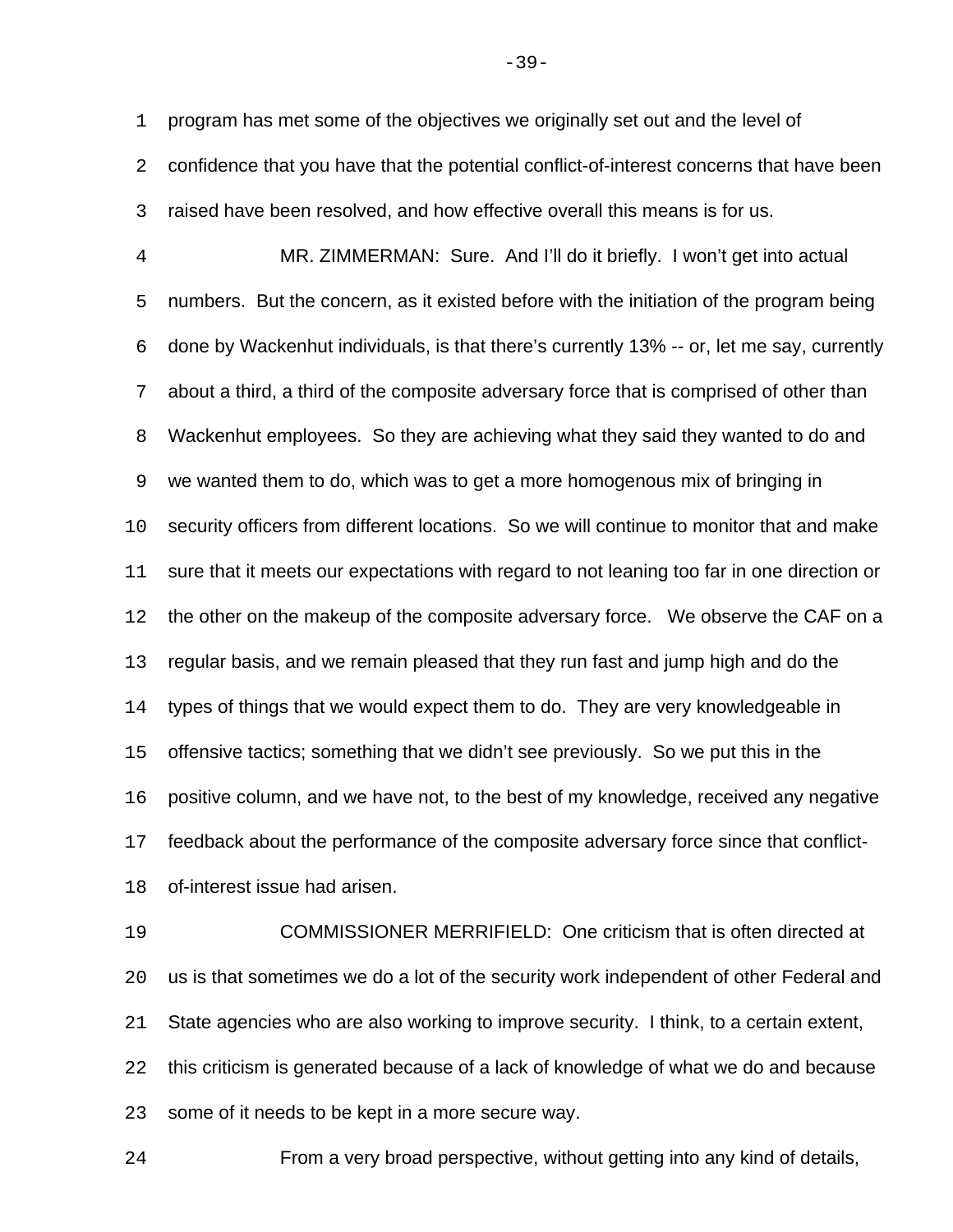program has met some of the objectives we originally set out and the level of confidence that you have that the potential conflict-of-interest concerns that have been raised have been resolved, and how effective overall this means is for us.

MR. ZIMMERMAN: Sure. And I'll do it briefly. I won't get into actual numbers. But the concern, as it existed before with the initiation of the program being done by Wackenhut individuals, is that there's currently 13% -- or, let me say, currently about a third, a third of the composite adversary force that is comprised of other than Wackenhut employees. So they are achieving what they said they wanted to do and we wanted them to do, which was to get a more homogenous mix of bringing in security officers from different locations. So we will continue to monitor that and make sure that it meets our expectations with regard to not leaning too far in one direction or the other on the makeup of the composite adversary force. We observe the CAF on a regular basis, and we remain pleased that they run fast and jump high and do the types of things that we would expect them to do. They are very knowledgeable in offensive tactics; something that we didn't see previously. So we put this in the positive column, and we have not, to the best of my knowledge, received any negative feedback about the performance of the composite adversary force since that conflict-of-interest issue had arisen.

COMMISSIONER MERRIFIELD: One criticism that is often directed at us is that sometimes we do a lot of the security work independent of other Federal and State agencies who are also working to improve security. I think, to a certain extent, this criticism is generated because of a lack of knowledge of what we do and because some of it needs to be kept in a more secure way.

From a very broad perspective, without getting into any kind of details,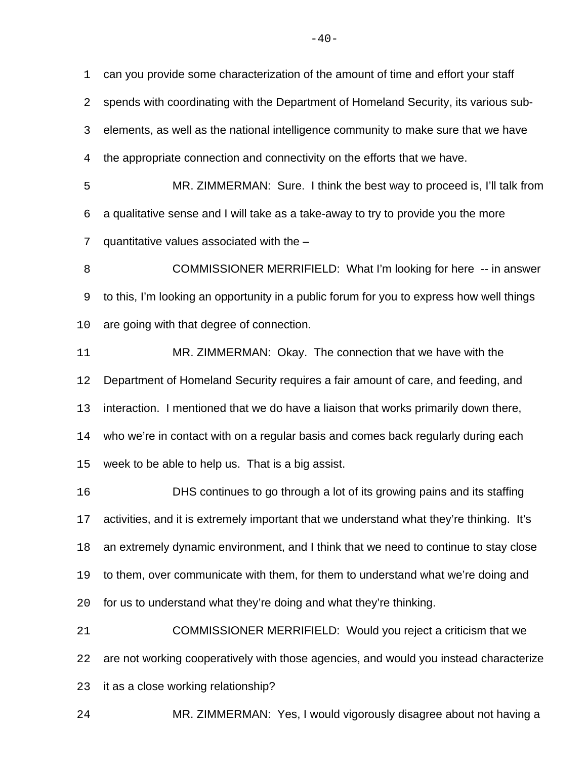can you provide some characterization of the amount of time and effort your staff spends with coordinating with the Department of Homeland Security, its various sub-elements, as well as the national intelligence community to make sure that we have the appropriate connection and connectivity on the efforts that we have.

MR. ZIMMERMAN: Sure. I think the best way to proceed is, I'll talk from a qualitative sense and I will take as a take-away to try to provide you the more quantitative values associated with the –

COMMISSIONER MERRIFIELD: What I'm looking for here -- in answer to this, I'm looking an opportunity in a public forum for you to express how well things are going with that degree of connection.

MR. ZIMMERMAN: Okay. The connection that we have with the Department of Homeland Security requires a fair amount of care, and feeding, and interaction. I mentioned that we do have a liaison that works primarily down there, who we're in contact with on a regular basis and comes back regularly during each week to be able to help us. That is a big assist.

DHS continues to go through a lot of its growing pains and its staffing activities, and it is extremely important that we understand what they're thinking. It's an extremely dynamic environment, and I think that we need to continue to stay close to them, over communicate with them, for them to understand what we're doing and for us to understand what they're doing and what they're thinking.

COMMISSIONER MERRIFIELD: Would you reject a criticism that we are not working cooperatively with those agencies, and would you instead characterize it as a close working relationship?

MR. ZIMMERMAN: Yes, I would vigorously disagree about not having a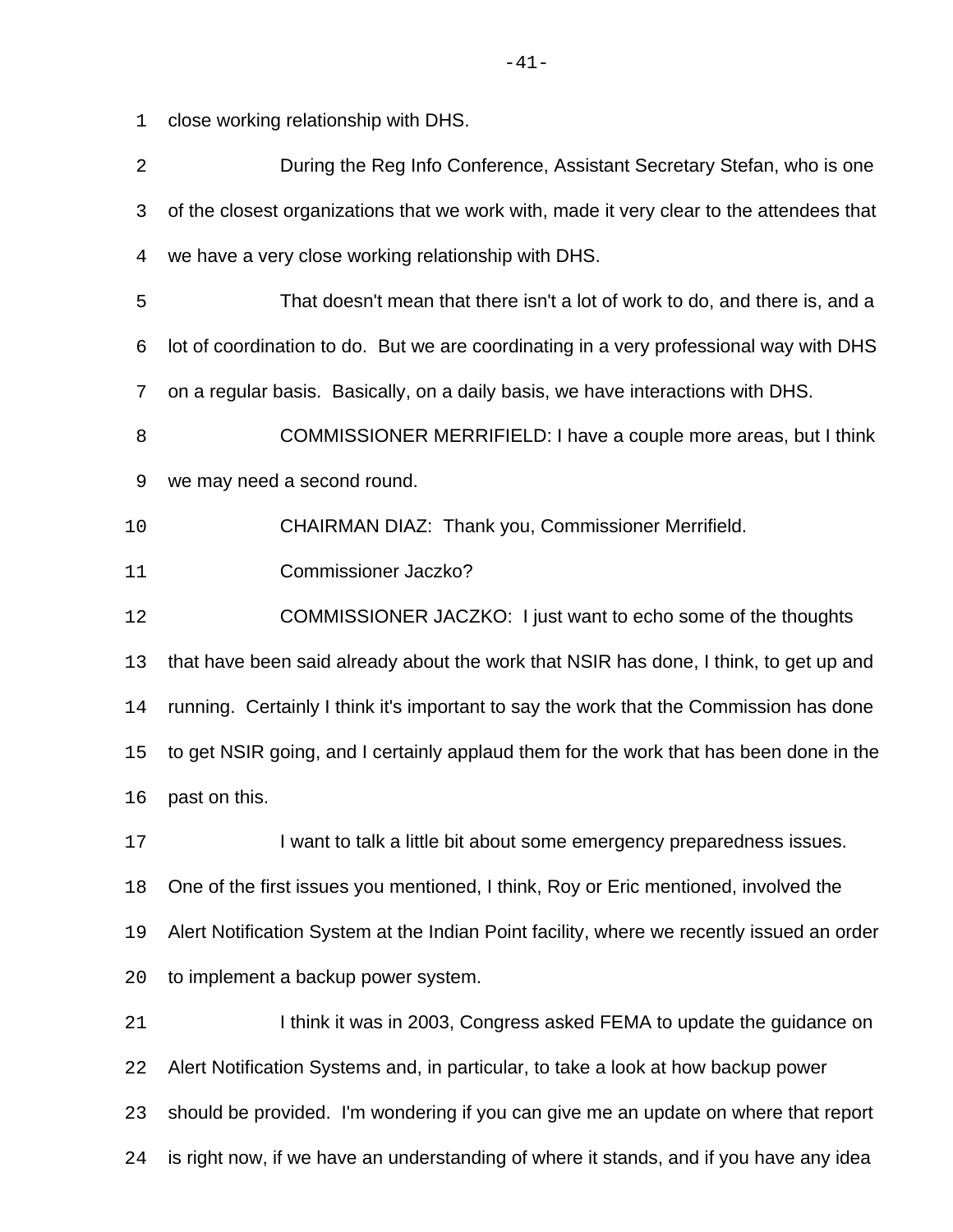close working relationship with DHS.

During the Reg Info Conference, Assistant Secretary Stefan, who is one of the closest organizations that we work with, made it very clear to the attendees that we have a very close working relationship with DHS.

That doesn't mean that there isn't a lot of work to do, and there is, and a lot of coordination to do. But we are coordinating in a very professional way with DHS on a regular basis. Basically, on a daily basis, we have interactions with DHS.

COMMISSIONER MERRIFIELD: I have a couple more areas, but I think we may need a second round.

CHAIRMAN DIAZ: Thank you, Commissioner Merrifield.

Commissioner Jaczko?

COMMISSIONER JACZKO: I just want to echo some of the thoughts that have been said already about the work that NSIR has done, I think, to get up and running. Certainly I think it's important to say the work that the Commission has done to get NSIR going, and I certainly applaud them for the work that has been done in the past on this.

I want to talk a little bit about some emergency preparedness issues. One of the first issues you mentioned, I think, Roy or Eric mentioned, involved the Alert Notification System at the Indian Point facility, where we recently issued an order to implement a backup power system.

I think it was in 2003, Congress asked FEMA to update the guidance on Alert Notification Systems and, in particular, to take a look at how backup power should be provided. I'm wondering if you can give me an update on where that report is right now, if we have an understanding of where it stands, and if you have any idea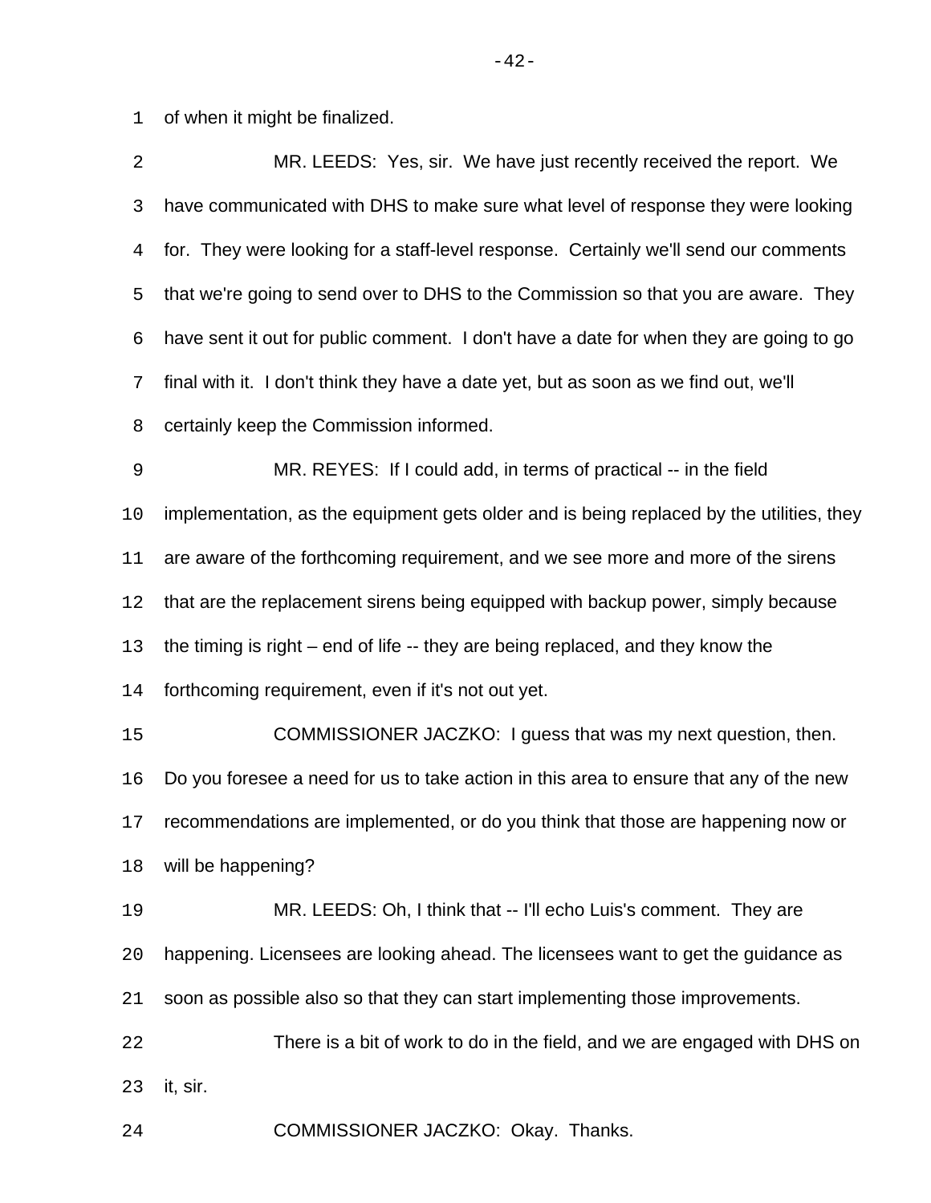of when it might be finalized.

MR. LEEDS: Yes, sir. We have just recently received the report. We have communicated with DHS to make sure what level of response they were looking for. They were looking for a staff-level response. Certainly we'll send our comments that we're going to send over to DHS to the Commission so that you are aware. They have sent it out for public comment. I don't have a date for when they are going to go final with it. I don't think they have a date yet, but as soon as we find out, we'll certainly keep the Commission informed.

MR. REYES: If I could add, in terms of practical -- in the field implementation, as the equipment gets older and is being replaced by the utilities, they are aware of the forthcoming requirement, and we see more and more of the sirens that are the replacement sirens being equipped with backup power, simply because the timing is right – end of life -- they are being replaced, and they know the forthcoming requirement, even if it's not out yet.

COMMISSIONER JACZKO: I guess that was my next question, then. Do you foresee a need for us to take action in this area to ensure that any of the new recommendations are implemented, or do you think that those are happening now or will be happening?

MR. LEEDS: Oh, I think that -- I'll echo Luis's comment. They are happening. Licensees are looking ahead. The licensees want to get the guidance as soon as possible also so that they can start implementing those improvements.

There is a bit of work to do in the field, and we are engaged with DHS on it, sir.

COMMISSIONER JACZKO: Okay. Thanks.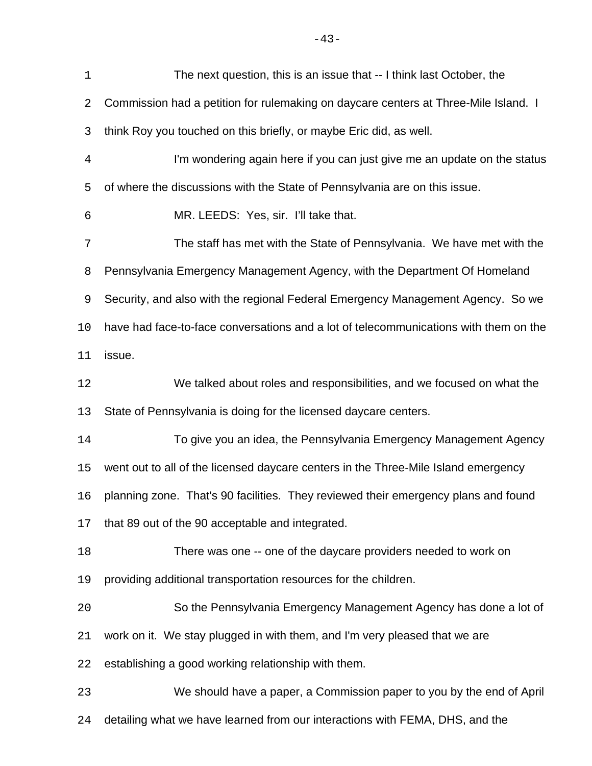The next question, this is an issue that -- I think last October, the Commission had a petition for rulemaking on daycare centers at Three-Mile Island. I think Roy you touched on this briefly, or maybe Eric did, as well.

I'm wondering again here if you can just give me an update on the status of where the discussions with the State of Pennsylvania are on this issue.

MR. LEEDS: Yes, sir. I'll take that.

The staff has met with the State of Pennsylvania. We have met with the Pennsylvania Emergency Management Agency, with the Department Of Homeland Security, and also with the regional Federal Emergency Management Agency. So we have had face-to-face conversations and a lot of telecommunications with them on the issue.

We talked about roles and responsibilities, and we focused on what the State of Pennsylvania is doing for the licensed daycare centers.

To give you an idea, the Pennsylvania Emergency Management Agency went out to all of the licensed daycare centers in the Three-Mile Island emergency planning zone. That's 90 facilities. They reviewed their emergency plans and found that 89 out of the 90 acceptable and integrated.

There was one -- one of the daycare providers needed to work on providing additional transportation resources for the children.

So the Pennsylvania Emergency Management Agency has done a lot of work on it. We stay plugged in with them, and I'm very pleased that we are establishing a good working relationship with them.

We should have a paper, a Commission paper to you by the end of April detailing what we have learned from our interactions with FEMA, DHS, and the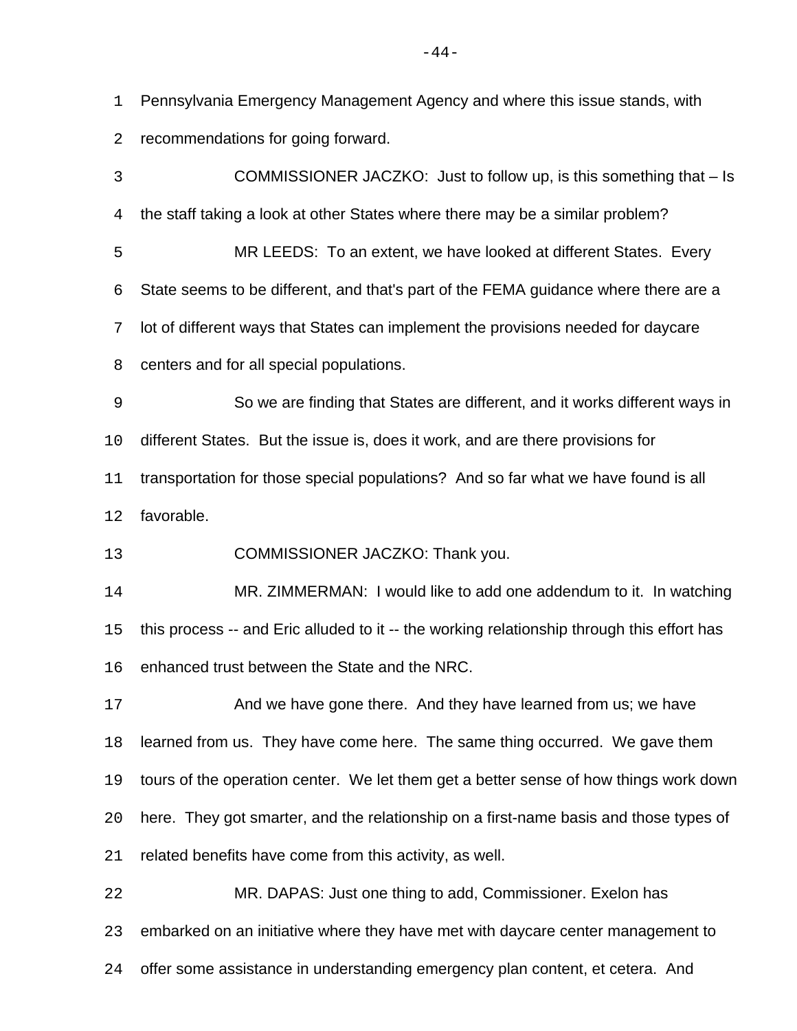Pennsylvania Emergency Management Agency and where this issue stands, with recommendations for going forward.

COMMISSIONER JACZKO: Just to follow up, is this something that – Is the staff taking a look at other States where there may be a similar problem?

MR LEEDS: To an extent, we have looked at different States. Every State seems to be different, and that's part of the FEMA guidance where there are a lot of different ways that States can implement the provisions needed for daycare centers and for all special populations.

So we are finding that States are different, and it works different ways in different States. But the issue is, does it work, and are there provisions for transportation for those special populations? And so far what we have found is all favorable.

COMMISSIONER JACZKO: Thank you.

MR. ZIMMERMAN: I would like to add one addendum to it. In watching this process -- and Eric alluded to it -- the working relationship through this effort has enhanced trust between the State and the NRC.

And we have gone there. And they have learned from us; we have learned from us. They have come here. The same thing occurred. We gave them tours of the operation center. We let them get a better sense of how things work down here. They got smarter, and the relationship on a first-name basis and those types of related benefits have come from this activity, as well.

MR. DAPAS: Just one thing to add, Commissioner. Exelon has embarked on an initiative where they have met with daycare center management to offer some assistance in understanding emergency plan content, et cetera. And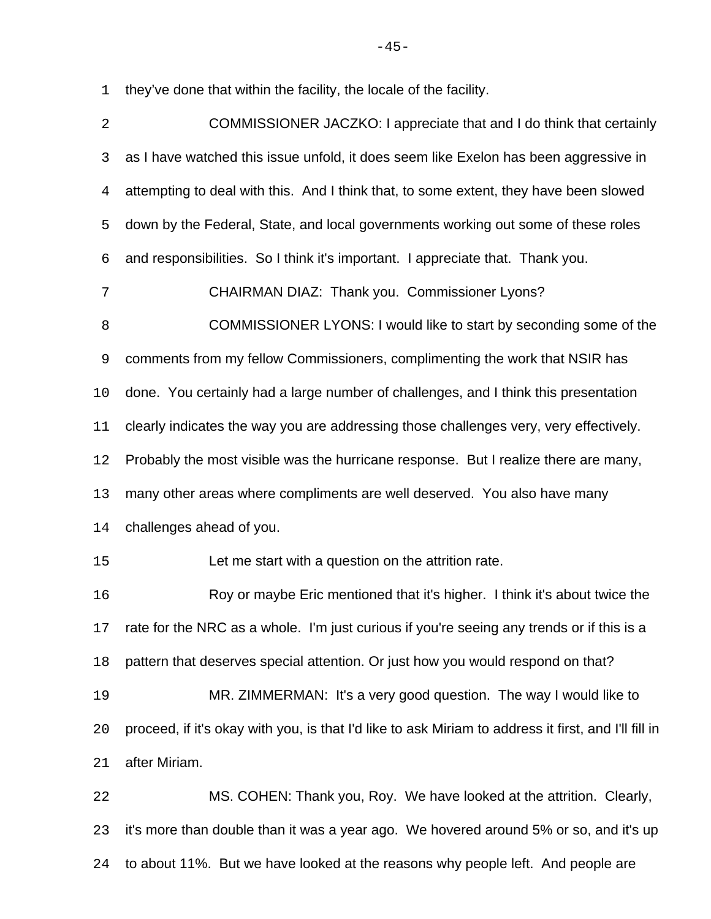they've done that within the facility, the locale of the facility.

COMMISSIONER JACZKO: I appreciate that and I do think that certainly as I have watched this issue unfold, it does seem like Exelon has been aggressive in attempting to deal with this. And I think that, to some extent, they have been slowed down by the Federal, State, and local governments working out some of these roles and responsibilities. So I think it's important. I appreciate that. Thank you.

CHAIRMAN DIAZ: Thank you. Commissioner Lyons?

COMMISSIONER LYONS: I would like to start by seconding some of the comments from my fellow Commissioners, complimenting the work that NSIR has done. You certainly had a large number of challenges, and I think this presentation clearly indicates the way you are addressing those challenges very, very effectively. Probably the most visible was the hurricane response. But I realize there are many, many other areas where compliments are well deserved. You also have many challenges ahead of you.

Let me start with a question on the attrition rate.

Roy or maybe Eric mentioned that it's higher. I think it's about twice the rate for the NRC as a whole. I'm just curious if you're seeing any trends or if this is a pattern that deserves special attention. Or just how you would respond on that?

MR. ZIMMERMAN: It's a very good question. The way I would like to proceed, if it's okay with you, is that I'd like to ask Miriam to address it first, and I'll fill in after Miriam.

MS. COHEN: Thank you, Roy. We have looked at the attrition. Clearly, it's more than double than it was a year ago. We hovered around 5% or so, and it's up to about 11%. But we have looked at the reasons why people left. And people are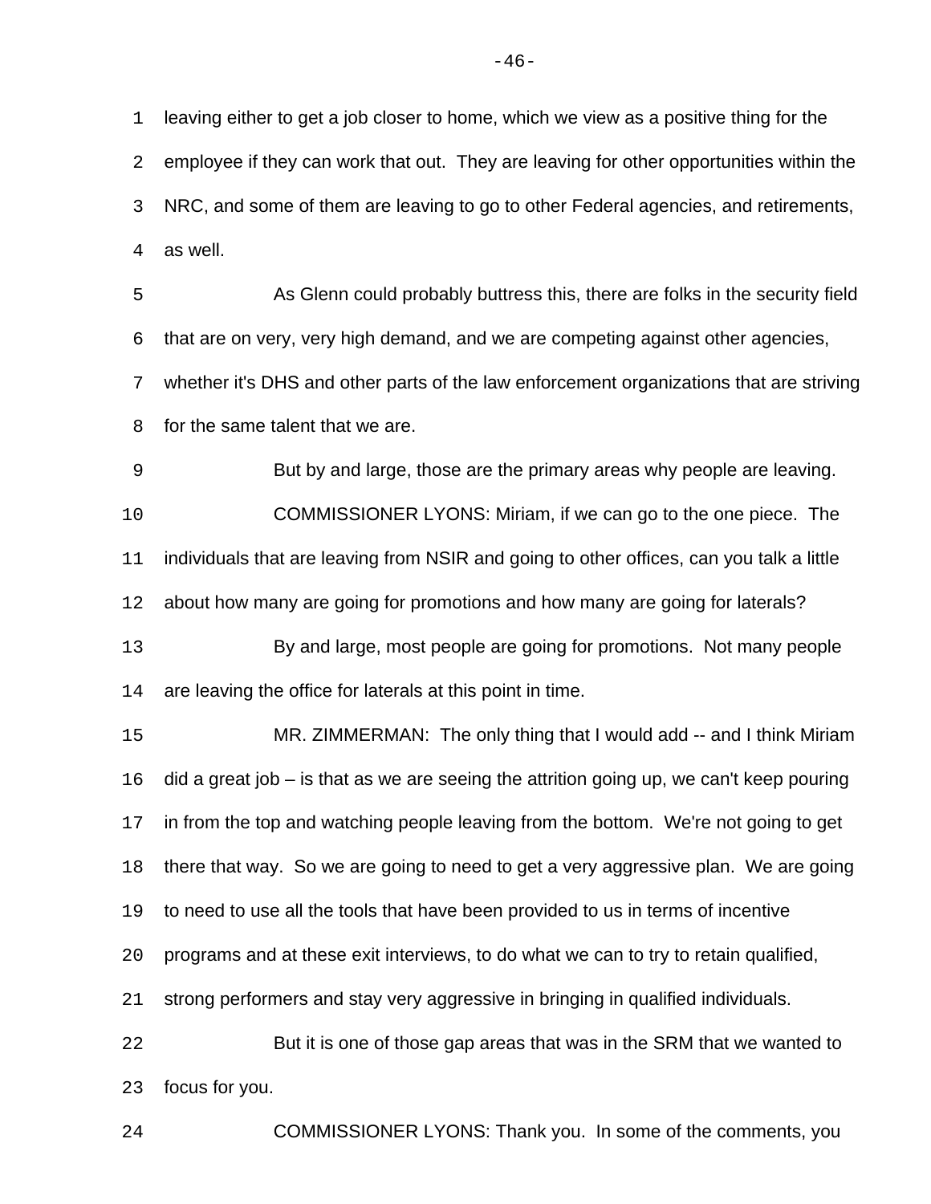leaving either to get a job closer to home, which we view as a positive thing for the employee if they can work that out. They are leaving for other opportunities within the NRC, and some of them are leaving to go to other Federal agencies, and retirements, as well.

As Glenn could probably buttress this, there are folks in the security field that are on very, very high demand, and we are competing against other agencies, whether it's DHS and other parts of the law enforcement organizations that are striving for the same talent that we are.

But by and large, those are the primary areas why people are leaving.

COMMISSIONER LYONS: Miriam, if we can go to the one piece. The individuals that are leaving from NSIR and going to other offices, can you talk a little about how many are going for promotions and how many are going for laterals?

By and large, most people are going for promotions. Not many people are leaving the office for laterals at this point in time.

MR. ZIMMERMAN: The only thing that I would add -- and I think Miriam did a great job – is that as we are seeing the attrition going up, we can't keep pouring in from the top and watching people leaving from the bottom. We're not going to get there that way. So we are going to need to get a very aggressive plan. We are going to need to use all the tools that have been provided to us in terms of incentive programs and at these exit interviews, to do what we can to try to retain qualified, strong performers and stay very aggressive in bringing in qualified individuals.

But it is one of those gap areas that was in the SRM that we wanted to focus for you.

COMMISSIONER LYONS: Thank you. In some of the comments, you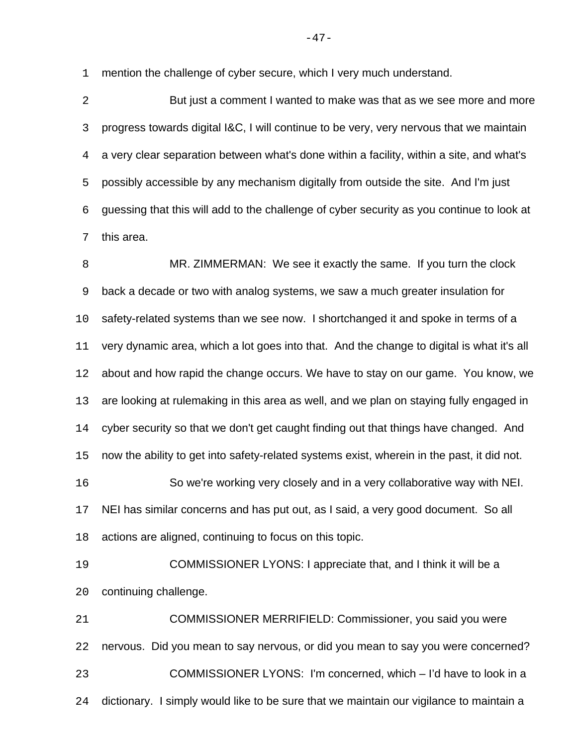mention the challenge of cyber secure, which I very much understand.

But just a comment I wanted to make was that as we see more and more progress towards digital I&C, I will continue to be very, very nervous that we maintain a very clear separation between what's done within a facility, within a site, and what's possibly accessible by any mechanism digitally from outside the site. And I'm just guessing that this will add to the challenge of cyber security as you continue to look at this area.

MR. ZIMMERMAN: We see it exactly the same. If you turn the clock back a decade or two with analog systems, we saw a much greater insulation for safety-related systems than we see now. I shortchanged it and spoke in terms of a very dynamic area, which a lot goes into that. And the change to digital is what it's all about and how rapid the change occurs. We have to stay on our game. You know, we are looking at rulemaking in this area as well, and we plan on staying fully engaged in cyber security so that we don't get caught finding out that things have changed. And now the ability to get into safety-related systems exist, wherein in the past, it did not.

So we're working very closely and in a very collaborative way with NEI. NEI has similar concerns and has put out, as I said, a very good document. So all actions are aligned, continuing to focus on this topic.

COMMISSIONER LYONS: I appreciate that, and I think it will be a continuing challenge.

COMMISSIONER MERRIFIELD: Commissioner, you said you were nervous. Did you mean to say nervous, or did you mean to say you were concerned?

COMMISSIONER LYONS: I'm concerned, which – I'd have to look in a dictionary. I simply would like to be sure that we maintain our vigilance to maintain a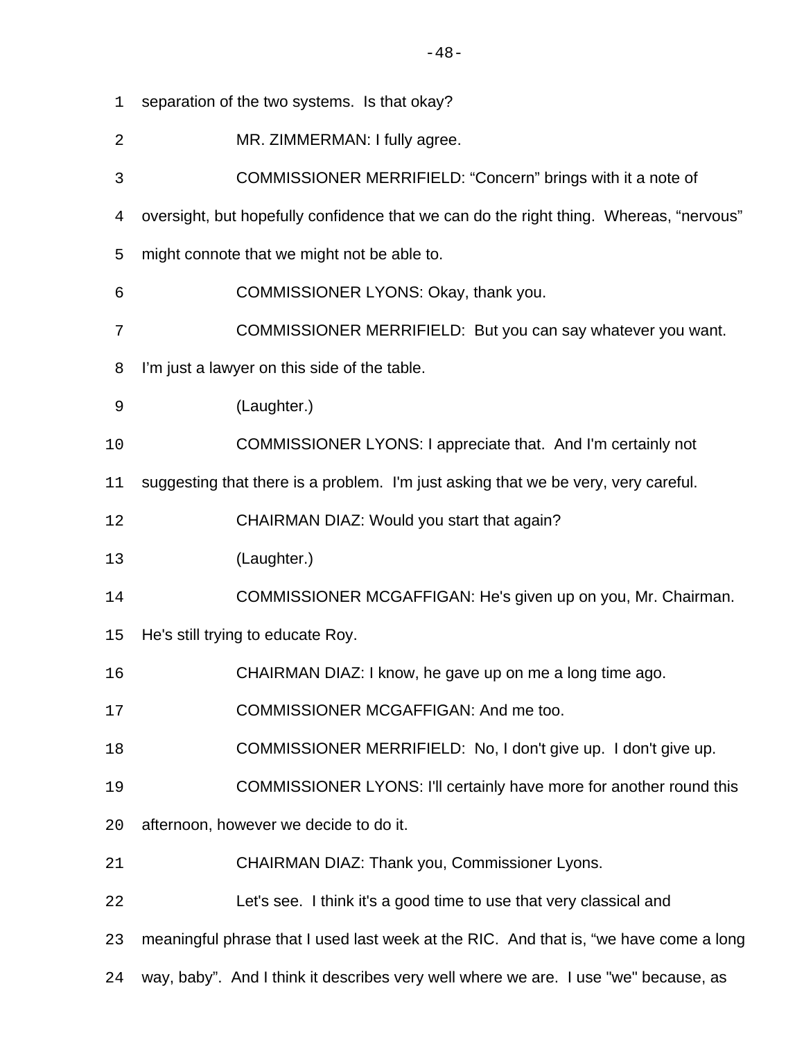separation of the two systems. Is that okay?

MR. ZIMMERMAN: I fully agree.

COMMISSIONER MERRIFIELD: “Concern” brings with it a note of oversight, but hopefully confidence that we can do the right thing. Whereas, “nervous” might connote that we might not be able to.

COMMISSIONER LYONS: Okay, thank you.

COMMISSIONER MERRIFIELD: But you can say whatever you want. I’m just a lawyer on this side of the table.

(Laughter.)

COMMISSIONER LYONS: I appreciate that. And I'm certainly not suggesting that there is a problem. I'm just asking that we be very, very careful.

CHAIRMAN DIAZ: Would you start that again?

(Laughter.)

COMMISSIONER MCGAFFIGAN: He's given up on you, Mr. Chairman. He's still trying to educate Roy.

CHAIRMAN DIAZ: I know, he gave up on me a long time ago.

COMMISSIONER MCGAFFIGAN: And me too.

COMMISSIONER MERRIFIELD: No, I don't give up. I don't give up.

COMMISSIONER LYONS: I'll certainly have more for another round this afternoon, however we decide to do it.

CHAIRMAN DIAZ: Thank you, Commissioner Lyons.

Let's see. I think it's a good time to use that very classical and meaningful phrase that I used last week at the RIC. And that is, “we have come a long way, baby”. And I think it describes very well where we are. I use "we" because, as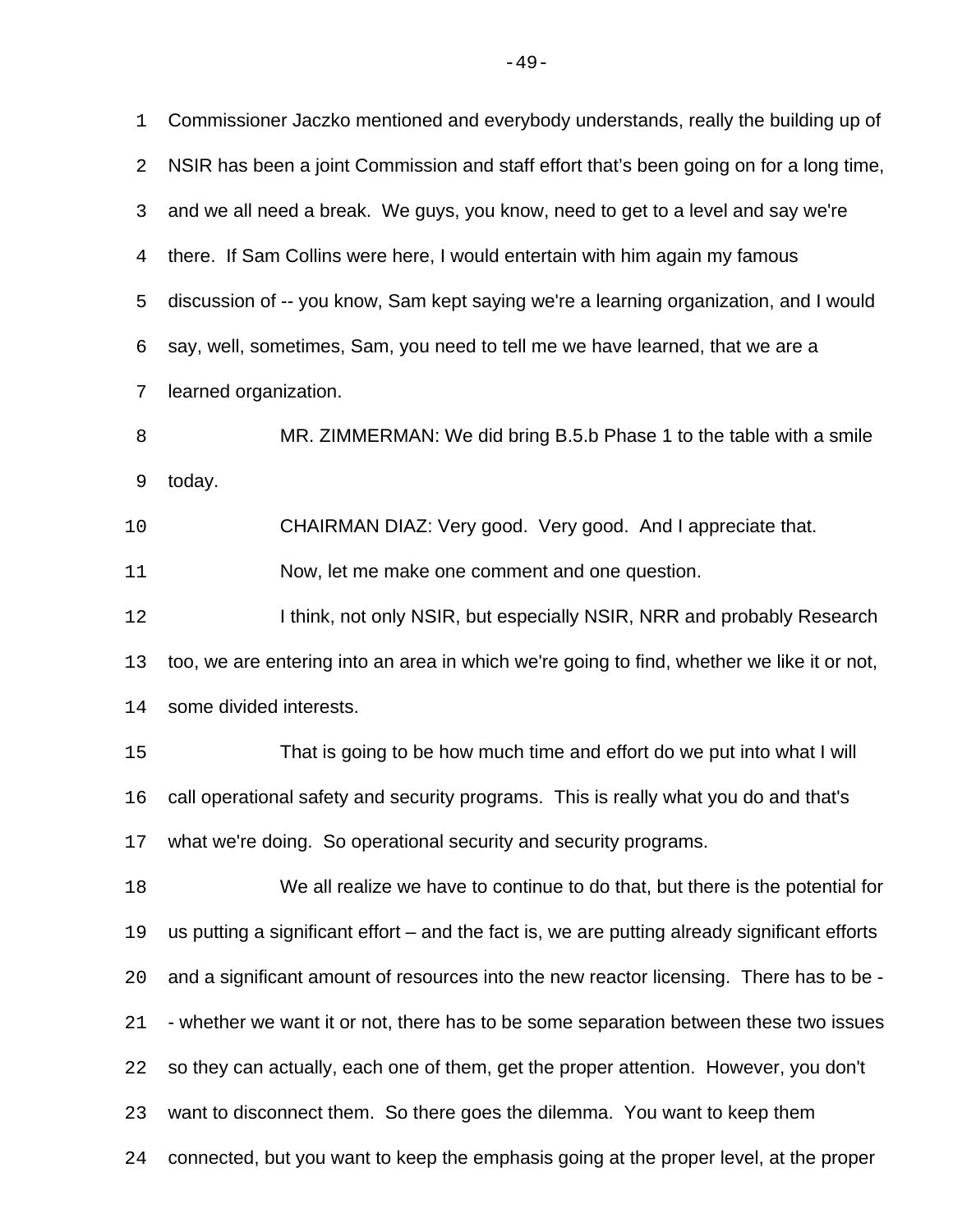Commissioner Jaczko mentioned and everybody understands, really the building up of NSIR has been a joint Commission and staff effort that's been going on for a long time, and we all need a break. We guys, you know, need to get to a level and say we're there. If Sam Collins were here, I would entertain with him again my famous discussion of -- you know, Sam kept saying we're a learning organization, and I would say, well, sometimes, Sam, you need to tell me we have learned, that we are a learned organization.

MR. ZIMMERMAN: We did bring B.5.b Phase 1 to the table with a smile today.

CHAIRMAN DIAZ: Very good. Very good. And I appreciate that.

Now, let me make one comment and one question.

I think, not only NSIR, but especially NSIR, NRR and probably Research too, we are entering into an area in which we're going to find, whether we like it or not, some divided interests.

That is going to be how much time and effort do we put into what I will call operational safety and security programs. This is really what you do and that's what we're doing. So operational security and security programs.

We all realize we have to continue to do that, but there is the potential for us putting a significant effort – and the fact is, we are putting already significant efforts and a significant amount of resources into the new reactor licensing. There has to be - - whether we want it or not, there has to be some separation between these two issues so they can actually, each one of them, get the proper attention. However, you don't want to disconnect them. So there goes the dilemma. You want to keep them connected, but you want to keep the emphasis going at the proper level, at the proper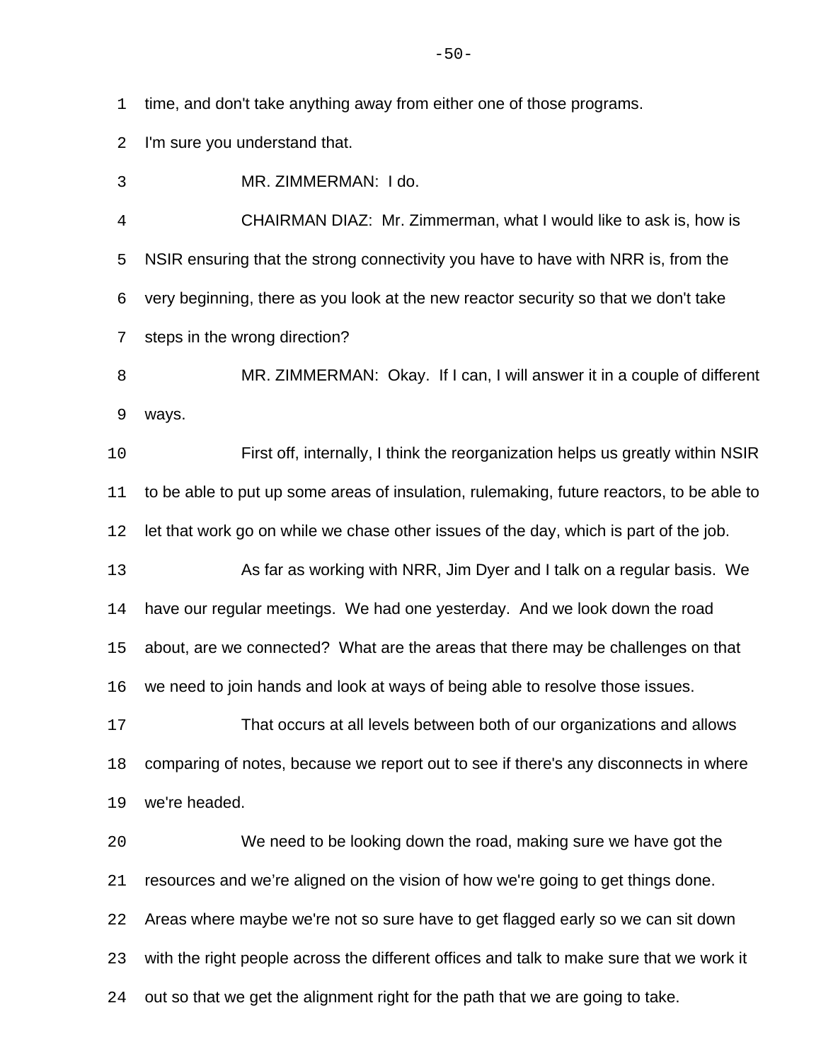time, and don't take anything away from either one of those programs. I'm sure you understand that.

MR. ZIMMERMAN: I do.

CHAIRMAN DIAZ: Mr. Zimmerman, what I would like to ask is, how is NSIR ensuring that the strong connectivity you have to have with NRR is, from the very beginning, there as you look at the new reactor security so that we don't take steps in the wrong direction?

MR. ZIMMERMAN: Okay. If I can, I will answer it in a couple of different ways.

First off, internally, I think the reorganization helps us greatly within NSIR to be able to put up some areas of insulation, rulemaking, future reactors, to be able to let that work go on while we chase other issues of the day, which is part of the job.

As far as working with NRR, Jim Dyer and I talk on a regular basis. We have our regular meetings. We had one yesterday. And we look down the road about, are we connected? What are the areas that there may be challenges on that we need to join hands and look at ways of being able to resolve those issues.

That occurs at all levels between both of our organizations and allows comparing of notes, because we report out to see if there's any disconnects in where we're headed.

We need to be looking down the road, making sure we have got the resources and we're aligned on the vision of how we're going to get things done. Areas where maybe we're not so sure have to get flagged early so we can sit down with the right people across the different offices and talk to make sure that we work it out so that we get the alignment right for the path that we are going to take.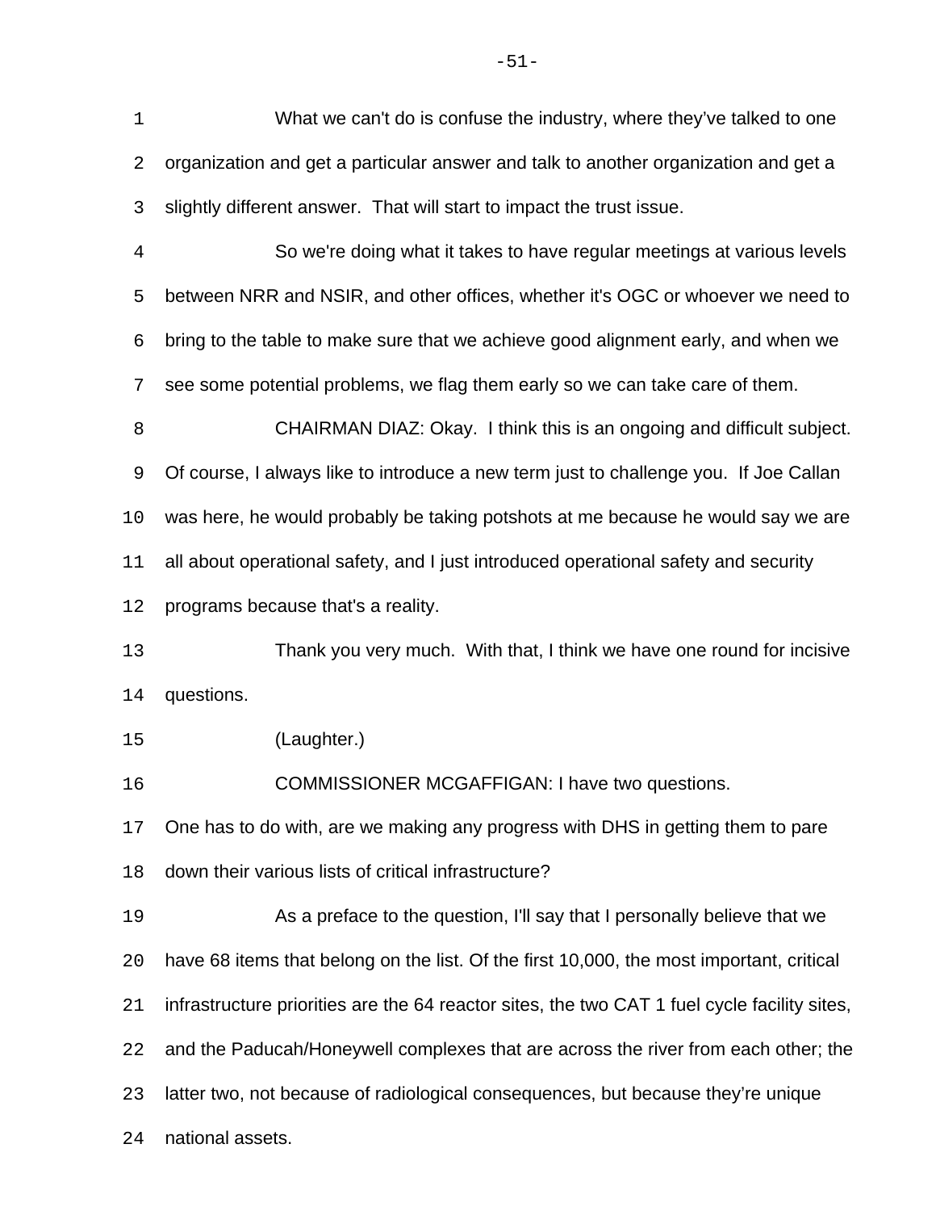What we can't do is confuse the industry, where they've talked to one organization and get a particular answer and talk to another organization and get a slightly different answer. That will start to impact the trust issue.

So we're doing what it takes to have regular meetings at various levels between NRR and NSIR, and other offices, whether it's OGC or whoever we need to bring to the table to make sure that we achieve good alignment early, and when we see some potential problems, we flag them early so we can take care of them.

CHAIRMAN DIAZ: Okay. I think this is an ongoing and difficult subject. Of course, I always like to introduce a new term just to challenge you. If Joe Callan was here, he would probably be taking potshots at me because he would say we are all about operational safety, and I just introduced operational safety and security programs because that's a reality.

Thank you very much. With that, I think we have one round for incisive questions.

(Laughter.)

COMMISSIONER MCGAFFIGAN: I have two questions. One has to do with, are we making any progress with DHS in getting them to pare down their various lists of critical infrastructure?

As a preface to the question, I'll say that I personally believe that we have 68 items that belong on the list. Of the first 10,000, the most important, critical infrastructure priorities are the 64 reactor sites, the two CAT 1 fuel cycle facility sites, and the Paducah/Honeywell complexes that are across the river from each other; the latter two, not because of radiological consequences, but because they're unique national assets.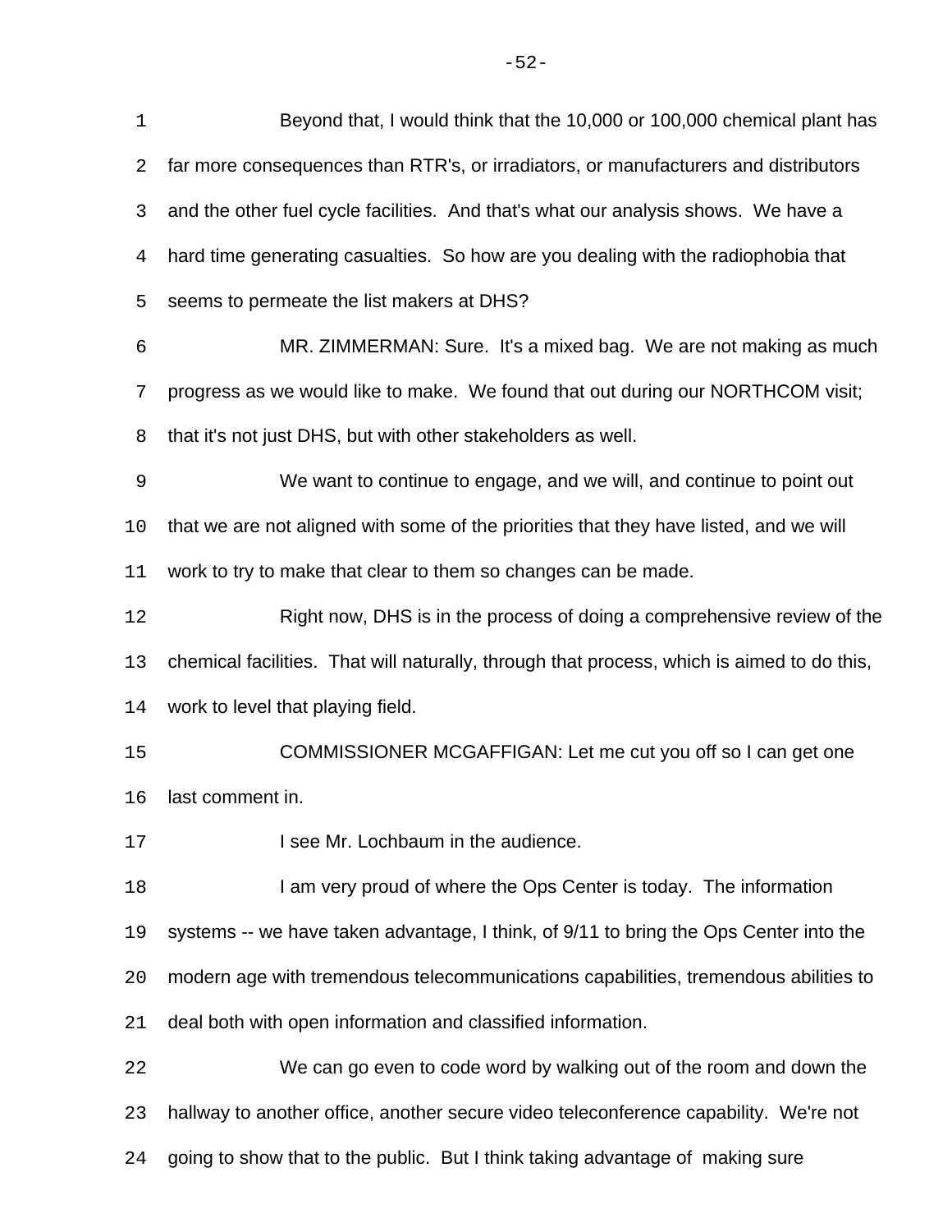Beyond that, I would think that the 10,000 or 100,000 chemical plant has far more consequences than RTR's, or irradiators, or manufacturers and distributors and the other fuel cycle facilities. And that's what our analysis shows. We have a hard time generating casualties. So how are you dealing with the radiophobia that seems to permeate the list makers at DHS?

MR. ZIMMERMAN: Sure. It's a mixed bag. We are not making as much progress as we would like to make. We found that out during our NORTHCOM visit; that it's not just DHS, but with other stakeholders as well.

We want to continue to engage, and we will, and continue to point out that we are not aligned with some of the priorities that they have listed, and we will work to try to make that clear to them so changes can be made.

Right now, DHS is in the process of doing a comprehensive review of the chemical facilities. That will naturally, through that process, which is aimed to do this, work to level that playing field.

COMMISSIONER MCGAFFIGAN: Let me cut you off so I can get one last comment in.

I see Mr. Lochbaum in the audience.

I am very proud of where the Ops Center is today. The information systems -- we have taken advantage, I think, of 9/11 to bring the Ops Center into the modern age with tremendous telecommunications capabilities, tremendous abilities to deal both with open information and classified information.

We can go even to code word by walking out of the room and down the hallway to another office, another secure video teleconference capability. We're not going to show that to the public. But I think taking advantage of making sure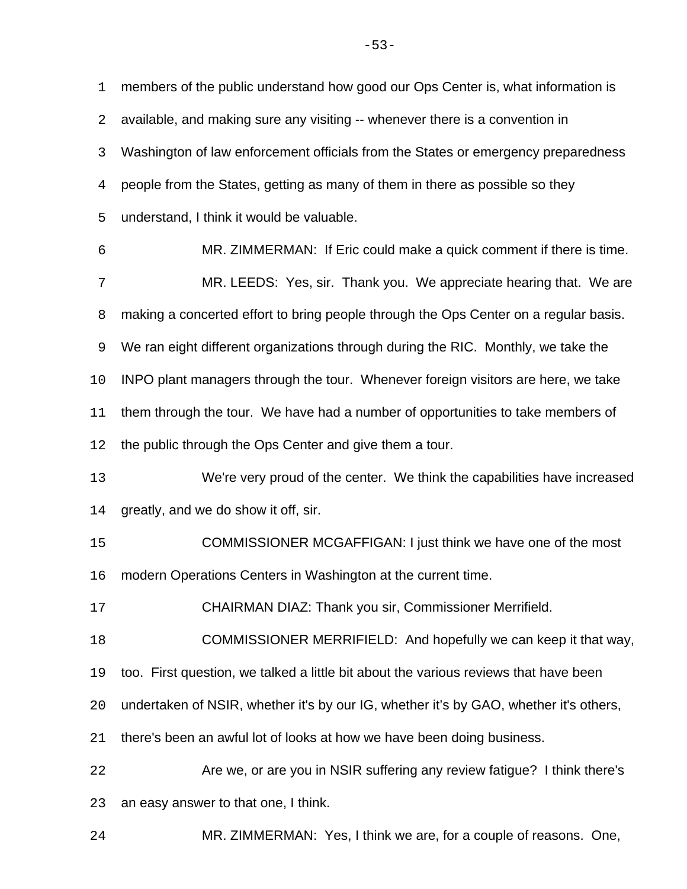members of the public understand how good our Ops Center is, what information is available, and making sure any visiting -- whenever there is a convention in Washington of law enforcement officials from the States or emergency preparedness people from the States, getting as many of them in there as possible so they understand, I think it would be valuable.

MR. ZIMMERMAN: If Eric could make a quick comment if there is time.

MR. LEEDS: Yes, sir. Thank you. We appreciate hearing that. We are making a concerted effort to bring people through the Ops Center on a regular basis. We ran eight different organizations through during the RIC. Monthly, we take the INPO plant managers through the tour. Whenever foreign visitors are here, we take them through the tour. We have had a number of opportunities to take members of the public through the Ops Center and give them a tour.

We're very proud of the center. We think the capabilities have increased greatly, and we do show it off, sir.

COMMISSIONER MCGAFFIGAN: I just think we have one of the most modern Operations Centers in Washington at the current time.

CHAIRMAN DIAZ: Thank you sir, Commissioner Merrifield.

COMMISSIONER MERRIFIELD: And hopefully we can keep it that way, too. First question, we talked a little bit about the various reviews that have been undertaken of NSIR, whether it's by our IG, whether it's by GAO, whether it's others, there's been an awful lot of looks at how we have been doing business.

Are we, or are you in NSIR suffering any review fatigue? I think there's an easy answer to that one, I think.

MR. ZIMMERMAN: Yes, I think we are, for a couple of reasons. One,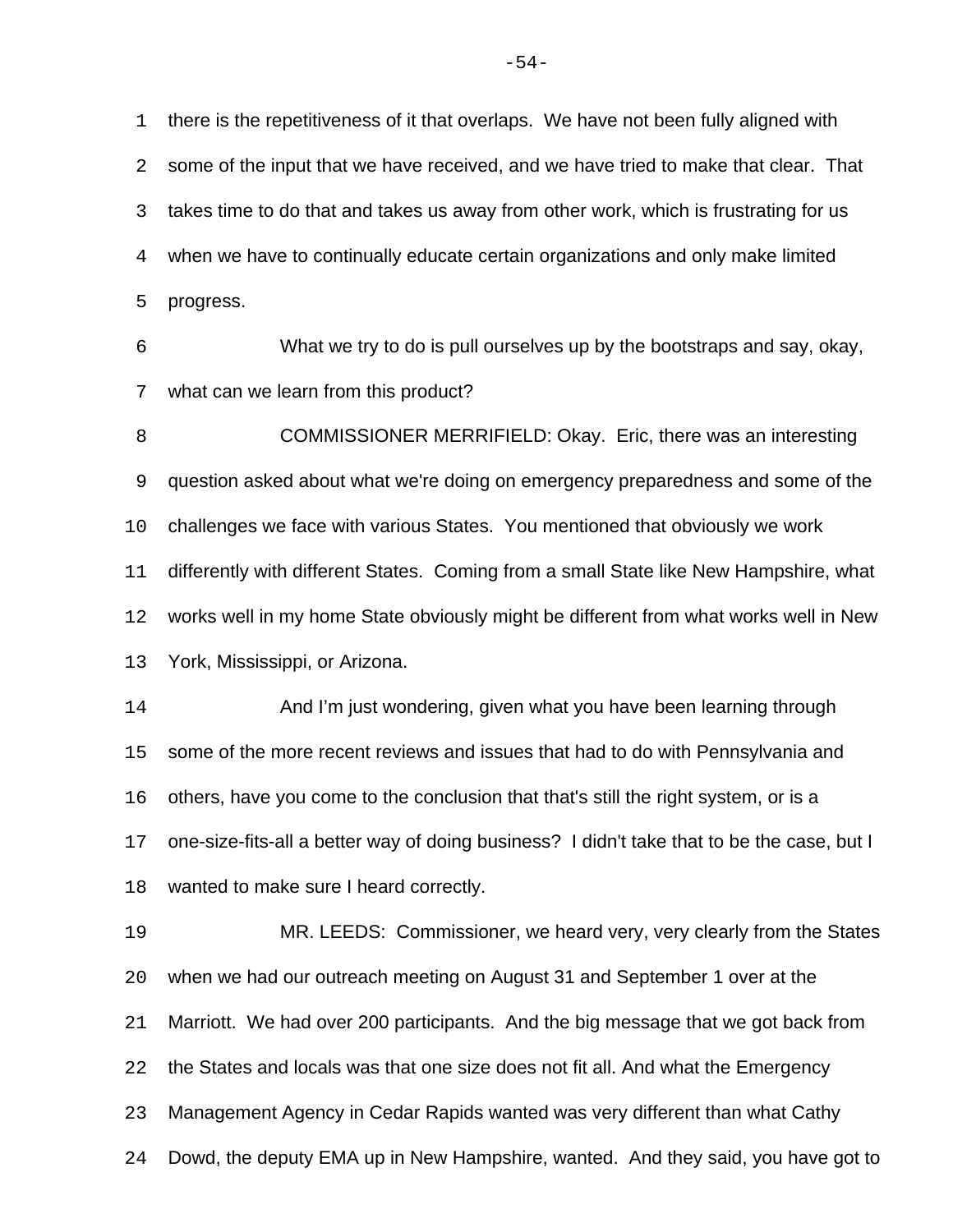there is the repetitiveness of it that overlaps. We have not been fully aligned with some of the input that we have received, and we have tried to make that clear. That takes time to do that and takes us away from other work, which is frustrating for us when we have to continually educate certain organizations and only make limited progress.

What we try to do is pull ourselves up by the bootstraps and say, okay, what can we learn from this product?

COMMISSIONER MERRIFIELD: Okay. Eric, there was an interesting question asked about what we're doing on emergency preparedness and some of the challenges we face with various States. You mentioned that obviously we work differently with different States. Coming from a small State like New Hampshire, what works well in my home State obviously might be different from what works well in New York, Mississippi, or Arizona.

And I'm just wondering, given what you have been learning through some of the more recent reviews and issues that had to do with Pennsylvania and others, have you come to the conclusion that that's still the right system, or is a one-size-fits-all a better way of doing business? I didn't take that to be the case, but I wanted to make sure I heard correctly.

MR. LEEDS: Commissioner, we heard very, very clearly from the States when we had our outreach meeting on August 31 and September 1 over at the Marriott. We had over 200 participants. And the big message that we got back from the States and locals was that one size does not fit all. And what the Emergency Management Agency in Cedar Rapids wanted was very different than what Cathy Dowd, the deputy EMA up in New Hampshire, wanted. And they said, you have got to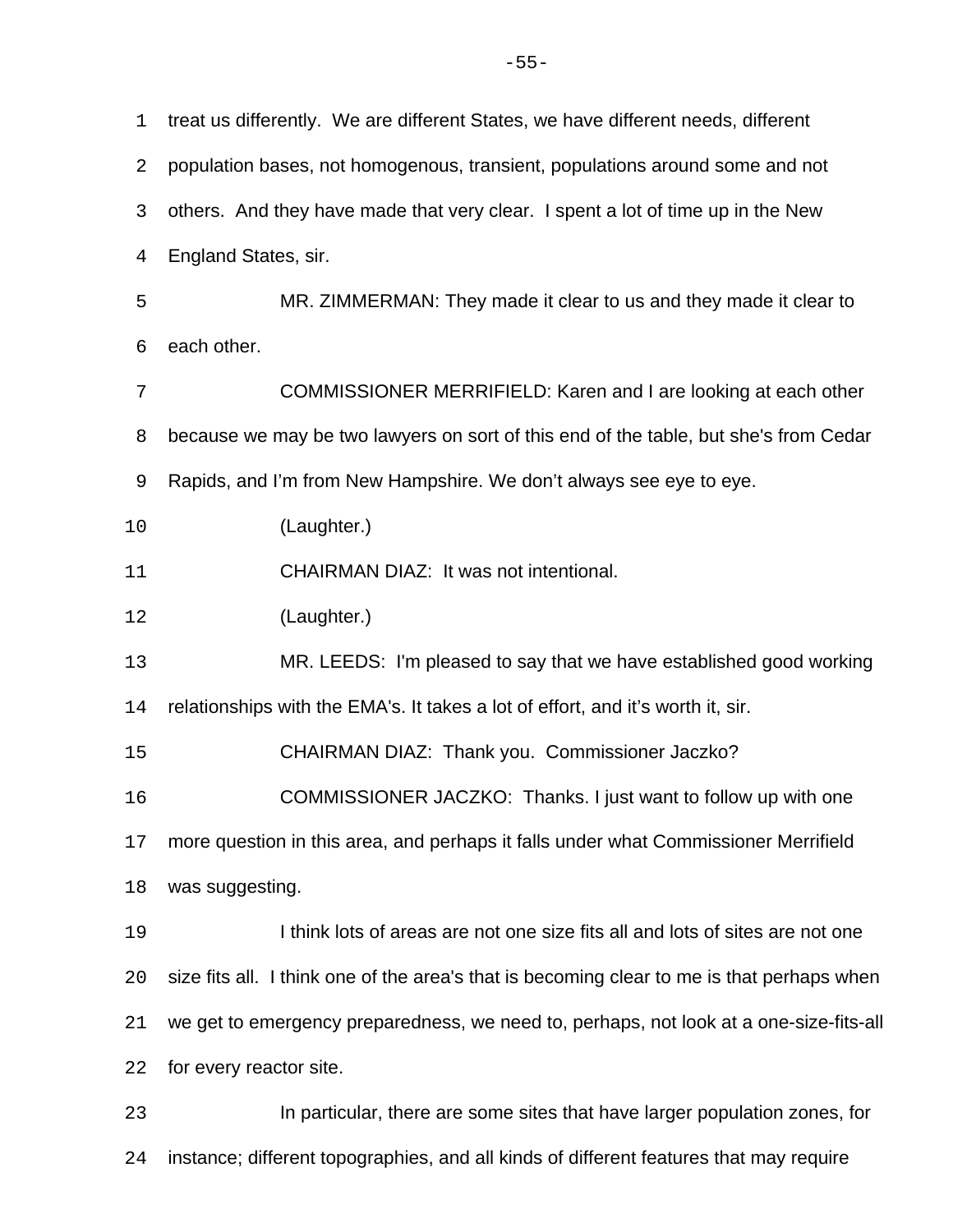treat us differently. We are different States, we have different needs, different population bases, not homogenous, transient, populations around some and not others. And they have made that very clear. I spent a lot of time up in the New England States, sir.

MR. ZIMMERMAN: They made it clear to us and they made it clear to each other.

COMMISSIONER MERRIFIELD: Karen and I are looking at each other because we may be two lawyers on sort of this end of the table, but she's from Cedar Rapids, and I'm from New Hampshire. We don't always see eye to eye.

(Laughter.)

CHAIRMAN DIAZ: It was not intentional.

(Laughter.)

MR. LEEDS: I'm pleased to say that we have established good working relationships with the EMA's. It takes a lot of effort, and it's worth it, sir.

CHAIRMAN DIAZ: Thank you. Commissioner Jaczko?

COMMISSIONER JACZKO: Thanks. I just want to follow up with one more question in this area, and perhaps it falls under what Commissioner Merrifield was suggesting.

I think lots of areas are not one size fits all and lots of sites are not one size fits all. I think one of the area's that is becoming clear to me is that perhaps when we get to emergency preparedness, we need to, perhaps, not look at a one-size-fits-all for every reactor site.

In particular, there are some sites that have larger population zones, for instance; different topographies, and all kinds of different features that may require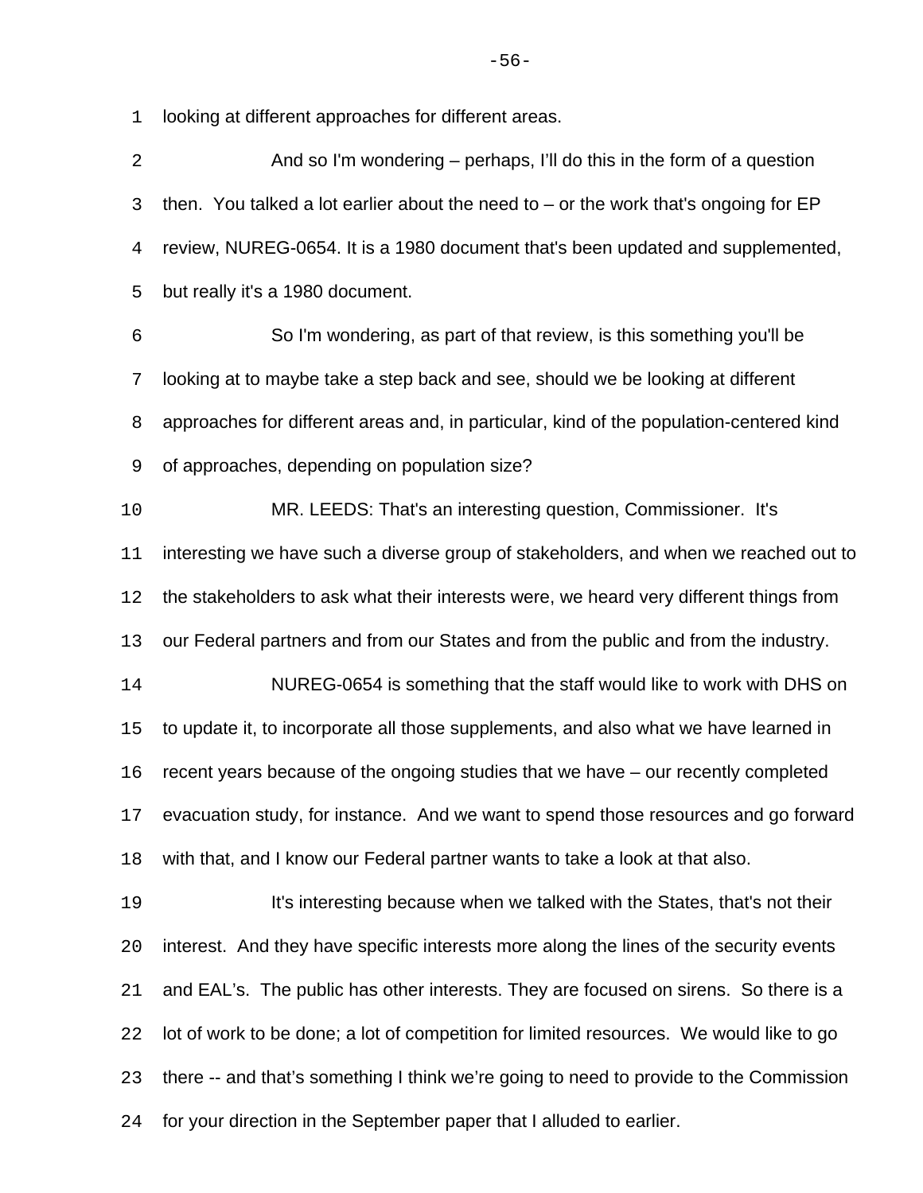looking at different approaches for different areas.

And so I'm wondering – perhaps, I'll do this in the form of a question then. You talked a lot earlier about the need to – or the work that's ongoing for EP review, NUREG-0654. It is a 1980 document that's been updated and supplemented, but really it's a 1980 document.

So I'm wondering, as part of that review, is this something you'll be looking at to maybe take a step back and see, should we be looking at different approaches for different areas and, in particular, kind of the population-centered kind of approaches, depending on population size?

MR. LEEDS: That's an interesting question, Commissioner. It's interesting we have such a diverse group of stakeholders, and when we reached out to the stakeholders to ask what their interests were, we heard very different things from our Federal partners and from our States and from the public and from the industry.

NUREG-0654 is something that the staff would like to work with DHS on to update it, to incorporate all those supplements, and also what we have learned in recent years because of the ongoing studies that we have – our recently completed evacuation study, for instance. And we want to spend those resources and go forward with that, and I know our Federal partner wants to take a look at that also.

It's interesting because when we talked with the States, that's not their interest. And they have specific interests more along the lines of the security events and EAL's. The public has other interests. They are focused on sirens. So there is a lot of work to be done; a lot of competition for limited resources. We would like to go there -- and that's something I think we're going to need to provide to the Commission for your direction in the September paper that I alluded to earlier.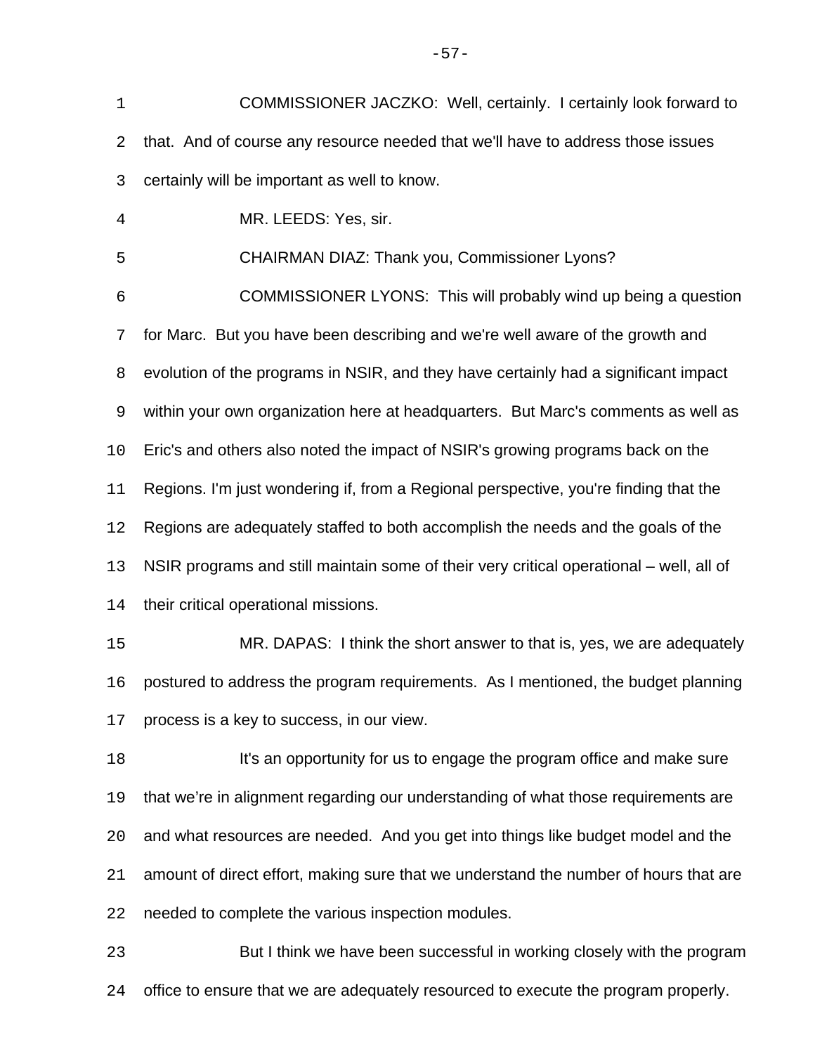COMMISSIONER JACZKO: Well, certainly. I certainly look forward to that. And of course any resource needed that we'll have to address those issues certainly will be important as well to know.

MR. LEEDS: Yes, sir.

CHAIRMAN DIAZ: Thank you, Commissioner Lyons?

COMMISSIONER LYONS: This will probably wind up being a question for Marc. But you have been describing and we're well aware of the growth and evolution of the programs in NSIR, and they have certainly had a significant impact within your own organization here at headquarters. But Marc's comments as well as Eric's and others also noted the impact of NSIR's growing programs back on the Regions. I'm just wondering if, from a Regional perspective, you're finding that the Regions are adequately staffed to both accomplish the needs and the goals of the NSIR programs and still maintain some of their very critical operational – well, all of their critical operational missions.

MR. DAPAS: I think the short answer to that is, yes, we are adequately postured to address the program requirements. As I mentioned, the budget planning process is a key to success, in our view.

It's an opportunity for us to engage the program office and make sure that we're in alignment regarding our understanding of what those requirements are and what resources are needed. And you get into things like budget model and the amount of direct effort, making sure that we understand the number of hours that are needed to complete the various inspection modules.

But I think we have been successful in working closely with the program office to ensure that we are adequately resourced to execute the program properly.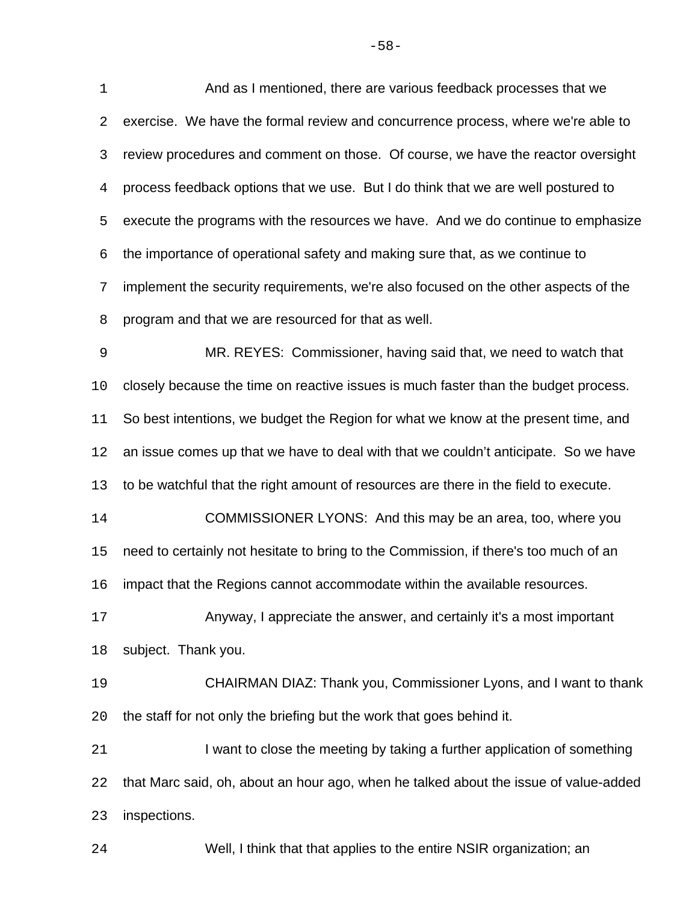And as I mentioned, there are various feedback processes that we exercise. We have the formal review and concurrence process, where we're able to review procedures and comment on those. Of course, we have the reactor oversight process feedback options that we use. But I do think that we are well postured to execute the programs with the resources we have. And we do continue to emphasize the importance of operational safety and making sure that, as we continue to implement the security requirements, we're also focused on the other aspects of the program and that we are resourced for that as well.

MR. REYES: Commissioner, having said that, we need to watch that closely because the time on reactive issues is much faster than the budget process. So best intentions, we budget the Region for what we know at the present time, and an issue comes up that we have to deal with that we couldn't anticipate. So we have to be watchful that the right amount of resources are there in the field to execute.

COMMISSIONER LYONS: And this may be an area, too, where you need to certainly not hesitate to bring to the Commission, if there's too much of an impact that the Regions cannot accommodate within the available resources.

Anyway, I appreciate the answer, and certainly it's a most important subject. Thank you.

CHAIRMAN DIAZ: Thank you, Commissioner Lyons, and I want to thank the staff for not only the briefing but the work that goes behind it.

I want to close the meeting by taking a further application of something that Marc said, oh, about an hour ago, when he talked about the issue of value-added inspections.

Well, I think that that applies to the entire NSIR organization; an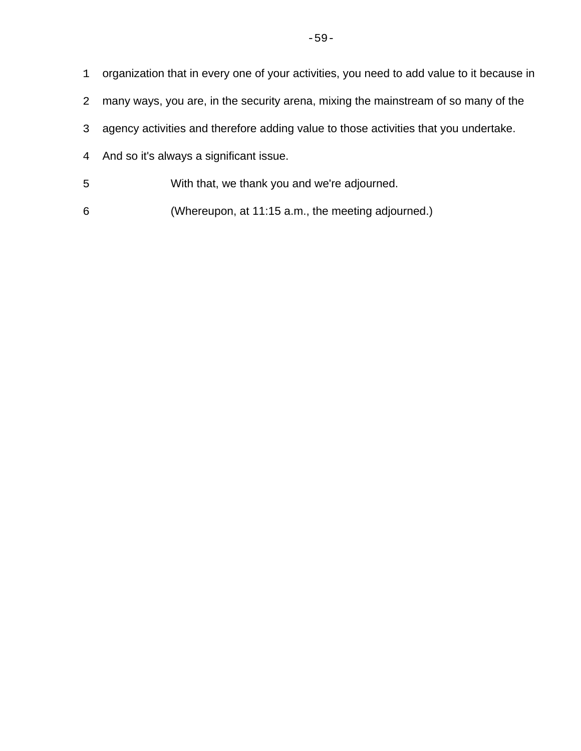organization that in every one of your activities, you need to add value to it because in many ways, you are, in the security arena, mixing the mainstream of so many of the agency activities and therefore adding value to those activities that you undertake. And so it's always a significant issue.

With that, we thank you and we're adjourned.

(Whereupon, at 11:15 a.m., the meeting adjourned.)